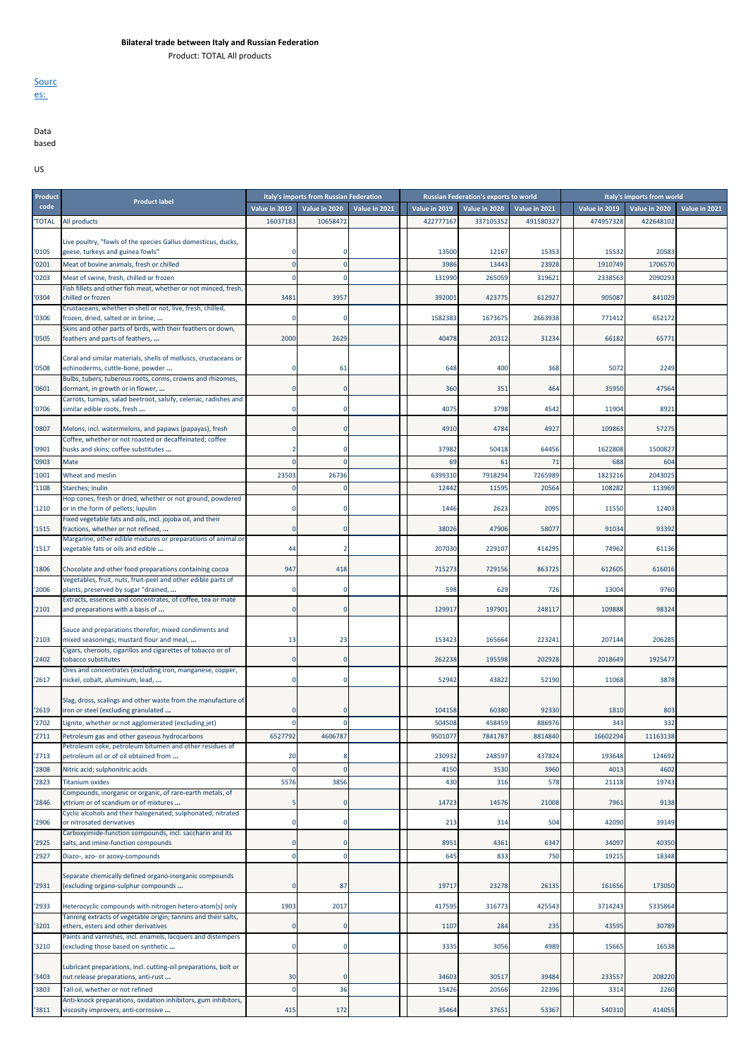**Bilateral trade between Italy and Russian Federation**

Product: TOTAL All products

Sources:

Data based

US

| Product code | Product label | Italy's imports from Russian Federation | | | Russian Federation's exports to world | | | Italy's imports from world | | |
|---|---|---|---|---|---|---|---|---|---|---|
| | | Value in 2019 | Value in 2020 | Value in 2021 | Value in 2019 | Value in 2020 | Value in 2021 | Value in 2019 | Value in 2020 | Value in 2021 |
| 'TOTAL | All products | 16037183 | 10658472 | | 422777167 | 337105352 | 491580327 | 474957328 | 422648102 | |
| '0105 | Live poultry, "fowls of the species Gallus domesticus, ducks, geese, turkeys and guinea fowls" | 0 | 0 | | 13500 | 12167 | 15353 | 15532 | 20583 | |
| '0201 | Meat of bovine animals, fresh or chilled | 0 | 0 | | 3986 | 13443 | 23928 | 1910749 | 1706570 | |
| '0203 | Meat of swine, fresh, chilled or frozen | 0 | 0 | | 131990 | 265059 | 319621 | 2338563 | 2090293 | |
| '0304 | Fish fillets and other fish meat, whether or not minced, fresh, chilled or frozen | 3481 | 3957 | | 392001 | 423775 | 612927 | 905087 | 841029 | |
| '0306 | Crustaceans, whether in shell or not, live, fresh, chilled, frozen, dried, salted or in brine, ... | 0 | 0 | | 1582383 | 1673675 | 2663938 | 771412 | 652172 | |
| '0505 | Skins and other parts of birds, with their feathers or down, feathers and parts of feathers, ... | 2000 | 2629 | | 40478 | 20312 | 31234 | 66182 | 65771 | |
| '0508 | Coral and similar materials, shells of molluscs, crustaceans or echinoderms, cuttle-bone, powder ... | 0 | 61 | | 648 | 400 | 368 | 5072 | 2249 | |
| '0601 | Bulbs, tubers, tuberous roots, corms, crowns and rhizomes, dormant, in growth or in flower, ... | 0 | 0 | | 360 | 351 | 464 | 35950 | 47564 | |
| '0706 | Carrots, turnips, salad beetroot, salsify, celeriac, radishes and similar edible roots, fresh ... | 0 | 0 | | 4075 | 3798 | 4542 | 11904 | 8921 | |
| '0807 | Melons, incl. watermelons, and papaws (papayas), fresh | 0 | 0 | | 4910 | 4784 | 4927 | 109863 | 57275 | |
| '0901 | Coffee, whether or not roasted or decaffeinated; coffee husks and skins; coffee substitutes ... | 2 | 0 | | 37982 | 50418 | 64456 | 1622808 | 1500827 | |
| '0903 | Mate | 0 | 0 | | 69 | 61 | 71 | 688 | 604 | |
| '1001 | Wheat and meslin | 23503 | 26736 | | 6399310 | 7918294 | 7265989 | 1823216 | 2043025 | |
| '1108 | Starches; inulin | 0 | 0 | | 12442 | 11595 | 20564 | 108282 | 113969 | |
| '1210 | Hop cones, fresh or dried, whether or not ground, powdered or in the form of pellets; lupulin | 0 | 0 | | 1446 | 2623 | 2095 | 11550 | 12403 | |
| '1515 | Fixed vegetable fats and oils, incl. jojoba oil, and their fractions, whether or not refined, ... | 0 | 0 | | 38026 | 47906 | 58077 | 91034 | 93392 | |
| '1517 | Margarine, other edible mixtures or preparations of animal or vegetable fats or oils and edible ... | 44 | 2 | | 207030 | 229107 | 414295 | 74962 | 61136 | |
| '1806 | Chocolate and other food preparations containing cocoa | 947 | 418 | | 715273 | 729156 | 863725 | 612605 | 616016 | |
| '2006 | Vegetables, fruit, nuts, fruit-peel and other edible parts of plants, preserved by sugar "drained, ... | 0 | 0 | | 598 | 629 | 726 | 13004 | 9760 | |
| '2101 | Extracts, essences and concentrates, of coffee, tea or maté and preparations with a basis of ... | 0 | 0 | | 129917 | 197901 | 248117 | 109888 | 98324 | |
| '2103 | Sauce and preparations therefor; mixed condiments and mixed seasonings; mustard flour and meal, ... | 13 | 23 | | 153423 | 165664 | 223241 | 207144 | 206285 | |
| '2402 | Cigars, cheroots, cigarillos and cigarettes of tobacco or of tobacco substitutes | 0 | 0 | | 262238 | 195598 | 202928 | 2018649 | 1925477 | |
| '2617 | Ores and concentrates (excluding iron, manganese, copper, nickel, cobalt, aluminium, lead, ... | 0 | 0 | | 52942 | 43822 | 52190 | 11068 | 3878 | |
| '2619 | Slag, dross, scalings and other waste from the manufacture of iron or steel (excluding granulated ... | 0 | 0 | | 104158 | 60380 | 92330 | 1810 | 803 | |
| '2702 | Lignite, whether or not agglomerated (excluding jet) | 0 | 0 | | 504508 | 458459 | 886976 | 343 | 332 | |
| '2711 | Petroleum gas and other gaseous hydrocarbons | 6527792 | 4606787 | | 9501077 | 7841787 | 8814840 | 16602294 | 11163138 | |
| '2713 | Petroleum coke, petroleum bitumen and other residues of petroleum oil or of oil obtained from ... | 20 | 8 | | 230932 | 248597 | 437824 | 193648 | 124692 | |
| '2808 | Nitric acid; sulphonitric acids | 0 | 0 | | 4150 | 3530 | 3960 | 4013 | 4602 | |
| '2823 | Titanium oxides | 5576 | 3856 | | 430 | 316 | 578 | 21118 | 19743 | |
| '2846 | Compounds, inorganic or organic, of rare-earth metals, of yttrium or of scandium or of mixtures ... | 5 | 0 | | 14723 | 14576 | 21008 | 7961 | 9138 | |
| '2906 | Cyclic alcohols and their halogenated, sulphonated, nitrated or nitrosated derivatives | 0 | 0 | | 213 | 314 | 504 | 42090 | 39149 | |
| '2925 | Carboxyimide-function compounds, incl. saccharin and its salts, and imine-function compounds | 0 | 0 | | 8951 | 4361 | 6347 | 34097 | 40350 | |
| '2927 | Diazo-, azo- or azoxy-compounds | 0 | 0 | | 645 | 833 | 750 | 19215 | 18348 | |
| '2931 | Separate chemically defined organo-inorganic compounds (excluding organo-sulphur compounds ... | 0 | 87 | | 19717 | 23278 | 26135 | 161656 | 173050 | |
| '2933 | Heterocyclic compounds with nitrogen hetero-atom[s] only | 1903 | 2017 | | 417595 | 316773 | 425543 | 3714243 | 5335864 | |
| '3201 | Tanning extracts of vegetable origin; tannins and their salts, ethers, esters and other derivatives | 0 | 0 | | 1107 | 284 | 235 | 43595 | 30789 | |
| '3210 | Paints and varnishes, incl. enamels, lacquers and distempers (excluding those based on synthetic ... | 0 | 0 | | 3335 | 3056 | 4989 | 15665 | 16538 | |
| '3403 | Lubricant preparations, incl. cutting-oil preparations, bolt or nut release preparations, anti-rust ... | 30 | 0 | | 34603 | 30517 | 39484 | 233557 | 208220 | |
| '3803 | Tall oil, whether or not refined | 0 | 36 | | 15426 | 20566 | 22396 | 3314 | 2260 | |
| '3811 | Anti-knock preparations, oxidation inhibitors, gum inhibitors, viscosity improvers, anti-corrosive ... | 415 | 172 | | 35464 | 37651 | 53367 | 540310 | 414055 | |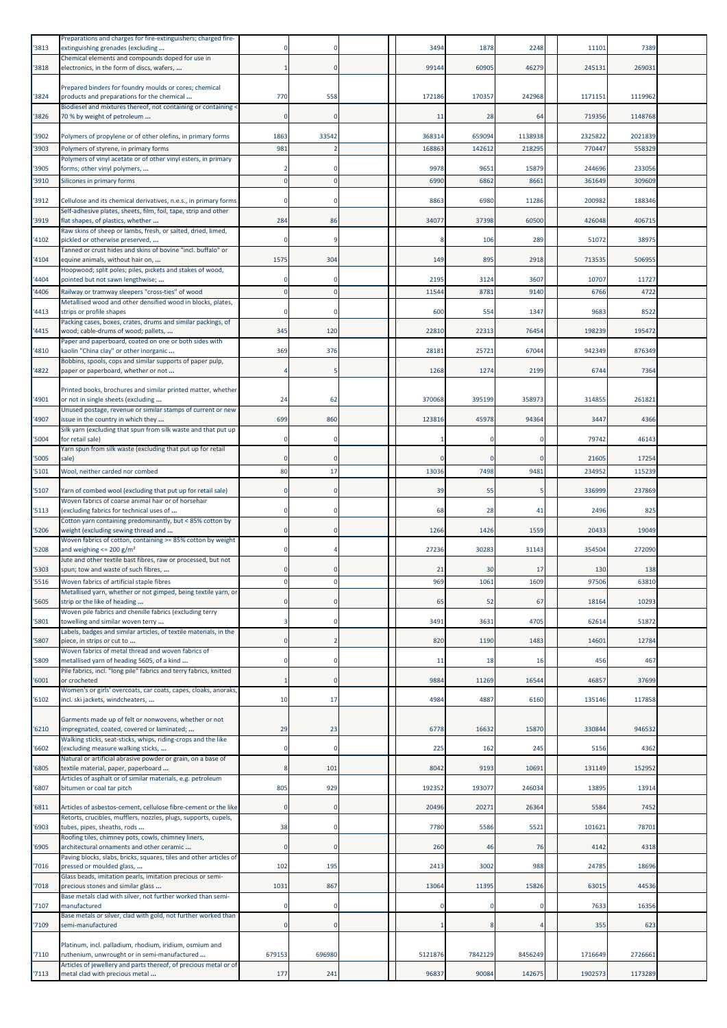| '3813 | Preparations and charges for fire-extinguishers; charged fire-extinguishing grenades (excluding ... | 0 | 0 | | | 3494 | 1878 | 2248 | | 11101 | 7389 | |
|---|---|---|---|---|---|---|---|---|---|---|---|---|
| '3818 | Chemical elements and compounds doped for use in electronics, in the form of discs, wafers, ... | 1 | 0 | | | 99144 | 60905 | 46279 | | 245131 | 269031 | |
| '3824 | Prepared binders for foundry moulds or cores; chemical products and preparations for the chemical ... | 770 | 558 | | | 172186 | 170357 | 242968 | | 1171151 | 1119962 | |
| '3826 | Biodiesel and mixtures thereof, not containing or containing < 70 % by weight of petroleum ... | 0 | 0 | | | 11 | 28 | 64 | | 719356 | 1148768 | |
| '3902 | Polymers of propylene or of other olefins, in primary forms | 1863 | 33542 | | | 368314 | 659094 | 1138938 | | 2325822 | 2021839 | |
| '3903 | Polymers of styrene, in primary forms | 981 | 2 | | | 168863 | 142612 | 218295 | | 770447 | 558329 | |
| '3905 | Polymers of vinyl acetate or of other vinyl esters, in primary forms; other vinyl polymers, ... | 2 | 0 | | | 9978 | 9651 | 15879 | | 244696 | 233056 | |
| '3910 | Silicones in primary forms | 0 | 0 | | | 6990 | 6862 | 8661 | | 361649 | 309609 | |
| '3912 | Cellulose and its chemical derivatives, n.e.s., in primary forms | 0 | 0 | | | 8863 | 6980 | 11286 | | 200982 | 188346 | |
| '3919 | Self-adhesive plates, sheets, film, foil, tape, strip and other flat shapes, of plastics, whether ... | 284 | 86 | | | 34077 | 37398 | 60500 | | 426048 | 406715 | |
| '4102 | Raw skins of sheep or lambs, fresh, or salted, dried, limed, pickled or otherwise preserved, ... | 0 | 9 | | | 8 | 106 | 289 | | 51072 | 38975 | |
| '4104 | Tanned or crust hides and skins of bovine "incl. buffalo" or equine animals, without hair on, ... | 1575 | 304 | | | 149 | 895 | 2918 | | 713535 | 506955 | |
| '4404 | Hoopwood; split poles; piles, pickets and stakes of wood, pointed but not sawn lengthwise; ... | 0 | 0 | | | 2195 | 3124 | 3607 | | 10707 | 11727 | |
| '4406 | Railway or tramway sleepers "cross-ties" of wood | 0 | 0 | | | 11544 | 8781 | 9140 | | 6766 | 4722 | |
| '4413 | Metallised wood and other densified wood in blocks, plates, strips or profile shapes | 0 | 0 | | | 600 | 554 | 1347 | | 9683 | 8522 | |
| '4415 | Packing cases, boxes, crates, drums and similar packings, of wood; cable-drums of wood; pallets, ... | 345 | 120 | | | 22810 | 22313 | 76454 | | 198239 | 195472 | |
| '4810 | Paper and paperboard, coated on one or both sides with kaolin "China clay" or other inorganic ... | 369 | 376 | | | 28181 | 25721 | 67044 | | 942349 | 876349 | |
| '4822 | Bobbins, spools, cops and similar supports of paper pulp, paper or paperboard, whether or not ... | 4 | 5 | | | 1268 | 1274 | 2199 | | 6744 | 7364 | |
| '4901 | Printed books, brochures and similar printed matter, whether or not in single sheets (excluding ... | 24 | 62 | | | 370068 | 395199 | 358973 | | 314855 | 261821 | |
| '4907 | Unused postage, revenue or similar stamps of current or new issue in the country in which they ... | 699 | 860 | | | 123816 | 45978 | 94364 | | 3447 | 4366 | |
| '5004 | Silk yarn (excluding that spun from silk waste and that put up for retail sale) | 0 | 0 | | | 1 | 0 | 0 | | 79742 | 46143 | |
| '5005 | Yarn spun from silk waste (excluding that put up for retail sale) | 0 | 0 | | | 0 | 0 | 0 | | 21605 | 17254 | |
| '5101 | Wool, neither carded nor combed | 80 | 17 | | | 13036 | 7498 | 9481 | | 234952 | 115239 | |
| '5107 | Yarn of combed wool (excluding that put up for retail sale) | 0 | 0 | | | 39 | 55 | 5 | | 336999 | 237869 | |
| '5113 | Woven fabrics of coarse animal hair or of horsehair (excluding fabrics for technical uses of ... | 0 | 0 | | | 68 | 28 | 41 | | 2496 | 825 | |
| '5206 | Cotton yarn containing predominantly, but < 85% cotton by weight (excluding sewing thread and ... | 0 | 0 | | | 1266 | 1426 | 1559 | | 20433 | 19049 | |
| '5208 | Woven fabrics of cotton, containing >= 85% cotton by weight and weighing <= 200 g/m² | 0 | 4 | | | 27236 | 30283 | 31143 | | 354504 | 272090 | |
| '5303 | Jute and other textile bast fibres, raw or processed, but not spun; tow and waste of such fibres, ... | 0 | 0 | | | 21 | 30 | 17 | | 130 | 138 | |
| '5516 | Woven fabrics of artificial staple fibres | 0 | 0 | | | 969 | 1061 | 1609 | | 97506 | 63810 | |
| '5605 | Metallised yarn, whether or not gimped, being textile yarn, or strip or the like of heading ... | 0 | 0 | | | 65 | 52 | 67 | | 18164 | 10293 | |
| '5801 | Woven pile fabrics and chenille fabrics (excluding terry towelling and similar woven terry ... | 3 | 0 | | | 3491 | 3631 | 4705 | | 62614 | 51872 | |
| '5807 | Labels, badges and similar articles, of textile materials, in the piece, in strips or cut to ... | 0 | 2 | | | 820 | 1190 | 1483 | | 14601 | 12784 | |
| '5809 | Woven fabrics of metal thread and woven fabrics of metallised yarn of heading 5605, of a kind ... | 0 | 0 | | | 11 | 18 | 16 | | 456 | 467 | |
| '6001 | Pile fabrics, incl. "long pile" fabrics and terry fabrics, knitted or crocheted | 1 | 0 | | | 9884 | 11269 | 16544 | | 46857 | 37699 | |
| '6102 | Women's or girls' overcoats, car coats, capes, cloaks, anoraks, incl. ski jackets, windcheaters, ... | 10 | 17 | | | 4984 | 4887 | 6160 | | 135146 | 117858 | |
| '6210 | Garments made up of felt or nonwovens, whether or not impregnated, coated, covered or laminated; ... | 29 | 23 | | | 6778 | 16632 | 15870 | | 330844 | 946532 | |
| '6602 | Walking sticks, seat-sticks, whips, riding-crops and the like (excluding measure walking sticks, ... | 0 | 0 | | | 225 | 162 | 245 | | 5156 | 4362 | |
| '6805 | Natural or artificial abrasive powder or grain, on a base of textile material, paper, paperboard ... | 8 | 101 | | | 8042 | 9193 | 10691 | | 131149 | 152952 | |
| '6807 | Articles of asphalt or of similar materials, e.g. petroleum bitumen or coal tar pitch | 805 | 929 | | | 192352 | 193077 | 246034 | | 13895 | 13914 | |
| '6811 | Articles of asbestos-cement, cellulose fibre-cement or the like | 0 | 0 | | | 20496 | 20271 | 26364 | | 5584 | 7452 | |
| '6903 | Retorts, crucibles, mufflers, nozzles, plugs, supports, cupels, tubes, pipes, sheaths, rods ... | 38 | 0 | | | 7780 | 5586 | 5521 | | 101621 | 78701 | |
| '6905 | Roofing tiles, chimney pots, cowls, chimney liners, architectural ornaments and other ceramic ... | 0 | 0 | | | 260 | 46 | 76 | | 4142 | 4318 | |
| '7016 | Paving blocks, slabs, bricks, squares, tiles and other articles of pressed or moulded glass, ... | 102 | 195 | | | 2413 | 3002 | 988 | | 24785 | 18696 | |
| '7018 | Glass beads, imitation pearls, imitation precious or semi-precious stones and similar glass ... | 1031 | 867 | | | 13064 | 11395 | 15826 | | 63015 | 44536 | |
| '7107 | Base metals clad with silver, not further worked than semi-manufactured | 0 | 0 | | | 0 | 0 | 0 | | 7633 | 16356 | |
| '7109 | Base metals or silver, clad with gold, not further worked than semi-manufactured | 0 | 0 | | | 1 | 8 | 4 | | 355 | 623 | |
| '7110 | Platinum, incl. palladium, rhodium, iridium, osmium and ruthenium, unwrought or in semi-manufactured ... | 679153 | 696980 | | | 5121876 | 7842129 | 8456249 | | 1716649 | 2726661 | |
| '7113 | Articles of jewellery and parts thereof, of precious metal or of metal clad with precious metal ... | 177 | 241 | | | 96837 | 90084 | 142675 | | 1902573 | 1173289 | |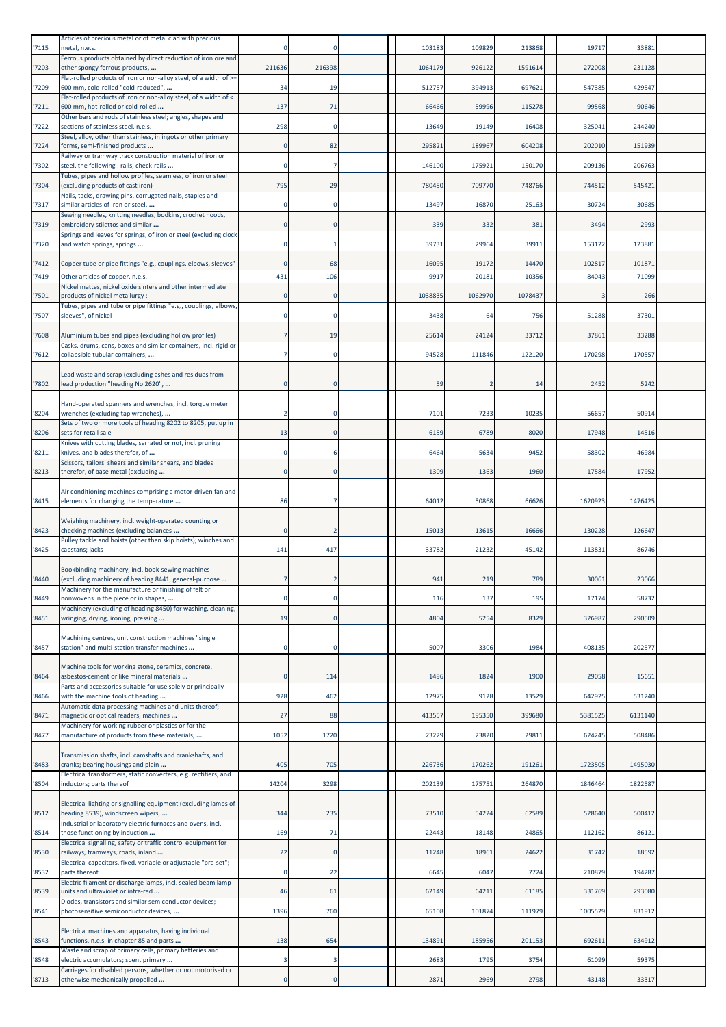| | | | | | | | | | | | | |
|---|---|---|---|---|---|---|---|---|---|---|---|---|
| '7115 | Articles of precious metal or of metal clad with precious metal, n.e.s. | 0 | 0 | | | 103183 | 109829 | 213868 | | 19717 | 33881 | |
| '7203 | Ferrous products obtained by direct reduction of iron ore and other spongy ferrous products, ... | 211636 | 216398 | | | 1064179 | 926122 | 1591614 | | 272008 | 231128 | |
| '7209 | Flat-rolled products of iron or non-alloy steel, of a width of >= 600 mm, cold-rolled "cold-reduced", ... | 34 | 19 | | | 512757 | 394913 | 697621 | | 547385 | 429547 | |
| '7211 | Flat-rolled products of iron or non-alloy steel, of a width of < 600 mm, hot-rolled or cold-rolled ... | 137 | 71 | | | 66466 | 59996 | 115278 | | 99568 | 90646 | |
| '7222 | Other bars and rods of stainless steel; angles, shapes and sections of stainless steel, n.e.s. | 298 | 0 | | | 13649 | 19149 | 16408 | | 325041 | 244240 | |
| '7224 | Steel, alloy, other than stainless, in ingots or other primary forms, semi-finished products ... | 0 | 82 | | | 295821 | 189967 | 604208 | | 202010 | 151939 | |
| '7302 | Railway or tramway track construction material of iron or steel, the following : rails, check-rails ... | 0 | 7 | | | 146100 | 175921 | 150170 | | 209136 | 206763 | |
| '7304 | Tubes, pipes and hollow profiles, seamless, of iron or steel (excluding products of cast iron) | 795 | 29 | | | 780450 | 709770 | 748766 | | 744512 | 545421 | |
| '7317 | Nails, tacks, drawing pins, corrugated nails, staples and similar articles of iron or steel, ... | 0 | 0 | | | 13497 | 16870 | 25163 | | 30724 | 30685 | |
| '7319 | Sewing needles, knitting needles, bodkins, crochet hoods, embroidery stilettos and similar ... | 0 | 0 | | | 339 | 332 | 381 | | 3494 | 2993 | |
| '7320 | Springs and leaves for springs, of iron or steel (excluding clock and watch springs, springs ... | 0 | 1 | | | 39731 | 29964 | 39911 | | 153122 | 123881 | |
| '7412 | Copper tube or pipe fittings "e.g., couplings, elbows, sleeves" | 0 | 68 | | | 16095 | 19172 | 14470 | | 102817 | 101871 | |
| '7419 | Other articles of copper, n.e.s. | 431 | 106 | | | 9917 | 20181 | 10356 | | 84043 | 71099 | |
| '7501 | Nickel mattes, nickel oxide sinters and other intermediate products of nickel metallurgy : | 0 | 0 | | | 1038835 | 1062970 | 1078437 | | 3 | 266 | |
| '7507 | Tubes, pipes and tube or pipe fittings "e.g., couplings, elbows, sleeves", of nickel | 0 | 0 | | | 3438 | 64 | 756 | | 51288 | 37301 | |
| '7608 | Aluminium tubes and pipes (excluding hollow profiles) | 7 | 19 | | | 25614 | 24124 | 33712 | | 37861 | 33288 | |
| '7612 | Casks, drums, cans, boxes and similar containers, incl. rigid or collapsible tubular containers, ... | 7 | 0 | | | 94528 | 111846 | 122120 | | 170298 | 170557 | |
| '7802 | Lead waste and scrap (excluding ashes and residues from lead production "heading No 2620", ... | 0 | 0 | | | 59 | 2 | 14 | | 2452 | 5242 | |
| '8204 | Hand-operated spanners and wrenches, incl. torque meter wrenches (excluding tap wrenches), ... | 2 | 0 | | | 7101 | 7233 | 10235 | | 56657 | 50914 | |
| '8206 | Sets of two or more tools of heading 8202 to 8205, put up in sets for retail sale | 13 | 0 | | | 6159 | 6789 | 8020 | | 17948 | 14516 | |
| '8211 | Knives with cutting blades, serrated or not, incl. pruning knives, and blades therefor, of ... | 0 | 6 | | | 6464 | 5634 | 9452 | | 58302 | 46984 | |
| '8213 | Scissors, tailors' shears and similar shears, and blades therefor, of base metal (excluding ... | 0 | 0 | | | 1309 | 1363 | 1960 | | 17584 | 17952 | |
| '8415 | Air conditioning machines comprising a motor-driven fan and elements for changing the temperature ... | 86 | 7 | | | 64012 | 50868 | 66626 | | 1620923 | 1476425 | |
| '8423 | Weighing machinery, incl. weight-operated counting or checking machines (excluding balances ... | 0 | 2 | | | 15013 | 13615 | 16666 | | 130228 | 126647 | |
| '8425 | Pulley tackle and hoists (other than skip hoists); winches and capstans; jacks | 141 | 417 | | | 33782 | 21232 | 45142 | | 113831 | 86746 | |
| '8440 | Bookbinding machinery, incl. book-sewing machines (excluding machinery of heading 8441, general-purpose ... | 7 | 2 | | | 941 | 219 | 789 | | 30061 | 23066 | |
| '8449 | Machinery for the manufacture or finishing of felt or nonwovens in the piece or in shapes, ... | 0 | 0 | | | 116 | 137 | 195 | | 17174 | 58732 | |
| '8451 | Machinery (excluding of heading 8450) for washing, cleaning, wringing, drying, ironing, pressing ... | 19 | 0 | | | 4804 | 5254 | 8329 | | 326987 | 290509 | |
| '8457 | Machining centres, unit construction machines "single station" and multi-station transfer machines ... | 0 | 0 | | | 5007 | 3306 | 1984 | | 408135 | 202577 | |
| '8464 | Machine tools for working stone, ceramics, concrete, asbestos-cement or like mineral materials ... | 0 | 114 | | | 1496 | 1824 | 1900 | | 29058 | 15651 | |
| '8466 | Parts and accessories suitable for use solely or principally with the machine tools of heading ... | 928 | 462 | | | 12975 | 9128 | 13529 | | 642925 | 531240 | |
| '8471 | Automatic data-processing machines and units thereof; magnetic or optical readers, machines ... | 27 | 88 | | | 413557 | 195350 | 399680 | | 5381525 | 6131140 | |
| '8477 | Machinery for working rubber or plastics or for the manufacture of products from these materials, ... | 1052 | 1720 | | | 23229 | 23820 | 29811 | | 624245 | 508486 | |
| '8483 | Transmission shafts, incl. camshafts and crankshafts, and cranks; bearing housings and plain ... | 405 | 705 | | | 226736 | 170262 | 191261 | | 1723505 | 1495030 | |
| '8504 | Electrical transformers, static converters, e.g. rectifiers, and inductors; parts thereof | 14204 | 3298 | | | 202139 | 175751 | 264870 | | 1846464 | 1822587 | |
| '8512 | Electrical lighting or signalling equipment (excluding lamps of heading 8539), windscreen wipers, ... | 344 | 235 | | | 73510 | 54224 | 62589 | | 528640 | 500412 | |
| '8514 | Industrial or laboratory electric furnaces and ovens, incl. those functioning by induction ... | 169 | 71 | | | 22443 | 18148 | 24865 | | 112162 | 86121 | |
| '8530 | Electrical signalling, safety or traffic control equipment for railways, tramways, roads, inland ... | 22 | 0 | | | 11248 | 18961 | 24622 | | 31742 | 18592 | |
| '8532 | Electrical capacitors, fixed, variable or adjustable "pre-set"; parts thereof | 0 | 22 | | | 6645 | 6047 | 7724 | | 210879 | 194287 | |
| '8539 | Electric filament or discharge lamps, incl. sealed beam lamp units and ultraviolet or infra-red ... | 46 | 61 | | | 62149 | 64211 | 61185 | | 331769 | 293080 | |
| '8541 | Diodes, transistors and similar semiconductor devices; photosensitive semiconductor devices, ... | 1396 | 760 | | | 65108 | 101874 | 111979 | | 1005529 | 831912 | |
| '8543 | Electrical machines and apparatus, having individual functions, n.e.s. in chapter 85 and parts ... | 138 | 654 | | | 134891 | 185956 | 201153 | | 692611 | 634912 | |
| '8548 | Waste and scrap of primary cells, primary batteries and electric accumulators; spent primary ... | 3 | 3 | | | 2683 | 1795 | 3754 | | 61099 | 59375 | |
| '8713 | Carriages for disabled persons, whether or not motorised or otherwise mechanically propelled ... | 0 | 0 | | | 2871 | 2969 | 2798 | | 43148 | 33317 | |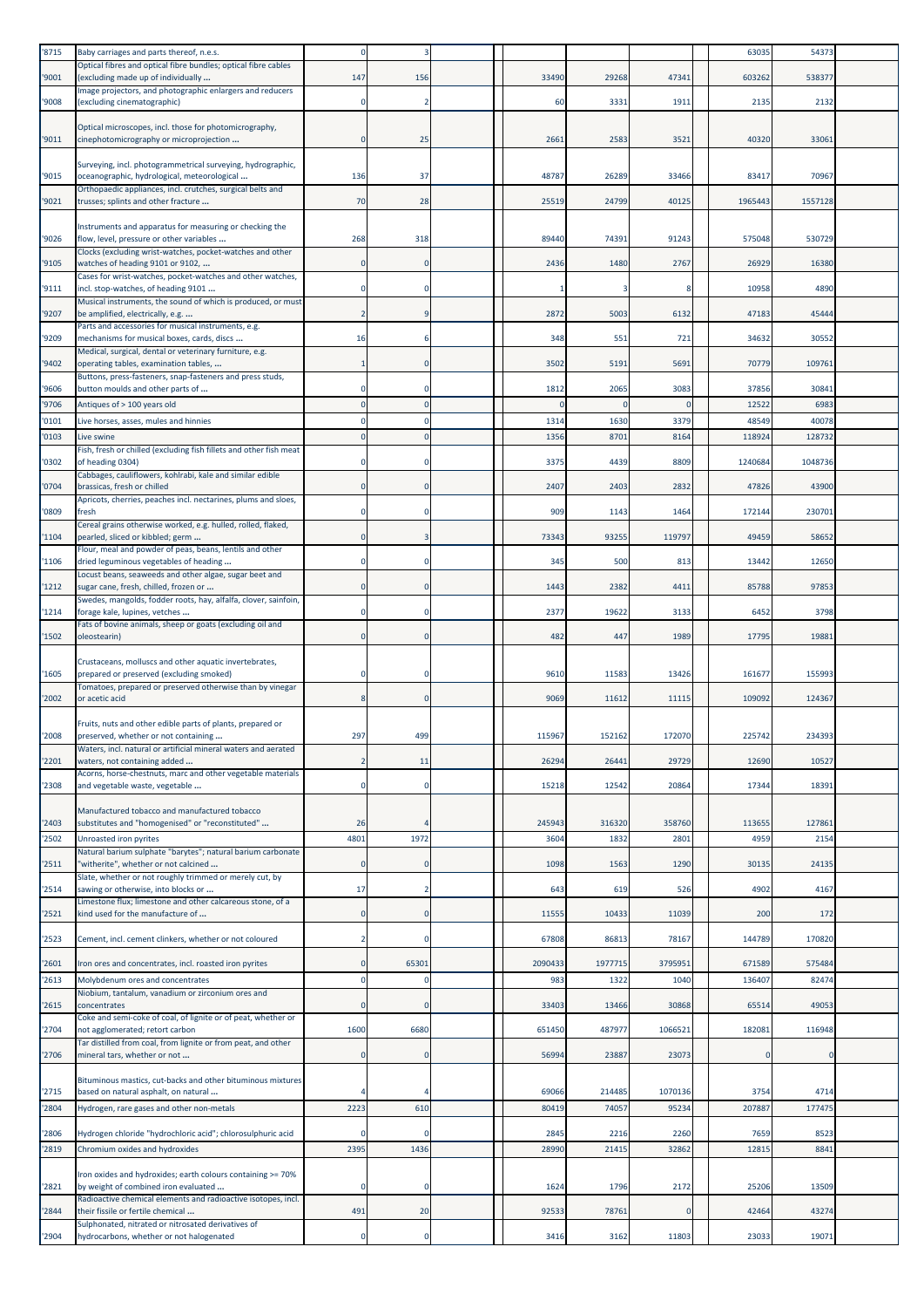| | | | | | | | | | | |
|---|---|---|---|---|---|---|---|---|---|---|
| '8715 | Baby carriages and parts thereof, n.e.s. | 0 | 3 | | | | | 63035 | 54373 | |
| '9001 | Optical fibres and optical fibre bundles; optical fibre cables (excluding made up of individually ... | 147 | 156 | | 33490 | 29268 | 47341 | 603262 | 538377 | |
| '9008 | Image projectors, and photographic enlargers and reducers (excluding cinematographic) | 0 | 2 | | 60 | 3331 | 1911 | 2135 | 2132 | |
| '9011 | Optical microscopes, incl. those for photomicrography, cinephotomicrography or microprojection ... | 0 | 25 | | 2661 | 2583 | 3521 | 40320 | 33061 | |
| '9015 | Surveying, incl. photogrammetrical surveying, hydrographic, oceanographic, hydrological, meteorological ... | 136 | 37 | | 48787 | 26289 | 33466 | 83417 | 70967 | |
| '9021 | Orthopaedic appliances, incl. crutches, surgical belts and trusses; splints and other fracture ... | 70 | 28 | | 25519 | 24799 | 40125 | 1965443 | 1557128 | |
| '9026 | Instruments and apparatus for measuring or checking the flow, level, pressure or other variables ... | 268 | 318 | | 89440 | 74391 | 91243 | 575048 | 530729 | |
| '9105 | Clocks (excluding wrist-watches, pocket-watches and other watches of heading 9101 or 9102, ... | 0 | 0 | | 2436 | 1480 | 2767 | 26929 | 16380 | |
| '9111 | Cases for wrist-watches, pocket-watches and other watches, incl. stop-watches, of heading 9101 ... | 0 | 0 | | 1 | 3 | 8 | 10958 | 4890 | |
| '9207 | Musical instruments, the sound of which is produced, or must be amplified, electrically, e.g. ... | 2 | 9 | | 2872 | 5003 | 6132 | 47183 | 45444 | |
| '9209 | Parts and accessories for musical instruments, e.g. mechanisms for musical boxes, cards, discs ... | 16 | 6 | | 348 | 551 | 721 | 34632 | 30552 | |
| '9402 | Medical, surgical, dental or veterinary furniture, e.g. operating tables, examination tables, ... | 1 | 0 | | 3502 | 5191 | 5691 | 70779 | 109761 | |
| '9606 | Buttons, press-fasteners, snap-fasteners and press studs, button moulds and other parts of ... | 0 | 0 | | 1812 | 2065 | 3083 | 37856 | 30841 | |
| '9706 | Antiques of > 100 years old | 0 | 0 | | 0 | 0 | 0 | 12522 | 6983 | |
| '0101 | Live horses, asses, mules and hinnies | 0 | 0 | | 1314 | 1630 | 3379 | 48549 | 40078 | |
| '0103 | Live swine | 0 | 0 | | 1356 | 8701 | 8164 | 118924 | 128732 | |
| '0302 | Fish, fresh or chilled (excluding fish fillets and other fish meat of heading 0304) | 0 | 0 | | 3375 | 4439 | 8809 | 1240684 | 1048736 | |
| '0704 | Cabbages, cauliflowers, kohlrabi, kale and similar edible brassicas, fresh or chilled | 0 | 0 | | 2407 | 2403 | 2832 | 47826 | 43900 | |
| '0809 | Apricots, cherries, peaches incl. nectarines, plums and sloes, fresh | 0 | 0 | | 909 | 1143 | 1464 | 172144 | 230701 | |
| '1104 | Cereal grains otherwise worked, e.g. hulled, rolled, flaked, pearled, sliced or kibbled; germ ... | 0 | 3 | | 73343 | 93255 | 119797 | 49459 | 58652 | |
| '1106 | Flour, meal and powder of peas, beans, lentils and other dried leguminous vegetables of heading ... | 0 | 0 | | 345 | 500 | 813 | 13442 | 12650 | |
| '1212 | Locust beans, seaweeds and other algae, sugar beet and sugar cane, fresh, chilled, frozen or ... | 0 | 0 | | 1443 | 2382 | 4411 | 85788 | 97853 | |
| '1214 | Swedes, mangolds, fodder roots, hay, alfalfa, clover, sainfoin, forage kale, lupines, vetches ... | 0 | 0 | | 2377 | 19622 | 3133 | 6452 | 3798 | |
| '1502 | Fats of bovine animals, sheep or goats (excluding oil and oleostearin) | 0 | 0 | | 482 | 447 | 1989 | 17795 | 19881 | |
| '1605 | Crustaceans, molluscs and other aquatic invertebrates, prepared or preserved (excluding smoked) | 0 | 0 | | 9610 | 11583 | 13426 | 161677 | 155993 | |
| '2002 | Tomatoes, prepared or preserved otherwise than by vinegar or acetic acid | 8 | 0 | | 9069 | 11612 | 11115 | 109092 | 124367 | |
| '2008 | Fruits, nuts and other edible parts of plants, prepared or preserved, whether or not containing ... | 297 | 499 | | 115967 | 152162 | 172070 | 225742 | 234393 | |
| '2201 | Waters, incl. natural or artificial mineral waters and aerated waters, not containing added ... | 2 | 11 | | 26294 | 26441 | 29729 | 12690 | 10527 | |
| '2308 | Acorns, horse-chestnuts, marc and other vegetable materials and vegetable waste, vegetable ... | 0 | 0 | | 15218 | 12542 | 20864 | 17344 | 18391 | |
| '2403 | Manufactured tobacco and manufactured tobacco substitutes and "homogenised" or "reconstituted" ... | 26 | 4 | | 245943 | 316320 | 358760 | 113655 | 127861 | |
| '2502 | Unroasted iron pyrites | 4801 | 1972 | | 3604 | 1832 | 2801 | 4959 | 2154 | |
| '2511 | Natural barium sulphate "barytes"; natural barium carbonate "witherite", whether or not calcined ... | 0 | 0 | | 1098 | 1563 | 1290 | 30135 | 24135 | |
| '2514 | Slate, whether or not roughly trimmed or merely cut, by sawing or otherwise, into blocks or ... | 17 | 2 | | 643 | 619 | 526 | 4902 | 4167 | |
| '2521 | Limestone flux; limestone and other calcareous stone, of a kind used for the manufacture of ... | 0 | 0 | | 11555 | 10433 | 11039 | 200 | 172 | |
| '2523 | Cement, incl. cement clinkers, whether or not coloured | 2 | 0 | | 67808 | 86813 | 78167 | 144789 | 170820 | |
| '2601 | Iron ores and concentrates, incl. roasted iron pyrites | 0 | 65301 | | 2090433 | 1977715 | 3795951 | 671589 | 575484 | |
| '2613 | Molybdenum ores and concentrates | 0 | 0 | | 983 | 1322 | 1040 | 136407 | 82474 | |
| '2615 | Niobium, tantalum, vanadium or zirconium ores and concentrates | 0 | 0 | | 33403 | 13466 | 30868 | 65514 | 49053 | |
| '2704 | Coke and semi-coke of coal, of lignite or of peat, whether or not agglomerated; retort carbon | 1600 | 6680 | | 651450 | 487977 | 1066521 | 182081 | 116948 | |
| '2706 | Tar distilled from coal, from lignite or from peat, and other mineral tars, whether or not ... | 0 | 0 | | 56994 | 23887 | 23073 | 0 | 0 | |
| '2715 | Bituminous mastics, cut-backs and other bituminous mixtures based on natural asphalt, on natural ... | 4 | 4 | | 69066 | 214485 | 1070136 | 3754 | 4714 | |
| '2804 | Hydrogen, rare gases and other non-metals | 2223 | 610 | | 80419 | 74057 | 95234 | 207887 | 177475 | |
| '2806 | Hydrogen chloride "hydrochloric acid"; chlorosulphuric acid | 0 | 0 | | 2845 | 2216 | 2260 | 7659 | 8523 | |
| '2819 | Chromium oxides and hydroxides | 2395 | 1436 | | 28990 | 21415 | 32862 | 12815 | 8841 | |
| '2821 | Iron oxides and hydroxides; earth colours containing >= 70% by weight of combined iron evaluated ... | 0 | 0 | | 1624 | 1796 | 2172 | 25206 | 13509 | |
| '2844 | Radioactive chemical elements and radioactive isotopes, incl. their fissile or fertile chemical ... | 491 | 20 | | 92533 | 78761 | 0 | 42464 | 43274 | |
| '2904 | Sulphonated, nitrated or nitrosated derivatives of hydrocarbons, whether or not halogenated | 0 | 0 | | 3416 | 3162 | 11803 | 23033 | 19071 | |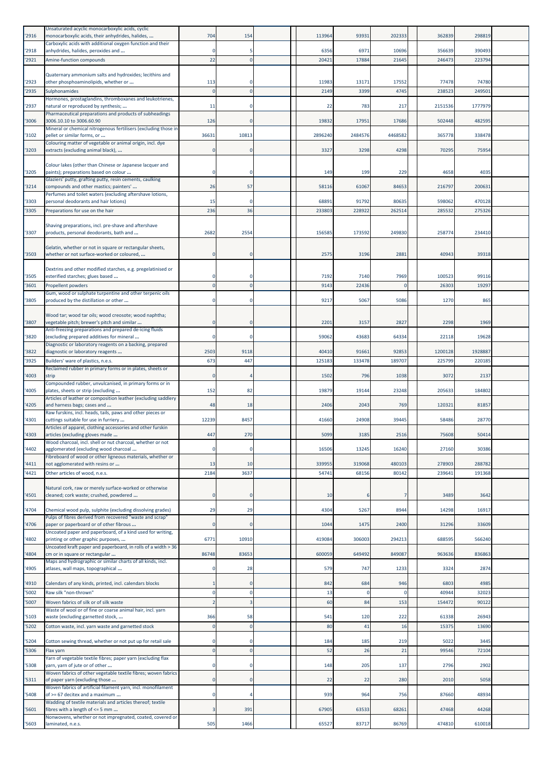| '2916 | Unsaturated acyclic monocarboxylic acids, cyclic monocarboxylic acids, their anhydrides, halides, ... | 704 | 154 | | | 113964 | 93931 | 202333 | | 362839 | 298819 | |
|---|---|---|---|---|---|---|---|---|---|---|---|---|
| '2918 | Carboxylic acids with additional oxygen function and their anhydrides, halides, peroxides and ... | 0 | 5 | | | 6356 | 6971 | 10696 | | 356639 | 390493 | |
| '2921 | Amine-function compounds | 22 | 0 | | | 20421 | 17884 | 21645 | | 246473 | 223794 | |
| '2923 | Quaternary ammonium salts and hydroxides; lecithins and other phosphoaminolipids, whether or ... | 113 | 0 | | | 11983 | 13171 | 17552 | | 77478 | 74780 | |
| '2935 | Sulphonamides | 0 | 0 | | | 2149 | 3399 | 4745 | | 238523 | 249501 | |
| '2937 | Hormones, prostaglandins, thromboxanes and leukotrienes, natural or reproduced by synthesis; ... | 11 | 0 | | | 22 | 783 | 217 | | 2151536 | 1777979 | |
| '3006 | Pharmaceutical preparations and products of subheadings 3006.10.10 to 3006.60.90 | 126 | 0 | | | 19832 | 17951 | 17686 | | 502448 | 482595 | |
| '3102 | Mineral or chemical nitrogenous fertilisers (excluding those in pellet or similar forms, or ... | 36631 | 10813 | | | 2896240 | 2484576 | 4468582 | | 365778 | 338478 | |
| '3203 | Colouring matter of vegetable or animal origin, incl. dye extracts (excluding animal black), ... | 0 | 0 | | | 3327 | 3298 | 4298 | | 70295 | 75954 | |
| '3205 | Colour lakes (other than Chinese or Japanese lacquer and paints); preparations based on colour ... | 0 | 0 | | | 149 | 199 | 229 | | 4658 | 4035 | |
| '3214 | Glaziers' putty, grafting putty, resin cements, caulking compounds and other mastics; painters' ... | 26 | 57 | | | 58116 | 61067 | 84653 | | 216797 | 200631 | |
| '3303 | Perfumes and toilet waters (excluding aftershave lotions, personal deodorants and hair lotions) | 15 | 0 | | | 68891 | 91792 | 80635 | | 598062 | 470128 | |
| '3305 | Preparations for use on the hair | 236 | 36 | | | 233803 | 228922 | 262514 | | 285532 | 275326 | |
| '3307 | Shaving preparations, incl. pre-shave and aftershave products, personal deodorants, bath and ... | 2682 | 2554 | | | 156585 | 173592 | 249830 | | 258774 | 234410 | |
| '3503 | Gelatin, whether or not in square or rectangular sheets, whether or not surface-worked or coloured, ... | 0 | 0 | | | 2575 | 3196 | 2881 | | 40943 | 39318 | |
| '3505 | Dextrins and other modified starches, e.g. pregelatinised or esterified starches; glues based ... | 0 | 0 | | | 7192 | 7140 | 7969 | | 100523 | 99116 | |
| '3601 | Propellent powders | 0 | 0 | | | 9143 | 22436 | 0 | | 26303 | 19297 | |
| '3805 | Gum, wood or sulphate turpentine and other terpenic oils produced by the distillation or other ... | 0 | 0 | | | 9217 | 5067 | 5086 | | 1270 | 865 | |
| '3807 | Wood tar; wood tar oils; wood creosote; wood naphtha; vegetable pitch; brewer's pitch and similar ... | 0 | 0 | | | 2201 | 3157 | 2827 | | 2298 | 1969 | |
| '3820 | Anti-freezing preparations and prepared de-icing fluids (excluding prepared additives for mineral ... | 0 | 0 | | | 59062 | 43683 | 64334 | | 22118 | 19628 | |
| '3822 | Diagnostic or laboratory reagents on a backing, prepared diagnostic or laboratory reagents ... | 2503 | 9118 | | | 40410 | 91661 | 92853 | | 1200128 | 1928887 | |
| '3925 | Builders' ware of plastics, n.e.s. | 673 | 447 | | | 125183 | 133478 | 189707 | | 225799 | 220185 | |
| '4003 | Reclaimed rubber in primary forms or in plates, sheets or strip | 0 | 4 | | | 1502 | 796 | 1038 | | 3072 | 2137 | |
| '4005 | Compounded rubber, unvulcanised, in primary forms or in plates, sheets or strip (excluding ... | 152 | 82 | | | 19879 | 19144 | 23248 | | 205633 | 184802 | |
| '4205 | Articles of leather or composition leather (excluding saddlery and harness bags; cases and ... | 48 | 18 | | | 2406 | 2043 | 769 | | 120321 | 81857 | |
| '4301 | Raw furskins, incl. heads, tails, paws and other pieces or cuttings suitable for use in furriery ... | 12239 | 8457 | | | 41660 | 24908 | 39445 | | 58486 | 28770 | |
| '4303 | Articles of apparel, clothing accessories and other furskin articles (excluding gloves made ... | 447 | 270 | | | 5099 | 3185 | 2516 | | 75608 | 50414 | |
| '4402 | Wood charcoal, incl. shell or nut charcoal, whether or not agglomerated (excluding wood charcoal ... | 0 | 0 | | | 16506 | 13245 | 16240 | | 27160 | 30386 | |
| '4411 | Fibreboard of wood or other ligneous materials, whether or not agglomerated with resins or ... | 13 | 10 | | | 339955 | 319068 | 480103 | | 278903 | 288782 | |
| '4421 | Other articles of wood, n.e.s. | 2184 | 3637 | | | 54741 | 68156 | 80142 | | 239641 | 191368 | |
| '4501 | Natural cork, raw or merely surface-worked or otherwise cleaned; cork waste; crushed, powdered ... | 0 | 0 | | | 10 | 6 | 7 | | 3489 | 3642 | |
| '4704 | Chemical wood pulp, sulphite (excluding dissolving grades) | 29 | 29 | | | 4304 | 5267 | 8944 | | 14298 | 16917 | |
| '4706 | Pulps of fibres derived from recovered "waste and scrap" paper or paperboard or of other fibrous ... | 0 | 0 | | | 1044 | 1475 | 2400 | | 31296 | 33609 | |
| '4802 | Uncoated paper and paperboard, of a kind used for writing, printing or other graphic purposes, ... | 6771 | 10910 | | | 419084 | 306003 | 294213 | | 688595 | 566240 | |
| '4804 | Uncoated kraft paper and paperboard, in rolls of a width > 36 cm or in square or rectangular ... | 86748 | 83653 | | | 600059 | 649492 | 849087 | | 963636 | 836863 | |
| '4905 | Maps and hydrographic or similar charts of all kinds, incl. atlases, wall maps, topographical ... | 0 | 28 | | | 579 | 747 | 1233 | | 3324 | 2874 | |
| '4910 | Calendars of any kinds, printed, incl. calendars blocks | 1 | 0 | | | 842 | 684 | 946 | | 6803 | 4985 | |
| '5002 | Raw silk "non-thrown" | 0 | 0 | | | 13 | 0 | 0 | | 40944 | 32023 | |
| '5007 | Woven fabrics of silk or of silk waste | 2 | 3 | | | 60 | 84 | 153 | | 154472 | 90122 | |
| '5103 | Waste of wool or of fine or coarse animal hair, incl. yarn waste (excluding garnetted stock, ... | 366 | 58 | | | 541 | 120 | 222 | | 61338 | 26943 | |
| '5202 | Cotton waste, incl. yarn waste and garnetted stock | 0 | 0 | | | 80 | 41 | 16 | | 15375 | 13690 | |
| '5204 | Cotton sewing thread, whether or not put up for retail sale | 0 | 0 | | | 184 | 185 | 219 | | 5022 | 3445 | |
| '5306 | Flax yarn | 0 | 0 | | | 52 | 26 | 21 | | 99546 | 72104 | |
| '5308 | Yarn of vegetable textile fibres; paper yarn (excluding flax yarn, yarn of jute or of other ... | 0 | 0 | | | 148 | 205 | 137 | | 2796 | 2902 | |
| '5311 | Woven fabrics of other vegetable textile fibres; woven fabrics of paper yarn (excluding those ... | 0 | 0 | | | 22 | 22 | 280 | | 2010 | 5058 | |
| '5408 | Woven fabrics of artificial filament yarn, incl. monofilament of >= 67 decitex and a maximum ... | 0 | 4 | | | 939 | 964 | 756 | | 87660 | 48934 | |
| '5601 | Wadding of textile materials and articles thereof; textile fibres with a length of <= 5 mm ... | 3 | 391 | | | 67905 | 63533 | 68261 | | 47468 | 44268 | |
| '5603 | Nonwovens, whether or not impregnated, coated, covered or laminated, n.e.s. | 505 | 1466 | | | 65527 | 83717 | 86769 | | 474810 | 610018 | |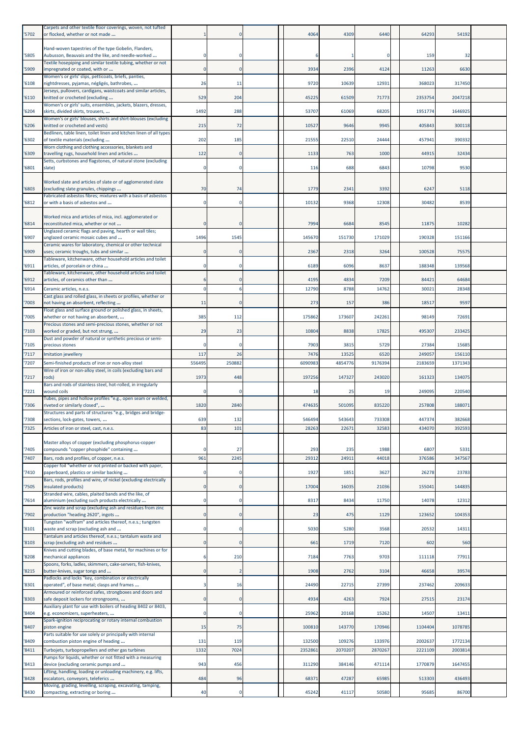| '5702 | Carpets and other textile floor coverings, woven, not tufted or flocked, whether or not made ... | 1 | 0 | | | 4064 | 4309 | 6440 | | 64293 | 54192 | |
|---|---|---|---|---|---|---|---|---|---|---|---|---|
| '5805 | Hand-woven tapestries of the type Gobelin, Flanders, Aubusson, Beauvais and the like, and needle-worked ... | 0 | 0 | | | 6 | 1 | 0 | | 159 | 32 | |
| '5909 | Textile hosepiping and similar textile tubing, whether or not impregnated or coated, with or ... | 0 | 0 | | | 3934 | 2396 | 4124 | | 11263 | 6630 | |
| '6108 | Women's or girls' slips, petticoats, briefs, panties, nightdresses, pyjamas, négligés, bathrobes, ... | 26 | 11 | | | 9720 | 10639 | 12931 | | 368023 | 317450 | |
| '6110 | Jerseys, pullovers, cardigans, waistcoats and similar articles, knitted or crocheted (excluding ... | 529 | 204 | | | 45225 | 61509 | 71773 | | 2353754 | 2047218 | |
| '6204 | Women's or girls' suits, ensembles, jackets, blazers, dresses, skirts, divided skirts, trousers, ... | 1492 | 288 | | | 53707 | 61069 | 68205 | | 1951774 | 1646925 | |
| '6206 | Women's or girls' blouses, shirts and shirt-blouses (excluding knitted or crocheted and vests) | 215 | 72 | | | 10527 | 9646 | 9945 | | 405843 | 300118 | |
| '6302 | Bedlinen, table linen, toilet linen and kitchen linen of all types of textile materials (excluding ... | 202 | 185 | | | 21555 | 22510 | 24444 | | 457941 | 390332 | |
| '6309 | Worn clothing and clothing accessories, blankets and travelling rugs, household linen and articles ... | 122 | 0 | | | 1133 | 763 | 1000 | | 44915 | 32434 | |
| '6801 | Setts, curbstones and flagstones, of natural stone (excluding slate) | 0 | 0 | | | 116 | 688 | 6843 | | 10798 | 9530 | |
| '6803 | Worked slate and articles of slate or of agglomerated slate (excluding slate granules, chippings ... | 70 | 74 | | | 1779 | 2341 | 3392 | | 6247 | 5118 | |
| '6812 | Fabricated asbestos fibres; mixtures with a basis of asbestos or with a basis of asbestos and ... | 0 | 0 | | | 10132 | 9368 | 12308 | | 30482 | 8539 | |
| '6814 | Worked mica and articles of mica, incl. agglomerated or reconstituted mica, whether or not ... | 0 | 0 | | | 7994 | 6684 | 8545 | | 11875 | 10282 | |
| '6907 | Unglazed ceramic flags and paving, hearth or wall tiles; unglazed ceramic mosaic cubes and ... | 1496 | 1545 | | | 145670 | 151730 | 171029 | | 190328 | 151166 | |
| '6909 | Ceramic wares for laboratory, chemical or other technical uses; ceramic troughs, tubs and similar ... | 0 | 0 | | | 2367 | 2318 | 3264 | | 100528 | 75575 | |
| '6911 | Tableware, kitchenware, other household articles and toilet articles, of porcelain or china ... | 0 | 0 | | | 6189 | 6096 | 8637 | | 188348 | 139568 | |
| '6912 | Tableware, kitchenware, other household articles and toilet articles, of ceramics other than ... | 6 | 0 | | | 4195 | 4834 | 7209 | | 84421 | 64684 | |
| '6914 | Ceramic articles, n.e.s. | 0 | 6 | | | 12790 | 8788 | 14762 | | 30021 | 28348 | |
| '7003 | Cast glass and rolled glass, in sheets or profiles, whether or not having an absorbent, reflecting ... | 11 | 0 | | | 273 | 157 | 386 | | 18517 | 9597 | |
| '7005 | Float glass and surface ground or polished glass, in sheets, whether or not having an absorbent, ... | 385 | 112 | | | 175862 | 173607 | 242261 | | 98149 | 72691 | |
| '7103 | Precious stones and semi-precious stones, whether or not worked or graded, but not strung, ... | 29 | 23 | | | 10804 | 8838 | 17825 | | 495307 | 233425 | |
| '7105 | Dust and powder of natural or synthetic precious or semi-precious stones | 0 | 0 | | | 7903 | 3815 | 5729 | | 27384 | 15685 | |
| '7117 | Imitation jewellery | 117 | 26 | | | 7476 | 13525 | 6520 | | 249057 | 156110 | |
| '7207 | Semi-finished products of iron or non-alloy steel | 556495 | 250882 | | | 6090983 | 4854776 | 9176394 | | 2183659 | 1371343 | |
| '7217 | Wire of iron or non-alloy steel, in coils (excluding bars and rods) | 1973 | 448 | | | 197256 | 147327 | 243020 | | 161323 | 134075 | |
| '7221 | Bars and rods of stainless steel, hot-rolled, in irregularly wound coils | 0 | 0 | | | 18 | 25 | 19 | | 249095 | 220540 | |
| '7306 | Tubes, pipes and hollow profiles "e.g., open seam or welded, riveted or similarly closed", ... | 1820 | 2840 | | | 474635 | 501095 | 835220 | | 257808 | 188071 | |
| '7308 | Structures and parts of structures "e.g., bridges and bridge-sections, lock-gates, towers, ... | 639 | 132 | | | 546494 | 543643 | 733308 | | 447374 | 382668 | |
| '7325 | Articles of iron or steel, cast, n.e.s. | 83 | 101 | | | 28263 | 22671 | 32583 | | 434070 | 392593 | |
| '7405 | Master alloys of copper (excluding phosphorus-copper compounds "copper phosphide" containing ... | 0 | 27 | | | 293 | 235 | 1988 | | 6807 | 5331 | |
| '7407 | Bars, rods and profiles, of copper, n.e.s. | 961 | 2245 | | | 29312 | 24911 | 44018 | | 376586 | 347567 | |
| '7410 | Copper foil "whether or not printed or backed with paper, paperboard, plastics or similar backing ... | 0 | 0 | | | 1927 | 1851 | 3627 | | 26278 | 23783 | |
| '7505 | Bars, rods, profiles and wire, of nickel (excluding electrically insulated products) | 0 | 0 | | | 17004 | 16035 | 21036 | | 155041 | 144835 | |
| '7614 | Stranded wire, cables, plaited bands and the like, of aluminium (excluding such products electrically ... | 0 | 0 | | | 8317 | 8434 | 11750 | | 14078 | 12312 | |
| '7902 | Zinc waste and scrap (excluding ash and residues from zinc production "heading 2620", ingots ... | 0 | 0 | | | 23 | 475 | 1129 | | 123652 | 104353 | |
| '8101 | Tungsten "wolfram" and articles thereof, n.e.s.; tungsten waste and scrap (excluding ash and ... | 0 | 0 | | | 5030 | 5280 | 3568 | | 20532 | 14311 | |
| '8103 | Tantalum and articles thereof, n.e.s.; tantalum waste and scrap (excluding ash and residues ... | 0 | 0 | | | 661 | 1719 | 7120 | | 602 | 560 | |
| '8208 | Knives and cutting blades, of base metal, for machines or for mechanical appliances | 6 | 210 | | | 7184 | 7763 | 9703 | | 111118 | 77911 | |
| '8215 | Spoons, forks, ladles, skimmers, cake-servers, fish-knives, butter-knives, sugar tongs and ... | 0 | 2 | | | 1908 | 2762 | 3104 | | 46658 | 39574 | |
| '8301 | Padlocks and locks "key, combination or electrically operated", of base metal; clasps and frames ... | 3 | 16 | | | 24490 | 22715 | 27399 | | 237462 | 209633 | |
| '8303 | Armoured or reinforced safes, strongboxes and doors and safe deposit lockers for strongrooms, ... | 0 | 0 | | | 4934 | 4263 | 7924 | | 27515 | 23174 | |
| '8404 | Auxiliary plant for use with boilers of heading 8402 or 8403, e.g. economizers, superheaters, ... | 0 | 0 | | | 25962 | 20168 | 15262 | | 14507 | 13411 | |
| '8407 | Spark-ignition reciprocating or rotary internal combustion piston engine | 15 | 75 | | | 100810 | 143770 | 170946 | | 1104404 | 1078785 | |
| '8409 | Parts suitable for use solely or principally with internal combustion piston engine of heading ... | 131 | 119 | | | 132500 | 109276 | 133976 | | 2002637 | 1772134 | |
| '8411 | Turbojets, turbopropellers and other gas turbines | 1332 | 7024 | | | 2352861 | 2070207 | 2870267 | | 2221109 | 2003814 | |
| '8413 | Pumps for liquids, whether or not fitted with a measuring device (excluding ceramic pumps and ... | 943 | 456 | | | 311290 | 384146 | 471114 | | 1770879 | 1647455 | |
| '8428 | Lifting, handling, loading or unloading machinery, e.g. lifts, escalators, conveyors, teleferics ... | 484 | 96 | | | 68371 | 47287 | 65985 | | 513303 | 436493 | |
| '8430 | Moving, grading, levelling, scraping, excavating, tamping, compacting, extracting or boring ... | 40 | 0 | | | 45242 | 41117 | 50580 | | 95685 | 86700 | |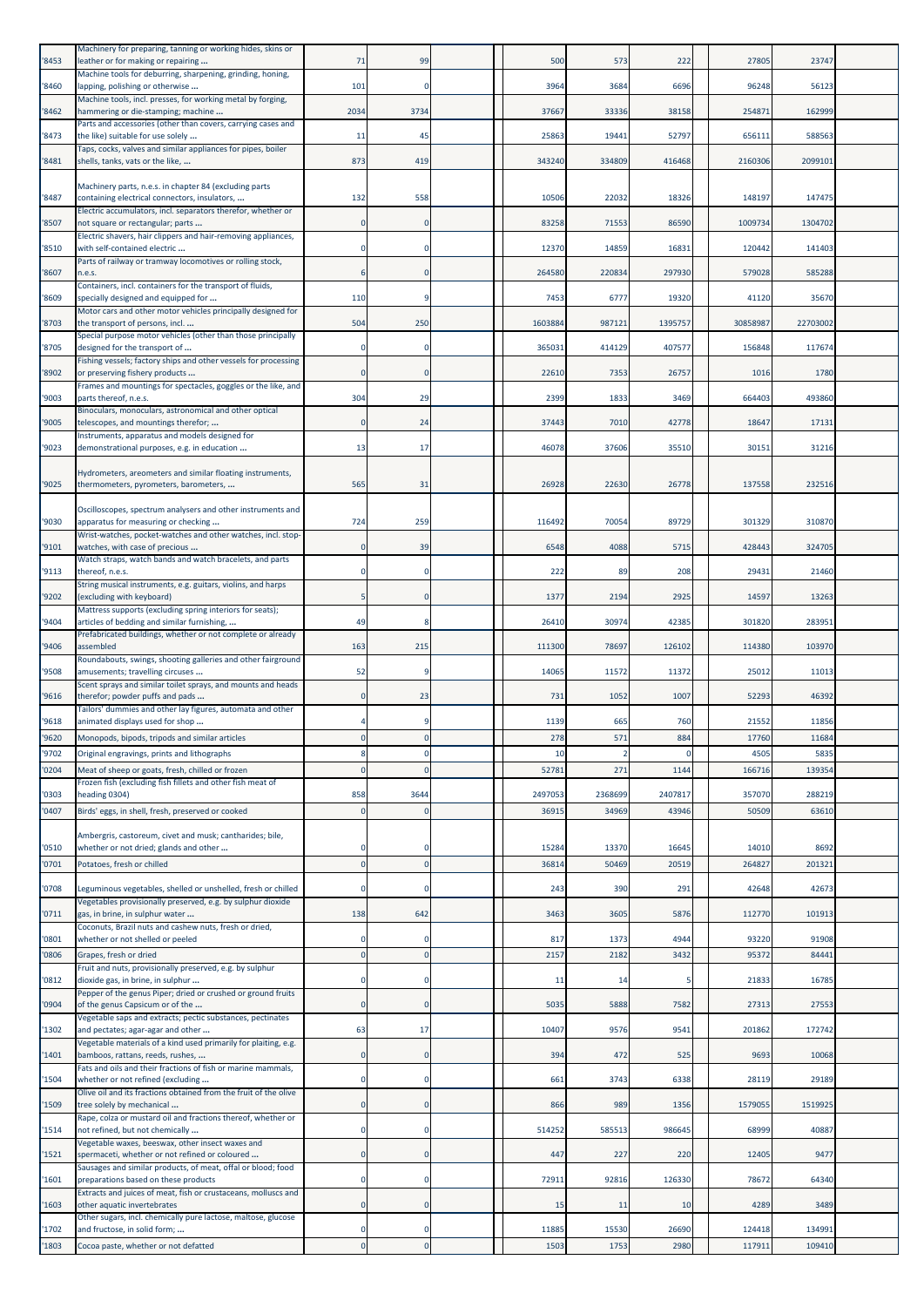| | | | | | | | | | | | |
|---|---|---|---|---|---|---|---|---|---|---|---|
| '8453 | Machinery for preparing, tanning or working hides, skins or leather or for making or repairing ... | 71 | 99 | | | 500 | 573 | 222 | 27805 | 23747 | |
| '8460 | Machine tools for deburring, sharpening, grinding, honing, lapping, polishing or otherwise ... | 101 | 0 | | | 3964 | 3684 | 6696 | 96248 | 56123 | |
| '8462 | Machine tools, incl. presses, for working metal by forging, hammering or die-stamping; machine ... | 2034 | 3734 | | | 37667 | 33336 | 38158 | 254871 | 162999 | |
| '8473 | Parts and accessories (other than covers, carrying cases and the like) suitable for use solely ... | 11 | 45 | | | 25863 | 19441 | 52797 | 656111 | 588563 | |
| '8481 | Taps, cocks, valves and similar appliances for pipes, boiler shells, tanks, vats or the like, ... | 873 | 419 | | | 343240 | 334809 | 416468 | 2160306 | 2099101 | |
| '8487 | Machinery parts, n.e.s. in chapter 84 (excluding parts containing electrical connectors, insulators, ... | 132 | 558 | | | 10506 | 22032 | 18326 | 148197 | 147475 | |
| '8507 | Electric accumulators, incl. separators therefor, whether or not square or rectangular; parts ... | 0 | 0 | | | 83258 | 71553 | 86590 | 1009734 | 1304702 | |
| '8510 | Electric shavers, hair clippers and hair-removing appliances, with self-contained electric ... | 0 | 0 | | | 12370 | 14859 | 16831 | 120442 | 141403 | |
| '8607 | Parts of railway or tramway locomotives or rolling stock, n.e.s. | 6 | 0 | | | 264580 | 220834 | 297930 | 579028 | 585288 | |
| '8609 | Containers, incl. containers for the transport of fluids, specially designed and equipped for ... | 110 | 9 | | | 7453 | 6777 | 19320 | 41120 | 35670 | |
| '8703 | Motor cars and other motor vehicles principally designed for the transport of persons, incl. ... | 504 | 250 | | | 1603884 | 987121 | 1395757 | 30858987 | 22703002 | |
| '8705 | Special purpose motor vehicles (other than those principally designed for the transport of ... | 0 | 0 | | | 365031 | 414129 | 407577 | 156848 | 117674 | |
| '8902 | Fishing vessels; factory ships and other vessels for processing or preserving fishery products ... | 0 | 0 | | | 22610 | 7353 | 26757 | 1016 | 1780 | |
| '9003 | Frames and mountings for spectacles, goggles or the like, and parts thereof, n.e.s. | 304 | 29 | | | 2399 | 1833 | 3469 | 664403 | 493860 | |
| '9005 | Binoculars, monoculars, astronomical and other optical telescopes, and mountings therefor; ... | 0 | 24 | | | 37443 | 7010 | 42778 | 18647 | 17131 | |
| '9023 | Instruments, apparatus and models designed for demonstrational purposes, e.g. in education ... | 13 | 17 | | | 46078 | 37606 | 35510 | 30151 | 31216 | |
| '9025 | Hydrometers, areometers and similar floating instruments, thermometers, pyrometers, barometers, ... | 565 | 31 | | | 26928 | 22630 | 26778 | 137558 | 232516 | |
| '9030 | Oscilloscopes, spectrum analysers and other instruments and apparatus for measuring or checking ... | 724 | 259 | | | 116492 | 70054 | 89729 | 301329 | 310870 | |
| '9101 | Wrist-watches, pocket-watches and other watches, incl. stop-watches, with case of precious ... | 0 | 39 | | | 6548 | 4088 | 5715 | 428443 | 324705 | |
| '9113 | Watch straps, watch bands and watch bracelets, and parts thereof, n.e.s. | 0 | 0 | | | 222 | 89 | 208 | 29431 | 21460 | |
| '9202 | String musical instruments, e.g. guitars, violins, and harps (excluding with keyboard) | 5 | 0 | | | 1377 | 2194 | 2925 | 14597 | 13263 | |
| '9404 | Mattress supports (excluding spring interiors for seats); articles of bedding and similar furnishing, ... | 49 | 8 | | | 26410 | 30974 | 42385 | 301820 | 283951 | |
| '9406 | Prefabricated buildings, whether or not complete or already assembled | 163 | 215 | | | 111300 | 78697 | 126102 | 114380 | 103970 | |
| '9508 | Roundabouts, swings, shooting galleries and other fairground amusements; travelling circuses ... | 52 | 9 | | | 14065 | 11572 | 11372 | 25012 | 11013 | |
| '9616 | Scent sprays and similar toilet sprays, and mounts and heads therefor; powder puffs and pads ... | 0 | 23 | | | 731 | 1052 | 1007 | 52293 | 46392 | |
| '9618 | Tailors' dummies and other lay figures, automata and other animated displays used for shop ... | 4 | 9 | | | 1139 | 665 | 760 | 21552 | 11856 | |
| '9620 | Monopods, bipods, tripods and similar articles | 0 | 0 | | | 278 | 571 | 884 | 17760 | 11684 | |
| '9702 | Original engravings, prints and lithographs | 8 | 0 | | | 10 | 2 | 0 | 4505 | 5835 | |
| '0204 | Meat of sheep or goats, fresh, chilled or frozen | 0 | 0 | | | 52781 | 271 | 1144 | 166716 | 139354 | |
| '0303 | Frozen fish (excluding fish fillets and other fish meat of heading 0304) | 858 | 3644 | | | 2497053 | 2368699 | 2407817 | 357070 | 288219 | |
| '0407 | Birds' eggs, in shell, fresh, preserved or cooked | 0 | 0 | | | 36915 | 34969 | 43946 | 50509 | 63610 | |
| '0510 | Ambergris, castoreum, civet and musk; cantharides; bile, whether or not dried; glands and other ... | 0 | 0 | | | 15284 | 13370 | 16645 | 14010 | 8692 | |
| '0701 | Potatoes, fresh or chilled | 0 | 0 | | | 36814 | 50469 | 20519 | 264827 | 201321 | |
| '0708 | Leguminous vegetables, shelled or unshelled, fresh or chilled | 0 | 0 | | | 243 | 390 | 291 | 42648 | 42673 | |
| '0711 | Vegetables provisionally preserved, e.g. by sulphur dioxide gas, in brine, in sulphur water ... | 138 | 642 | | | 3463 | 3605 | 5876 | 112770 | 101913 | |
| '0801 | Coconuts, Brazil nuts and cashew nuts, fresh or dried, whether or not shelled or peeled | 0 | 0 | | | 817 | 1373 | 4944 | 93220 | 91908 | |
| '0806 | Grapes, fresh or dried | 0 | 0 | | | 2157 | 2182 | 3432 | 95372 | 84441 | |
| '0812 | Fruit and nuts, provisionally preserved, e.g. by sulphur dioxide gas, in brine, in sulphur ... | 0 | 0 | | | 11 | 14 | 5 | 21833 | 16785 | |
| '0904 | Pepper of the genus Piper; dried or crushed or ground fruits of the genus Capsicum or of the ... | 0 | 0 | | | 5035 | 5888 | 7582 | 27313 | 27553 | |
| '1302 | Vegetable saps and extracts; pectic substances, pectinates and pectates; agar-agar and other ... | 63 | 17 | | | 10407 | 9576 | 9541 | 201862 | 172742 | |
| '1401 | Vegetable materials of a kind used primarily for plaiting, e.g. bamboos, rattans, reeds, rushes, ... | 0 | 0 | | | 394 | 472 | 525 | 9693 | 10068 | |
| '1504 | Fats and oils and their fractions of fish or marine mammals, whether or not refined (excluding ... | 0 | 0 | | | 661 | 3743 | 6338 | 28119 | 29189 | |
| '1509 | Olive oil and its fractions obtained from the fruit of the olive tree solely by mechanical ... | 0 | 0 | | | 866 | 989 | 1356 | 1579055 | 1519925 | |
| '1514 | Rape, colza or mustard oil and fractions thereof, whether or not refined, but not chemically ... | 0 | 0 | | | 514252 | 585513 | 986645 | 68999 | 40887 | |
| '1521 | Vegetable waxes, beeswax, other insect waxes and spermaceti, whether or not refined or coloured ... | 0 | 0 | | | 447 | 227 | 220 | 12405 | 9477 | |
| '1601 | Sausages and similar products, of meat, offal or blood; food preparations based on these products | 0 | 0 | | | 72911 | 92816 | 126330 | 78672 | 64340 | |
| '1603 | Extracts and juices of meat, fish or crustaceans, molluscs and other aquatic invertebrates | 0 | 0 | | | 15 | 11 | 10 | 4289 | 3489 | |
| '1702 | Other sugars, incl. chemically pure lactose, maltose, glucose and fructose, in solid form; ... | 0 | 0 | | | 11885 | 15530 | 26690 | 124418 | 134991 | |
| '1803 | Cocoa paste, whether or not defatted | 0 | 0 | | | 1503 | 1753 | 2980 | 117911 | 109410 | |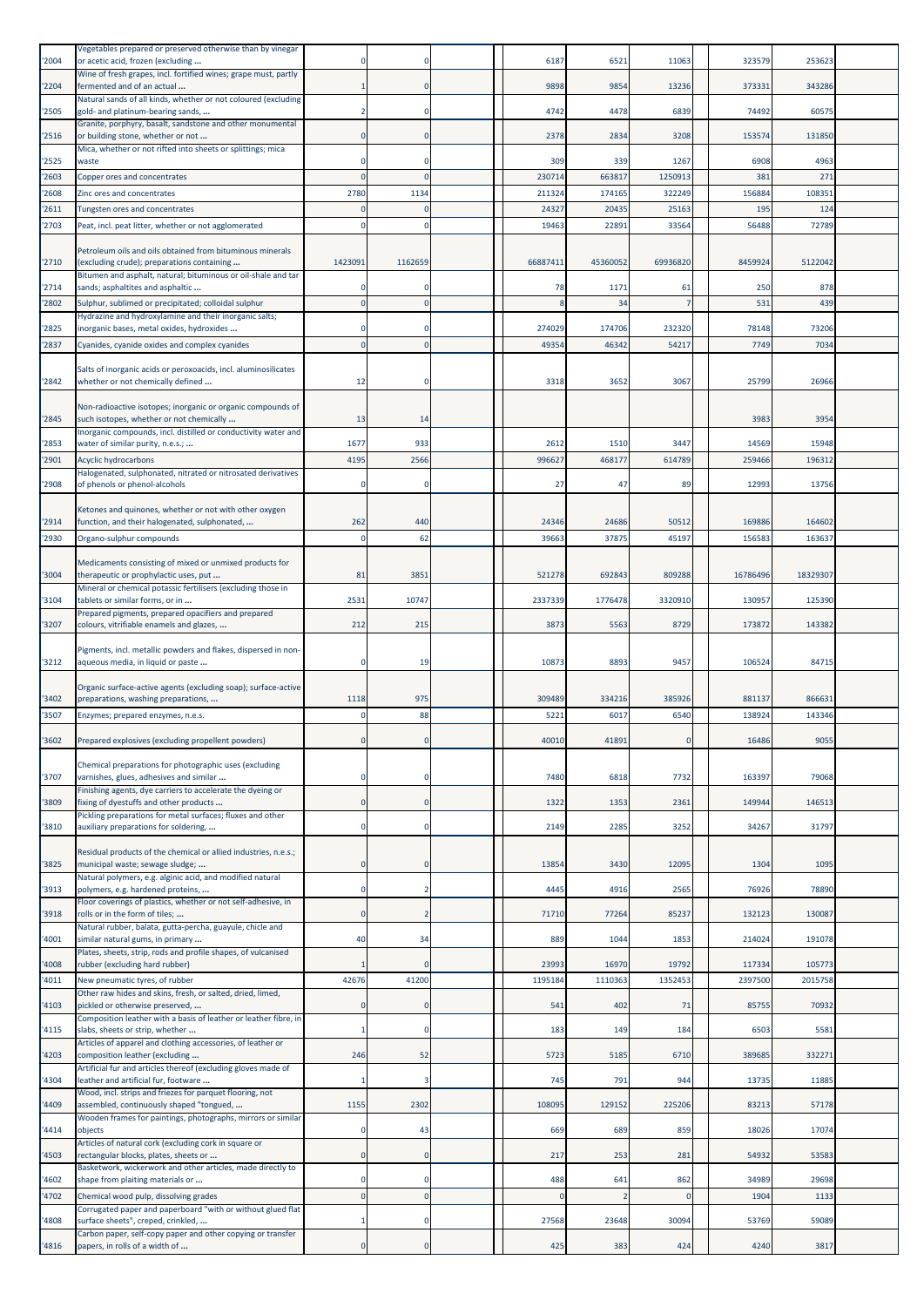| '2004 | Vegetables prepared or preserved otherwise than by vinegar or acetic acid, frozen (excluding ... | 0 | 0 | | | 6187 | 6521 | 11063 | | 323579 | 253623 | |
|---|---|---|---|---|---|---|---|---|---|---|---|---|
| '2204 | Wine of fresh grapes, incl. fortified wines; grape must, partly fermented and of an actual ... | 1 | 0 | | | 9898 | 9854 | 13236 | | 373331 | 343286 | |
| '2505 | Natural sands of all kinds, whether or not coloured (excluding gold- and platinum-bearing sands, ... | 2 | 0 | | | 4742 | 4478 | 6839 | | 74492 | 60575 | |
| '2516 | Granite, porphyry, basalt, sandstone and other monumental or building stone, whether or not ... | 0 | 0 | | | 2378 | 2834 | 3208 | | 153574 | 131850 | |
| '2525 | Mica, whether or not rifted into sheets or splittings; mica waste | 0 | 0 | | | 309 | 339 | 1267 | | 6908 | 4963 | |
| '2603 | Copper ores and concentrates | 0 | 0 | | | 230714 | 663817 | 1250913 | | 381 | 271 | |
| '2608 | Zinc ores and concentrates | 2780 | 1134 | | | 211324 | 174165 | 322249 | | 156884 | 108351 | |
| '2611 | Tungsten ores and concentrates | 0 | 0 | | | 24327 | 20435 | 25163 | | 195 | 124 | |
| '2703 | Peat, incl. peat litter, whether or not agglomerated | 0 | 0 | | | 19463 | 22891 | 33564 | | 56488 | 72789 | |
| '2710 | Petroleum oils and oils obtained from bituminous minerals (excluding crude); preparations containing ... | 1423091 | 1162659 | | | 66887411 | 45360052 | 69936820 | | 8459924 | 5122042 | |
| '2714 | Bitumen and asphalt, natural; bituminous or oil-shale and tar sands; asphaltites and asphaltic ... | 0 | 0 | | | 78 | 1171 | 61 | | 250 | 878 | |
| '2802 | Sulphur, sublimed or precipitated; colloidal sulphur | 0 | 0 | | | 8 | 34 | 7 | | 531 | 439 | |
| '2825 | Hydrazine and hydroxylamine and their inorganic salts; inorganic bases, metal oxides, hydroxides ... | 0 | 0 | | | 274029 | 174706 | 232320 | | 78148 | 73206 | |
| '2837 | Cyanides, cyanide oxides and complex cyanides | 0 | 0 | | | 49354 | 46342 | 54217 | | 7749 | 7034 | |
| '2842 | Salts of inorganic acids or peroxoacids, incl. aluminosilicates whether or not chemically defined ... | 12 | 0 | | | 3318 | 3652 | 3067 | | 25799 | 26966 | |
| '2845 | Non-radioactive isotopes; inorganic or organic compounds of such isotopes, whether or not chemically ... | 13 | 14 | | | | | | | 3983 | 3954 | |
| '2853 | Inorganic compounds, incl. distilled or conductivity water and water of similar purity, n.e.s.; ... | 1677 | 933 | | | 2612 | 1510 | 3447 | | 14569 | 15948 | |
| '2901 | Acyclic hydrocarbons | 4195 | 2566 | | | 996627 | 468177 | 614789 | | 259466 | 196312 | |
| '2908 | Halogenated, sulphonated, nitrated or nitrosated derivatives of phenols or phenol-alcohols | 0 | 0 | | | 27 | 47 | 89 | | 12993 | 13756 | |
| '2914 | Ketones and quinones, whether or not with other oxygen function, and their halogenated, sulphonated, ... | 262 | 440 | | | 24346 | 24686 | 50512 | | 169886 | 164602 | |
| '2930 | Organo-sulphur compounds | 0 | 62 | | | 39663 | 37875 | 45197 | | 156583 | 163637 | |
| '3004 | Medicaments consisting of mixed or unmixed products for therapeutic or prophylactic uses, put ... | 81 | 3851 | | | 521278 | 692843 | 809288 | | 16786496 | 18329307 | |
| '3104 | Mineral or chemical potassic fertilisers (excluding those in tablets or similar forms, or in ... | 2531 | 10747 | | | 2337339 | 1776478 | 3320910 | | 130957 | 125390 | |
| '3207 | Prepared pigments, prepared opacifiers and prepared colours, vitrifiable enamels and glazes, ... | 212 | 215 | | | 3873 | 5563 | 8729 | | 173872 | 143382 | |
| '3212 | Pigments, incl. metallic powders and flakes, dispersed in non-aqueous media, in liquid or paste ... | 0 | 19 | | | 10873 | 8893 | 9457 | | 106524 | 84715 | |
| '3402 | Organic surface-active agents (excluding soap); surface-active preparations, washing preparations, ... | 1118 | 975 | | | 309489 | 334216 | 385926 | | 881137 | 866631 | |
| '3507 | Enzymes; prepared enzymes, n.e.s. | 0 | 88 | | | 5221 | 6017 | 6540 | | 138924 | 143346 | |
| '3602 | Prepared explosives (excluding propellent powders) | 0 | 0 | | | 40010 | 41891 | 0 | | 16486 | 9055 | |
| '3707 | Chemical preparations for photographic uses (excluding varnishes, glues, adhesives and similar ... | 0 | 0 | | | 7480 | 6818 | 7732 | | 163397 | 79068 | |
| '3809 | Finishing agents, dye carriers to accelerate the dyeing or fixing of dyestuffs and other products ... | 0 | 0 | | | 1322 | 1353 | 2361 | | 149944 | 146513 | |
| '3810 | Pickling preparations for metal surfaces; fluxes and other auxiliary preparations for soldering, ... | 0 | 0 | | | 2149 | 2285 | 3252 | | 34267 | 31797 | |
| '3825 | Residual products of the chemical or allied industries, n.e.s.; municipal waste; sewage sludge; ... | 0 | 0 | | | 13854 | 3430 | 12095 | | 1304 | 1095 | |
| '3913 | Natural polymers, e.g. alginic acid, and modified natural polymers, e.g. hardened proteins, ... | 0 | 2 | | | 4445 | 4916 | 2565 | | 76926 | 78890 | |
| '3918 | Floor coverings of plastics, whether or not self-adhesive, in rolls or in the form of tiles; ... | 0 | 2 | | | 71710 | 77264 | 85237 | | 132123 | 130087 | |
| '4001 | Natural rubber, balata, gutta-percha, guayule, chicle and similar natural gums, in primary ... | 40 | 34 | | | 889 | 1044 | 1853 | | 214024 | 191078 | |
| '4008 | Plates, sheets, strip, rods and profile shapes, of vulcanised rubber (excluding hard rubber) | 1 | 0 | | | 23993 | 16970 | 19792 | | 117334 | 105773 | |
| '4011 | New pneumatic tyres, of rubber | 42676 | 41200 | | | 1195184 | 1110363 | 1352453 | | 2397500 | 2015758 | |
| '4103 | Other raw hides and skins, fresh, or salted, dried, limed, pickled or otherwise preserved, ... | 0 | 0 | | | 541 | 402 | 71 | | 85755 | 70932 | |
| '4115 | Composition leather with a basis of leather or leather fibre, in slabs, sheets or strip, whether ... | 1 | 0 | | | 183 | 149 | 184 | | 6503 | 5581 | |
| '4203 | Articles of apparel and clothing accessories, of leather or composition leather (excluding ... | 246 | 52 | | | 5723 | 5185 | 6710 | | 389685 | 332271 | |
| '4304 | Artificial fur and articles thereof (excluding gloves made of leather and artificial fur, footware ... | 1 | 3 | | | 745 | 791 | 944 | | 13735 | 11885 | |
| '4409 | Wood, incl. strips and friezes for parquet flooring, not assembled, continuously shaped "tongued, ... | 1155 | 2302 | | | 108095 | 129152 | 225206 | | 83213 | 57178 | |
| '4414 | Wooden frames for paintings, photographs, mirrors or similar objects | 0 | 43 | | | 669 | 689 | 859 | | 18026 | 17074 | |
| '4503 | Articles of natural cork (excluding cork in square or rectangular blocks, plates, sheets or ... | 0 | 0 | | | 217 | 253 | 281 | | 54932 | 53583 | |
| '4602 | Basketwork, wickerwork and other articles, made directly to shape from plaiting materials or ... | 0 | 0 | | | 488 | 641 | 862 | | 34989 | 29698 | |
| '4702 | Chemical wood pulp, dissolving grades | 0 | 0 | | | 0 | 2 | 0 | | 1904 | 1133 | |
| '4808 | Corrugated paper and paperboard "with or without glued flat surface sheets", creped, crinkled, ... | 1 | 0 | | | 27568 | 23648 | 30094 | | 53769 | 59089 | |
| '4816 | Carbon paper, self-copy paper and other copying or transfer papers, in rolls of a width of ... | 0 | 0 | | | 425 | 383 | 424 | | 4240 | 3817 | |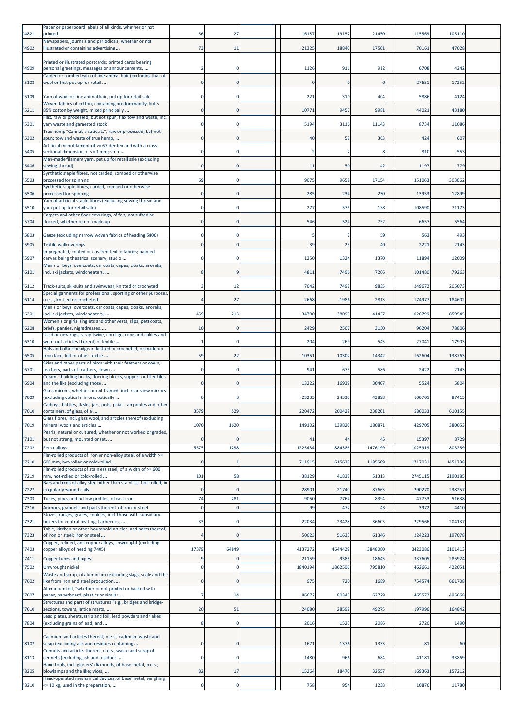| '4821 | Paper or paperboard labels of all kinds, whether or not printed | 56 | 27 | | | 16187 | 19157 | 21450 | | 115569 | 105110 | |
|---|---|---|---|---|---|---|---|---|---|---|---|---|
| '4902 | Newspapers, journals and periodicals, whether or not illustrated or containing advertising ... | 73 | 11 | | | 21325 | 18840 | 17561 | | 70161 | 47028 | |
| '4909 | Printed or illustrated postcards; printed cards bearing personal greetings, messages or announcements, ... | 2 | 0 | | | 1126 | 911 | 912 | | 6708 | 4242 | |
| '5108 | Carded or combed yarn of fine animal hair (excluding that of wool or that put up for retail ... | 0 | 0 | | | 0 | 0 | 0 | | 27651 | 17252 | |
| '5109 | Yarn of wool or fine animal hair, put up for retail sale | 0 | 0 | | | 221 | 310 | 404 | | 5886 | 4124 | |
| '5211 | Woven fabrics of cotton, containing predominantly, but < 85% cotton by weight, mixed principally ... | 0 | 0 | | | 10771 | 9457 | 9981 | | 44021 | 43180 | |
| '5301 | Flax, raw or processed, but not spun; flax tow and waste, incl. yarn waste and garnetted stock | 0 | 0 | | | 5194 | 3116 | 11143 | | 8734 | 11086 | |
| '5302 | True hemp "Cannabis sativa L.", raw or processed, but not spun; tow and waste of true hemp, ... | 0 | 0 | | | 40 | 52 | 363 | | 424 | 607 | |
| '5405 | Artificial monofilament of >= 67 decitex and with a cross sectional dimension of <= 1 mm; strip ... | 0 | 0 | | | 2 | 2 | 8 | | 810 | 553 | |
| '5406 | Man-made filament yarn, put up for retail sale (excluding sewing thread) | 0 | 0 | | | 11 | 50 | 42 | | 1197 | 779 | |
| '5503 | Synthetic staple fibres, not carded, combed or otherwise processed for spinning | 69 | 0 | | | 9075 | 9658 | 17154 | | 351063 | 303662 | |
| '5506 | Synthetic staple fibres, carded, combed or otherwise processed for spinning | 0 | 0 | | | 285 | 234 | 250 | | 13933 | 12899 | |
| '5510 | Yarn of artificial staple fibres (excluding sewing thread and yarn put up for retail sale) | 0 | 0 | | | 277 | 575 | 138 | | 108590 | 71173 | |
| '5704 | Carpets and other floor coverings, of felt, not tufted or flocked, whether or not made up | 0 | 0 | | | 546 | 524 | 752 | | 6657 | 5564 | |
| '5803 | Gauze (excluding narrow woven fabrics of heading 5806) | 0 | 0 | | | 5 | 2 | 59 | | 563 | 493 | |
| '5905 | Textile wallcoverings | 0 | 0 | | | 39 | 23 | 40 | | 2221 | 2143 | |
| '5907 | Impregnated, coated or covered textile fabrics; painted canvas being theatrical scenery, studio ... | 0 | 0 | | | 1250 | 1324 | 1370 | | 11894 | 12009 | |
| '6101 | Men's or boys' overcoats, car coats, capes, cloaks, anoraks, incl. ski jackets, windcheaters, ... | 8 | 9 | | | 4811 | 7496 | 7206 | | 101480 | 79263 | |
| '6112 | Track-suits, ski-suits and swimwear, knitted or crocheted | 3 | 12 | | | 7042 | 7492 | 9835 | | 249672 | 205073 | |
| '6114 | Special garments for professional, sporting or other purposes, n.e.s., knitted or crocheted | 4 | 27 | | | 2668 | 1986 | 2813 | | 174977 | 184602 | |
| '6201 | Men's or boys' overcoats, car coats, capes, cloaks, anoraks, incl. ski jackets, windcheaters, ... | 459 | 213 | | | 34790 | 38093 | 41437 | | 1026799 | 859545 | |
| '6208 | Women's or girls' singlets and other vests, slips, petticoats, briefs, panties, nightdresses, ... | 10 | 0 | | | 2429 | 2507 | 3130 | | 96204 | 78806 | |
| '6310 | Used or new rags, scrap twine, cordage, rope and cables and worn-out articles thereof, of textile ... | 1 | 0 | | | 204 | 269 | 545 | | 27041 | 17903 | |
| '6505 | Hats and other headgear, knitted or crocheted, or made up from lace, felt or other textile ... | 59 | 22 | | | 10351 | 10302 | 14342 | | 162604 | 138763 | |
| '6701 | Skins and other parts of birds with their feathers or down, feathers, parts of feathers, down ... | 0 | 0 | | | 941 | 675 | 586 | | 2422 | 2143 | |
| '6904 | Ceramic building bricks, flooring blocks, support or filler tiles and the like (excluding those ... | 0 | 0 | | | 13222 | 16939 | 30407 | | 5524 | 5804 | |
| '7009 | Glass mirrors, whether or not framed, incl. rear-view mirrors (excluding optical mirrors, optically ... | 0 | 3 | | | 23235 | 24330 | 43898 | | 100705 | 87415 | |
| '7010 | Carboys, bottles, flasks, jars, pots, phials, ampoules and other containers, of glass, of a ... | 3579 | 529 | | | 220472 | 200422 | 238201 | | 586033 | 610155 | |
| '7019 | Glass fibres, incl. glass wool, and articles thereof (excluding mineral wools and articles ... | 1070 | 1620 | | | 149102 | 139820 | 180871 | | 429705 | 380053 | |
| '7101 | Pearls, natural or cultured, whether or not worked or graded, but not strung, mounted or set, ... | 0 | 0 | | | 41 | 44 | 45 | | 15397 | 8729 | |
| '7202 | Ferro-alloys | 5575 | 1288 | | | 1225434 | 884386 | 1476199 | | 1025919 | 803259 | |
| '7210 | Flat-rolled products of iron or non-alloy steel, of a width >= 600 mm, hot-rolled or cold-rolled ... | 0 | 1 | | | 711915 | 615638 | 1185509 | | 1717031 | 1451738 | |
| '7219 | Flat-rolled products of stainless steel, of a width of >= 600 mm, hot-rolled or cold-rolled ... | 101 | 58 | | | 38129 | 41838 | 51313 | | 2745115 | 2190185 | |
| '7227 | Bars and rods of alloy steel other than stainless, hot-rolled, in irregularly wound coils | 0 | 0 | | | 28901 | 21740 | 87663 | | 290270 | 238257 | |
| '7303 | Tubes, pipes and hollow profiles, of cast iron | 74 | 281 | | | 9050 | 7764 | 8394 | | 47733 | 51638 | |
| '7316 | Anchors, grapnels and parts thereof, of iron or steel | 0 | 0 | | | 99 | 472 | 43 | | 3972 | 4410 | |
| '7321 | Stoves, ranges, grates, cookers, incl. those with subsidiary boilers for central heating, barbecues, ... | 33 | 0 | | | 22034 | 23428 | 36603 | | 229566 | 204137 | |
| '7323 | Table, kitchen or other household articles, and parts thereof, of iron or steel; iron or steel ... | 4 | 0 | | | 50023 | 51635 | 61346 | | 224223 | 197078 | |
| '7403 | Copper, refined, and copper alloys, unwrought (excluding copper alloys of heading 7405) | 17379 | 64849 | | | 4137272 | 4644429 | 3848080 | | 3423086 | 3101413 | |
| '7411 | Copper tubes and pipes | 9 | 0 | | | 21159 | 9385 | 18645 | | 337605 | 285924 | |
| '7502 | Unwrought nickel | 0 | 0 | | | 1840194 | 1862506 | 795810 | | 462661 | 422051 | |
| '7602 | Waste and scrap, of aluminium (excluding slags, scale and the like from iron and steel production, ... | 0 | 0 | | | 975 | 720 | 1689 | | 754574 | 661708 | |
| '7607 | Aluminium foil, "whether or not printed or backed with paper, paperboard, plastics or similar ... | 7 | 14 | | | 86672 | 80345 | 62729 | | 465572 | 495668 | |
| '7610 | Structures and parts of structures "e.g., bridges and bridge-sections, towers, lattice masts, ... | 20 | 51 | | | 24080 | 28592 | 49275 | | 197996 | 164842 | |
| '7804 | Lead plates, sheets, strip and foil; lead powders and flakes (excluding grains of lead, and ... | 8 | 0 | | | 2016 | 1523 | 2086 | | 2720 | 1490 | |
| '8107 | Cadmium and articles thereof, n.e.s.; cadmium waste and scrap (excluding ash and residues containing ... | 0 | 0 | | | 1671 | 1376 | 1333 | | 81 | 60 | |
| '8113 | Cermets and articles thereof, n.e.s.; waste and scrap of cermets (excluding ash and residues ... | 0 | 0 | | | 1480 | 966 | 684 | | 41181 | 33869 | |
| '8205 | Hand tools, incl. glaziers' diamonds, of base metal, n.e.s.; blowlamps and the like; vices, ... | 82 | 17 | | | 15264 | 18470 | 32557 | | 169363 | 157212 | |
| '8210 | Hand-operated mechanical devices, of base metal, weighing <= 10 kg, used in the preparation, ... | 0 | 0 | | | 758 | 954 | 1238 | | 10876 | 11780 | |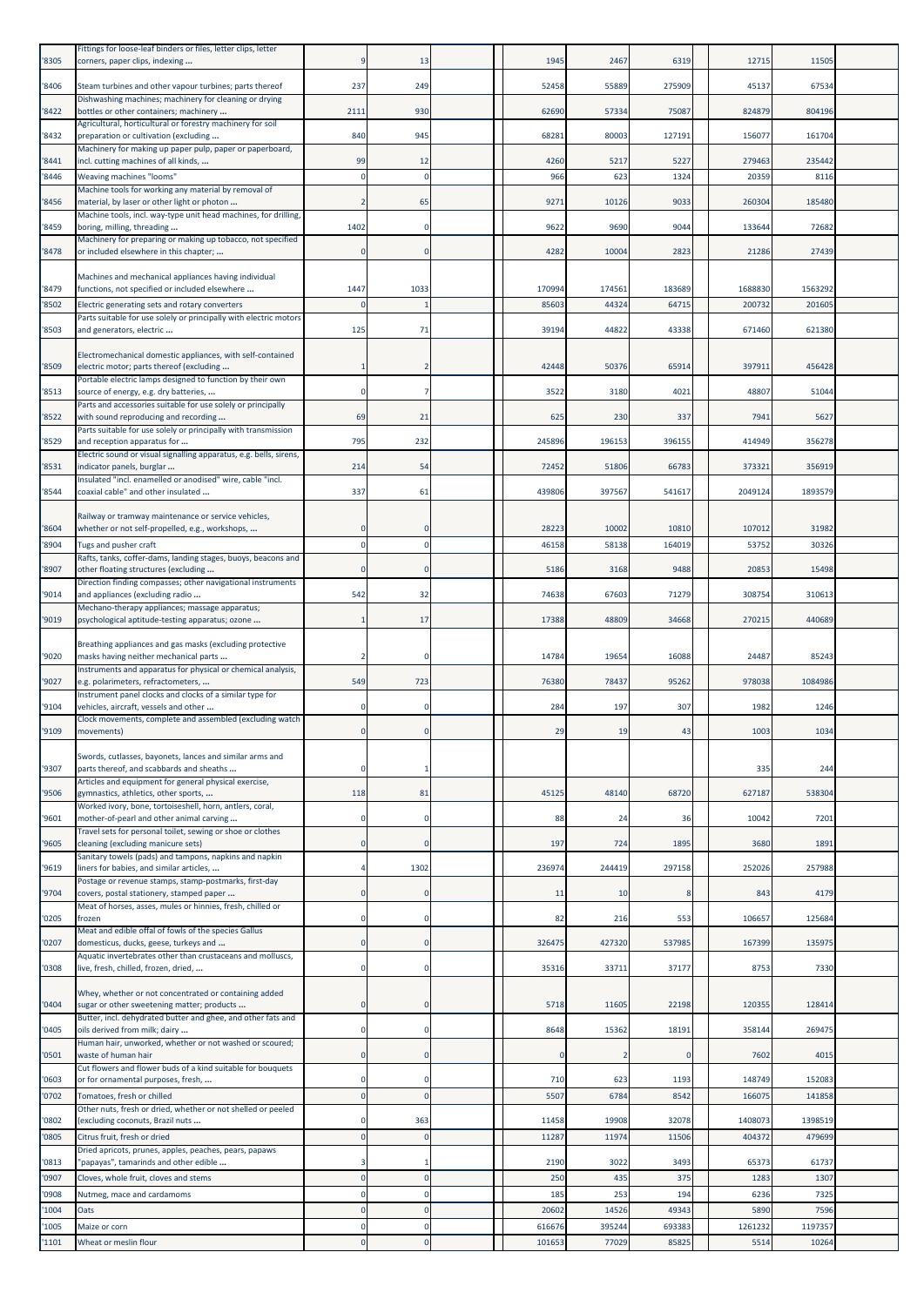| | | | | | | | | | | | | |
|---|---|---|---|---|---|---|---|---|---|---|---|---|
| '8305 | Fittings for loose-leaf binders or files, letter clips, letter corners, paper clips, indexing ... | 9 | 13 | | | 1945 | 2467 | 6319 | | 12715 | 11505 | |
| '8406 | Steam turbines and other vapour turbines; parts thereof | 237 | 249 | | | 52458 | 55889 | 275909 | | 45137 | 67534 | |
| '8422 | Dishwashing machines; machinery for cleaning or drying bottles or other containers; machinery ... | 2111 | 930 | | | 62690 | 57334 | 75087 | | 824879 | 804196 | |
| '8432 | Agricultural, horticultural or forestry machinery for soil preparation or cultivation (excluding ... | 840 | 945 | | | 68281 | 80003 | 127191 | | 156077 | 161704 | |
| '8441 | Machinery for making up paper pulp, paper or paperboard, incl. cutting machines of all kinds, ... | 99 | 12 | | | 4260 | 5217 | 5227 | | 279463 | 235442 | |
| '8446 | Weaving machines "looms" | 0 | 0 | | | 966 | 623 | 1324 | | 20359 | 8116 | |
| '8456 | Machine tools for working any material by removal of material, by laser or other light or photon ... | 2 | 65 | | | 9271 | 10126 | 9033 | | 260304 | 185480 | |
| '8459 | Machine tools, incl. way-type unit head machines, for drilling, boring, milling, threading ... | 1402 | 0 | | | 9622 | 9690 | 9044 | | 133644 | 72682 | |
| '8478 | Machinery for preparing or making up tobacco, not specified or included elsewhere in this chapter; ... | 0 | 0 | | | 4282 | 10004 | 2823 | | 21286 | 27439 | |
| '8479 | Machines and mechanical appliances having individual functions, not specified or included elsewhere ... | 1447 | 1033 | | | 170994 | 174561 | 183689 | | 1688830 | 1563292 | |
| '8502 | Electric generating sets and rotary converters | 0 | 1 | | | 85603 | 44324 | 64715 | | 200732 | 201605 | |
| '8503 | Parts suitable for use solely or principally with electric motors and generators, electric ... | 125 | 71 | | | 39194 | 44822 | 43338 | | 671460 | 621380 | |
| '8509 | Electromechanical domestic appliances, with self-contained electric motor; parts thereof (excluding ... | 1 | 2 | | | 42448 | 50376 | 65914 | | 397911 | 456428 | |
| '8513 | Portable electric lamps designed to function by their own source of energy, e.g. dry batteries, ... | 0 | 7 | | | 3522 | 3180 | 4021 | | 48807 | 51044 | |
| '8522 | Parts and accessories suitable for use solely or principally with sound reproducing and recording ... | 69 | 21 | | | 625 | 230 | 337 | | 7941 | 5627 | |
| '8529 | Parts suitable for use solely or principally with transmission and reception apparatus for ... | 795 | 232 | | | 245896 | 196153 | 396155 | | 414949 | 356278 | |
| '8531 | Electric sound or visual signalling apparatus, e.g. bells, sirens, indicator panels, burglar ... | 214 | 54 | | | 72452 | 51806 | 66783 | | 373321 | 356919 | |
| '8544 | Insulated "incl. enamelled or anodised" wire, cable "incl. coaxial cable" and other insulated ... | 337 | 61 | | | 439806 | 397567 | 541617 | | 2049124 | 1893579 | |
| '8604 | Railway or tramway maintenance or service vehicles, whether or not self-propelled, e.g., workshops, ... | 0 | 0 | | | 28223 | 10002 | 10810 | | 107012 | 31982 | |
| '8904 | Tugs and pusher craft | 0 | 0 | | | 46158 | 58138 | 164019 | | 53752 | 30326 | |
| '8907 | Rafts, tanks, coffer-dams, landing stages, buoys, beacons and other floating structures (excluding ... | 0 | 0 | | | 5186 | 3168 | 9488 | | 20853 | 15498 | |
| '9014 | Direction finding compasses; other navigational instruments and appliances (excluding radio ... | 542 | 32 | | | 74638 | 67603 | 71279 | | 308754 | 310613 | |
| '9019 | Mechano-therapy appliances; massage apparatus; psychological aptitude-testing apparatus; ozone ... | 1 | 17 | | | 17388 | 48809 | 34668 | | 270215 | 440689 | |
| '9020 | Breathing appliances and gas masks (excluding protective masks having neither mechanical parts ... | 2 | 0 | | | 14784 | 19654 | 16088 | | 24487 | 85243 | |
| '9027 | Instruments and apparatus for physical or chemical analysis, e.g. polarimeters, refractometers, ... | 549 | 723 | | | 76380 | 78437 | 95262 | | 978038 | 1084986 | |
| '9104 | Instrument panel clocks and clocks of a similar type for vehicles, aircraft, vessels and other ... | 0 | 0 | | | 284 | 197 | 307 | | 1982 | 1246 | |
| '9109 | Clock movements, complete and assembled (excluding watch movements) | 0 | 0 | | | 29 | 19 | 43 | | 1003 | 1034 | |
| '9307 | Swords, cutlasses, bayonets, lances and similar arms and parts thereof, and scabbards and sheaths ... | 0 | 1 | | | | | | | 335 | 244 | |
| '9506 | Articles and equipment for general physical exercise, gymnastics, athletics, other sports, ... | 118 | 81 | | | 45125 | 48140 | 68720 | | 627187 | 538304 | |
| '9601 | Worked ivory, bone, tortoiseshell, horn, antlers, coral, mother-of-pearl and other animal carving ... | 0 | 0 | | | 88 | 24 | 36 | | 10042 | 7201 | |
| '9605 | Travel sets for personal toilet, sewing or shoe or clothes cleaning (excluding manicure sets) | 0 | 0 | | | 197 | 724 | 1895 | | 3680 | 1891 | |
| '9619 | Sanitary towels (pads) and tampons, napkins and napkin liners for babies, and similar articles, ... | 4 | 1302 | | | 236974 | 244419 | 297158 | | 252026 | 257988 | |
| '9704 | Postage or revenue stamps, stamp-postmarks, first-day covers, postal stationery, stamped paper ... | 0 | 0 | | | 11 | 10 | 8 | | 843 | 4179 | |
| '0205 | Meat of horses, asses, mules or hinnies, fresh, chilled or frozen | 0 | 0 | | | 82 | 216 | 553 | | 106657 | 125684 | |
| '0207 | Meat and edible offal of fowls of the species Gallus domesticus, ducks, geese, turkeys and ... | 0 | 0 | | | 326475 | 427320 | 537985 | | 167399 | 135975 | |
| '0308 | Aquatic invertebrates other than crustaceans and molluscs, live, fresh, chilled, frozen, dried, ... | 0 | 0 | | | 35316 | 33711 | 37177 | | 8753 | 7330 | |
| '0404 | Whey, whether or not concentrated or containing added sugar or other sweetening matter; products ... | 0 | 0 | | | 5718 | 11605 | 22198 | | 120355 | 128414 | |
| '0405 | Butter, incl. dehydrated butter and ghee, and other fats and oils derived from milk; dairy ... | 0 | 0 | | | 8648 | 15362 | 18191 | | 358144 | 269475 | |
| '0501 | Human hair, unworked, whether or not washed or scoured; waste of human hair | 0 | 0 | | | 0 | 2 | 0 | | 7602 | 4015 | |
| '0603 | Cut flowers and flower buds of a kind suitable for bouquets or for ornamental purposes, fresh, ... | 0 | 0 | | | 710 | 623 | 1193 | | 148749 | 152083 | |
| '0702 | Tomatoes, fresh or chilled | 0 | 0 | | | 5507 | 6784 | 8542 | | 166075 | 141858 | |
| '0802 | Other nuts, fresh or dried, whether or not shelled or peeled (excluding coconuts, Brazil nuts ... | 0 | 363 | | | 11458 | 19908 | 32078 | | 1408073 | 1398519 | |
| '0805 | Citrus fruit, fresh or dried | 0 | 0 | | | 11287 | 11974 | 11506 | | 404372 | 479699 | |
| '0813 | Dried apricots, prunes, apples, peaches, pears, papaws "papayas", tamarinds and other edible ... | 3 | 1 | | | 2190 | 3022 | 3493 | | 65373 | 61737 | |
| '0907 | Cloves, whole fruit, cloves and stems | 0 | 0 | | | 250 | 435 | 375 | | 1283 | 1307 | |
| '0908 | Nutmeg, mace and cardamoms | 0 | 0 | | | 185 | 253 | 194 | | 6236 | 7325 | |
| '1004 | Oats | 0 | 0 | | | 20602 | 14526 | 49343 | | 5890 | 7596 | |
| '1005 | Maize or corn | 0 | 0 | | | 616676 | 395244 | 693383 | | 1261232 | 1197357 | |
| '1101 | Wheat or meslin flour | 0 | 0 | | | 101653 | 77029 | 85825 | | 5514 | 10264 | |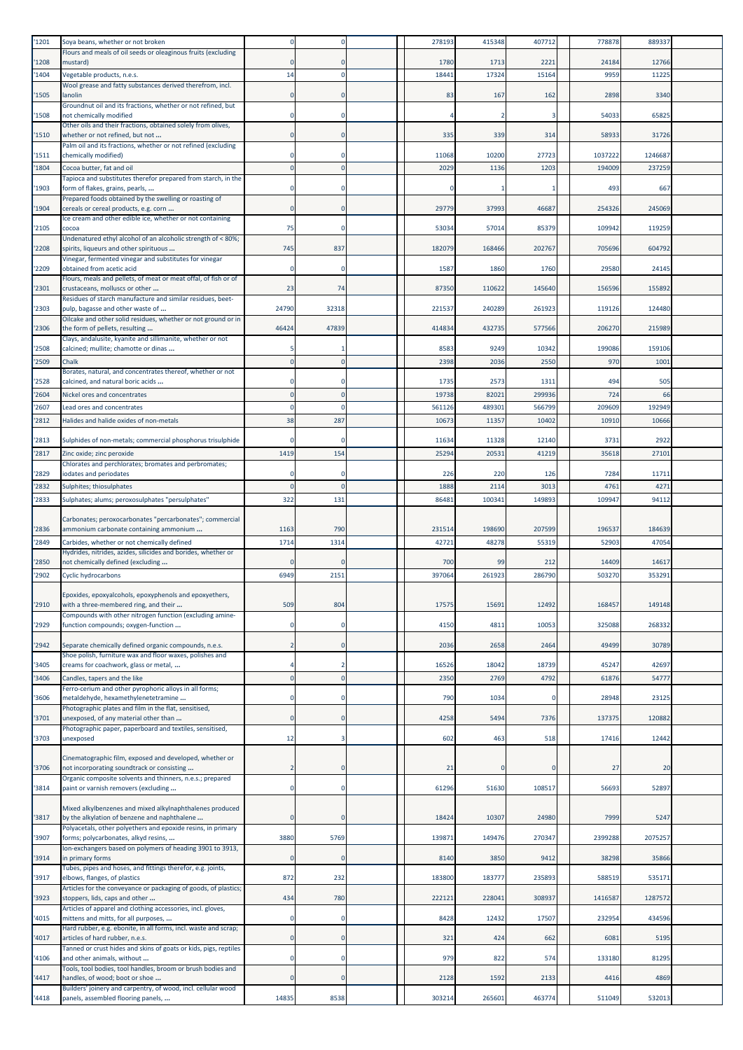| '1201 | Soya beans, whether or not broken | 0 | 0 | | | 278193 | 415348 | 407712 | | 778878 | 889337 | |
|---|---|---|---|---|---|---|---|---|---|---|---|---|
| '1208 | Flours and meals of oil seeds or oleaginous fruits (excluding mustard) | 0 | 0 | | | 1780 | 1713 | 2221 | | 24184 | 12766 | |
| '1404 | Vegetable products, n.e.s. | 14 | 0 | | | 18441 | 17324 | 15164 | | 9959 | 11225 | |
| '1505 | Wool grease and fatty substances derived therefrom, incl. lanolin | 0 | 0 | | | 83 | 167 | 162 | | 2898 | 3340 | |
| '1508 | Groundnut oil and its fractions, whether or not refined, but not chemically modified | 0 | 0 | | | 4 | 2 | 3 | | 54033 | 65825 | |
| '1510 | Other oils and their fractions, obtained solely from olives, whether or not refined, but not ... | 0 | 0 | | | 335 | 339 | 314 | | 58933 | 31726 | |
| '1511 | Palm oil and its fractions, whether or not refined (excluding chemically modified) | 0 | 0 | | | 11068 | 10200 | 27723 | | 1037222 | 1246687 | |
| '1804 | Cocoa butter, fat and oil | 0 | 0 | | | 2029 | 1136 | 1203 | | 194009 | 237259 | |
| '1903 | Tapioca and substitutes therefor prepared from starch, in the form of flakes, grains, pearls, ... | 0 | 0 | | | 0 | 1 | 1 | | 493 | 667 | |
| '1904 | Prepared foods obtained by the swelling or roasting of cereals or cereal products, e.g. corn ... | 0 | 0 | | | 29779 | 37993 | 46687 | | 254326 | 245069 | |
| '2105 | Ice cream and other edible ice, whether or not containing cocoa | 75 | 0 | | | 53034 | 57014 | 85379 | | 109942 | 119259 | |
| '2208 | Undenatured ethyl alcohol of an alcoholic strength of < 80%; spirits, liqueurs and other spirituous ... | 745 | 837 | | | 182079 | 168466 | 202767 | | 705696 | 604792 | |
| '2209 | Vinegar, fermented vinegar and substitutes for vinegar obtained from acetic acid | 0 | 0 | | | 1587 | 1860 | 1760 | | 29580 | 24145 | |
| '2301 | Flours, meals and pellets, of meat or meat offal, of fish or of crustaceans, molluscs or other ... | 23 | 74 | | | 87350 | 110622 | 145640 | | 156596 | 155892 | |
| '2303 | Residues of starch manufacture and similar residues, beet-pulp, bagasse and other waste of ... | 24790 | 32318 | | | 221537 | 240289 | 261923 | | 119126 | 124480 | |
| '2306 | Oilcake and other solid residues, whether or not ground or in the form of pellets, resulting ... | 46424 | 47839 | | | 414834 | 432735 | 577566 | | 206270 | 215989 | |
| '2508 | Clays, andalusite, kyanite and sillimanite, whether or not calcined; mullite; chamotte or dinas ... | 5 | 1 | | | 8583 | 9249 | 10342 | | 199086 | 159106 | |
| '2509 | Chalk | 0 | 0 | | | 2398 | 2036 | 2550 | | 970 | 1001 | |
| '2528 | Borates, natural, and concentrates thereof, whether or not calcined, and natural boric acids ... | 0 | 0 | | | 1735 | 2573 | 1311 | | 494 | 505 | |
| '2604 | Nickel ores and concentrates | 0 | 0 | | | 19738 | 82021 | 299936 | | 724 | 66 | |
| '2607 | Lead ores and concentrates | 0 | 0 | | | 561126 | 489301 | 566799 | | 209609 | 192949 | |
| '2812 | Halides and halide oxides of non-metals | 38 | 287 | | | 10673 | 11357 | 10402 | | 10910 | 10666 | |
| '2813 | Sulphides of non-metals; commercial phosphorus trisulphide | 0 | 0 | | | 11634 | 11328 | 12140 | | 3731 | 2922 | |
| '2817 | Zinc oxide; zinc peroxide | 1419 | 154 | | | 25294 | 20531 | 41219 | | 35618 | 27101 | |
| '2829 | Chlorates and perchlorates; bromates and perbromates; iodates and periodates | 0 | 0 | | | 226 | 220 | 126 | | 7284 | 11711 | |
| '2832 | Sulphites; thiosulphates | 0 | 0 | | | 1888 | 2114 | 3013 | | 4761 | 4271 | |
| '2833 | Sulphates; alums; peroxosulphates "persulphates" | 322 | 131 | | | 86481 | 100341 | 149893 | | 109947 | 94112 | |
| '2836 | Carbonates; peroxocarbonates "percarbonates"; commercial ammonium carbonate containing ammonium ... | 1163 | 790 | | | 231514 | 198690 | 207599 | | 196537 | 184639 | |
| '2849 | Carbides, whether or not chemically defined | 1714 | 1314 | | | 42721 | 48278 | 55319 | | 52903 | 47054 | |
| '2850 | Hydrides, nitrides, azides, silicides and borides, whether or not chemically defined (excluding ... | 0 | 0 | | | 700 | 99 | 212 | | 14409 | 14617 | |
| '2902 | Cyclic hydrocarbons | 6949 | 2151 | | | 397064 | 261923 | 286790 | | 503270 | 353291 | |
| '2910 | Epoxides, epoxyalcohols, epoxyphenols and epoxyethers, with a three-membered ring, and their ... | 509 | 804 | | | 17575 | 15691 | 12492 | | 168457 | 149148 | |
| '2929 | Compounds with other nitrogen function (excluding amine-function compounds; oxygen-function ... | 0 | 0 | | | 4150 | 4811 | 10053 | | 325088 | 268332 | |
| '2942 | Separate chemically defined organic compounds, n.e.s. | 2 | 0 | | | 2036 | 2658 | 2464 | | 49499 | 30789 | |
| '3405 | Shoe polish, furniture wax and floor waxes, polishes and creams for coachwork, glass or metal, ... | 4 | 2 | | | 16526 | 18042 | 18739 | | 45247 | 42697 | |
| '3406 | Candles, tapers and the like | 0 | 0 | | | 2350 | 2769 | 4792 | | 61876 | 54777 | |
| '3606 | Ferro-cerium and other pyrophoric alloys in all forms; metaldehyde, hexamethylenetetramine ... | 0 | 0 | | | 790 | 1034 | 0 | | 28948 | 23125 | |
| '3701 | Photographic plates and film in the flat, sensitised, unexposed, of any material other than ... | 0 | 0 | | | 4258 | 5494 | 7376 | | 137375 | 120882 | |
| '3703 | Photographic paper, paperboard and textiles, sensitised, unexposed | 12 | 3 | | | 602 | 463 | 518 | | 17416 | 12442 | |
| '3706 | Cinematographic film, exposed and developed, whether or not incorporating soundtrack or consisting ... | 2 | 0 | | | 21 | 0 | 0 | | 27 | 20 | |
| '3814 | Organic composite solvents and thinners, n.e.s.; prepared paint or varnish removers (excluding ... | 0 | 0 | | | 61296 | 51630 | 108517 | | 56693 | 52897 | |
| '3817 | Mixed alkylbenzenes and mixed alkylnaphthalenes produced by the alkylation of benzene and naphthalene ... | 0 | 0 | | | 18424 | 10307 | 24980 | | 7999 | 5247 | |
| '3907 | Polyacetals, other polyethers and epoxide resins, in primary forms; polycarbonates, alkyd resins, ... | 3880 | 5769 | | | 139871 | 149476 | 270347 | | 2399288 | 2075257 | |
| '3914 | Ion-exchangers based on polymers of heading 3901 to 3913, in primary forms | 0 | 0 | | | 8140 | 3850 | 9412 | | 38298 | 35866 | |
| '3917 | Tubes, pipes and hoses, and fittings therefor, e.g. joints, elbows, flanges, of plastics | 872 | 232 | | | 183800 | 183777 | 235893 | | 588519 | 535171 | |
| '3923 | Articles for the conveyance or packaging of goods, of plastics; stoppers, lids, caps and other ... | 434 | 780 | | | 222121 | 228041 | 308937 | | 1416587 | 1287572 | |
| '4015 | Articles of apparel and clothing accessories, incl. gloves, mittens and mitts, for all purposes, ... | 0 | 0 | | | 8428 | 12432 | 17507 | | 232954 | 434596 | |
| '4017 | Hard rubber, e.g. ebonite, in all forms, incl. waste and scrap; articles of hard rubber, n.e.s. | 0 | 0 | | | 321 | 424 | 662 | | 6081 | 5195 | |
| '4106 | Tanned or crust hides and skins of goats or kids, pigs, reptiles and other animals, without ... | 0 | 0 | | | 979 | 822 | 574 | | 133180 | 81295 | |
| '4417 | Tools, tool bodies, tool handles, broom or brush bodies and handles, of wood; boot or shoe ... | 0 | 0 | | | 2128 | 1592 | 2133 | | 4416 | 4869 | |
| '4418 | Builders' joinery and carpentry, of wood, incl. cellular wood panels, assembled flooring panels, ... | 14835 | 8538 | | | 303214 | 265601 | 463774 | | 511049 | 532013 | |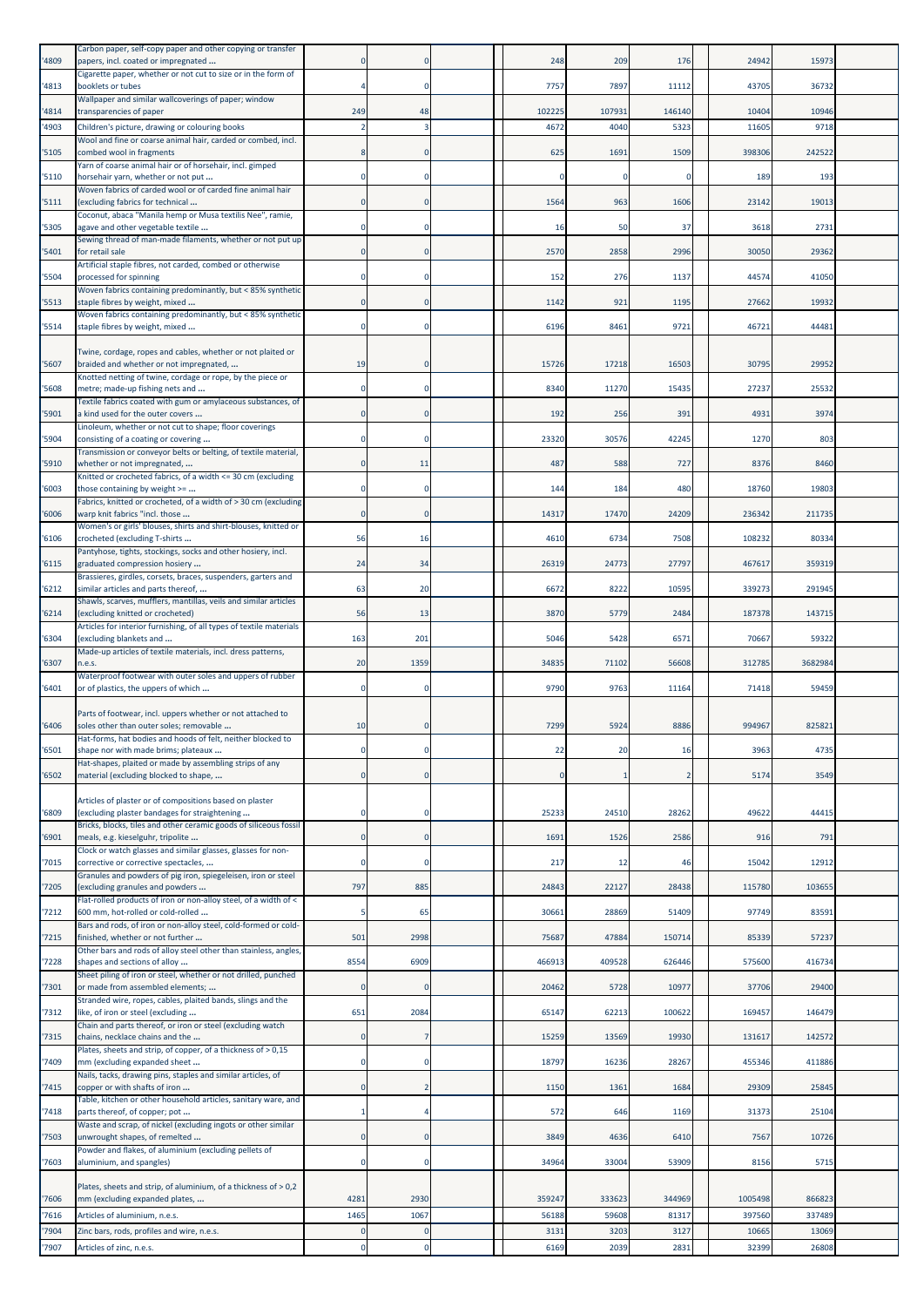| '4809 | Carbon paper, self-copy paper and other copying or transfer papers, incl. coated or impregnated ... | 0 | 0 | | | 248 | 209 | 176 | | 24942 | 15973 | |
|---|---|---|---|---|---|---|---|---|---|---|---|---|
| '4813 | Cigarette paper, whether or not cut to size or in the form of booklets or tubes | 4 | 0 | | | 7757 | 7897 | 11112 | | 43705 | 36732 | |
| '4814 | Wallpaper and similar wallcoverings of paper; window transparencies of paper | 249 | 48 | | | 102225 | 107931 | 146140 | | 10404 | 10946 | |
| '4903 | Children's picture, drawing or colouring books | 2 | 3 | | | 4672 | 4040 | 5323 | | 11605 | 9718 | |
| '5105 | Wool and fine or coarse animal hair, carded or combed, incl. combed wool in fragments | 8 | 0 | | | 625 | 1691 | 1509 | | 398306 | 242522 | |
| '5110 | Yarn of coarse animal hair or of horsehair, incl. gimped horsehair yarn, whether or not put ... | 0 | 0 | | | 0 | 0 | 0 | | 189 | 193 | |
| '5111 | Woven fabrics of carded wool or of carded fine animal hair (excluding fabrics for technical ... | 0 | 0 | | | 1564 | 963 | 1606 | | 23142 | 19013 | |
| '5305 | Coconut, abaca "Manila hemp or Musa textilis Nee", ramie, agave and other vegetable textile ... | 0 | 0 | | | 16 | 50 | 37 | | 3618 | 2731 | |
| '5401 | Sewing thread of man-made filaments, whether or not put up for retail sale | 0 | 0 | | | 2570 | 2858 | 2996 | | 30050 | 29362 | |
| '5504 | Artificial staple fibres, not carded, combed or otherwise processed for spinning | 0 | 0 | | | 152 | 276 | 1137 | | 44574 | 41050 | |
| '5513 | Woven fabrics containing predominantly, but < 85% synthetic staple fibres by weight, mixed ... | 0 | 0 | | | 1142 | 921 | 1195 | | 27662 | 19932 | |
| '5514 | Woven fabrics containing predominantly, but < 85% synthetic staple fibres by weight, mixed ... | 0 | 0 | | | 6196 | 8461 | 9721 | | 46721 | 44481 | |
| '5607 | Twine, cordage, ropes and cables, whether or not plaited or braided and whether or not impregnated, ... | 19 | 0 | | | 15726 | 17218 | 16503 | | 30795 | 29952 | |
| '5608 | Knotted netting of twine, cordage or rope, by the piece or metre; made-up fishing nets and ... | 0 | 0 | | | 8340 | 11270 | 15435 | | 27237 | 25532 | |
| '5901 | Textile fabrics coated with gum or amylaceous substances, of a kind used for the outer covers ... | 0 | 0 | | | 192 | 256 | 391 | | 4931 | 3974 | |
| '5904 | Linoleum, whether or not cut to shape; floor coverings consisting of a coating or covering ... | 0 | 0 | | | 23320 | 30576 | 42245 | | 1270 | 803 | |
| '5910 | Transmission or conveyor belts or belting, of textile material, whether or not impregnated, ... | 0 | 11 | | | 487 | 588 | 727 | | 8376 | 8460 | |
| '6003 | Knitted or crocheted fabrics, of a width <= 30 cm (excluding those containing by weight >= ... | 0 | 0 | | | 144 | 184 | 480 | | 18760 | 19803 | |
| '6006 | Fabrics, knitted or crocheted, of a width of > 30 cm (excluding warp knit fabrics "incl. those ... | 0 | 0 | | | 14317 | 17470 | 24209 | | 236342 | 211735 | |
| '6106 | Women's or girls' blouses, shirts and shirt-blouses, knitted or crocheted (excluding T-shirts ... | 56 | 16 | | | 4610 | 6734 | 7508 | | 108232 | 80334 | |
| '6115 | Pantyhose, tights, stockings, socks and other hosiery, incl. graduated compression hosiery ... | 24 | 34 | | | 26319 | 24773 | 27797 | | 467617 | 359319 | |
| '6212 | Brassieres, girdles, corsets, braces, suspenders, garters and similar articles and parts thereof, ... | 63 | 20 | | | 6672 | 8222 | 10595 | | 339273 | 291945 | |
| '6214 | Shawls, scarves, mufflers, mantillas, veils and similar articles (excluding knitted or crocheted) | 56 | 13 | | | 3870 | 5779 | 2484 | | 187378 | 143715 | |
| '6304 | Articles for interior furnishing, of all types of textile materials (excluding blankets and ... | 163 | 201 | | | 5046 | 5428 | 6571 | | 70667 | 59322 | |
| '6307 | Made-up articles of textile materials, incl. dress patterns, n.e.s. | 20 | 1359 | | | 34835 | 71102 | 56608 | | 312785 | 3682984 | |
| '6401 | Waterproof footwear with outer soles and uppers of rubber or of plastics, the uppers of which ... | 0 | 0 | | | 9790 | 9763 | 11164 | | 71418 | 59459 | |
| '6406 | Parts of footwear, incl. uppers whether or not attached to soles other than outer soles; removable ... | 10 | 0 | | | 7299 | 5924 | 8886 | | 994967 | 825821 | |
| '6501 | Hat-forms, hat bodies and hoods of felt, neither blocked to shape nor with made brims; plateaux ... | 0 | 0 | | | 22 | 20 | 16 | | 3963 | 4735 | |
| '6502 | Hat-shapes, plaited or made by assembling strips of any material (excluding blocked to shape, ... | 0 | 0 | | | 0 | 1 | 2 | | 5174 | 3549 | |
| '6809 | Articles of plaster or of compositions based on plaster (excluding plaster bandages for straightening ... | 0 | 0 | | | 25233 | 24510 | 28262 | | 49622 | 44415 | |
| '6901 | Bricks, blocks, tiles and other ceramic goods of siliceous fossil meals, e.g. kieselguhr, tripolite ... | 0 | 0 | | | 1691 | 1526 | 2586 | | 916 | 791 | |
| '7015 | Clock or watch glasses and similar glasses, glasses for non-corrective or corrective spectacles, ... | 0 | 0 | | | 217 | 12 | 46 | | 15042 | 12912 | |
| '7205 | Granules and powders of pig iron, spiegeleisen, iron or steel (excluding granules and powders ... | 797 | 885 | | | 24843 | 22127 | 28438 | | 115780 | 103655 | |
| '7212 | Flat-rolled products of iron or non-alloy steel, of a width of < 600 mm, hot-rolled or cold-rolled ... | 5 | 65 | | | 30661 | 28869 | 51409 | | 97749 | 83591 | |
| '7215 | Bars and rods, of iron or non-alloy steel, cold-formed or cold-finished, whether or not further ... | 501 | 2998 | | | 75687 | 47884 | 150714 | | 85339 | 57237 | |
| '7228 | Other bars and rods of alloy steel other than stainless, angles, shapes and sections of alloy ... | 8554 | 6909 | | | 466913 | 409528 | 626446 | | 575600 | 416734 | |
| '7301 | Sheet piling of iron or steel, whether or not drilled, punched or made from assembled elements; ... | 0 | 0 | | | 20462 | 5728 | 10977 | | 37706 | 29400 | |
| '7312 | Stranded wire, ropes, cables, plaited bands, slings and the like, of iron or steel (excluding ... | 651 | 2084 | | | 65147 | 62213 | 100622 | | 169457 | 146479 | |
| '7315 | Chain and parts thereof, or iron or steel (excluding watch chains, necklace chains and the ... | 0 | 7 | | | 15259 | 13569 | 19930 | | 131617 | 142572 | |
| '7409 | Plates, sheets and strip, of copper, of a thickness of > 0,15 mm (excluding expanded sheet ... | 0 | 0 | | | 18797 | 16236 | 28267 | | 455346 | 411886 | |
| '7415 | Nails, tacks, drawing pins, staples and similar articles, of copper or with shafts of iron ... | 0 | 2 | | | 1150 | 1361 | 1684 | | 29309 | 25845 | |
| '7418 | Table, kitchen or other household articles, sanitary ware, and parts thereof, of copper; pot ... | 1 | 4 | | | 572 | 646 | 1169 | | 31373 | 25104 | |
| '7503 | Waste and scrap, of nickel (excluding ingots or other similar unwrought shapes, of remelted ... | 0 | 0 | | | 3849 | 4636 | 6410 | | 7567 | 10726 | |
| '7603 | Powder and flakes, of aluminium (excluding pellets of aluminium, and spangles) | 0 | 0 | | | 34964 | 33004 | 53909 | | 8156 | 5715 | |
| '7606 | Plates, sheets and strip, of aluminium, of a thickness of > 0,2 mm (excluding expanded plates, ... | 4281 | 2930 | | | 359247 | 333623 | 344969 | | 1005498 | 866823 | |
| '7616 | Articles of aluminium, n.e.s. | 1465 | 1067 | | | 56188 | 59608 | 81317 | | 397560 | 337489 | |
| '7904 | Zinc bars, rods, profiles and wire, n.e.s. | 0 | 0 | | | 3131 | 3203 | 3127 | | 10665 | 13069 | |
| '7907 | Articles of zinc, n.e.s. | 0 | 0 | | | 6169 | 2039 | 2831 | | 32399 | 26808 | |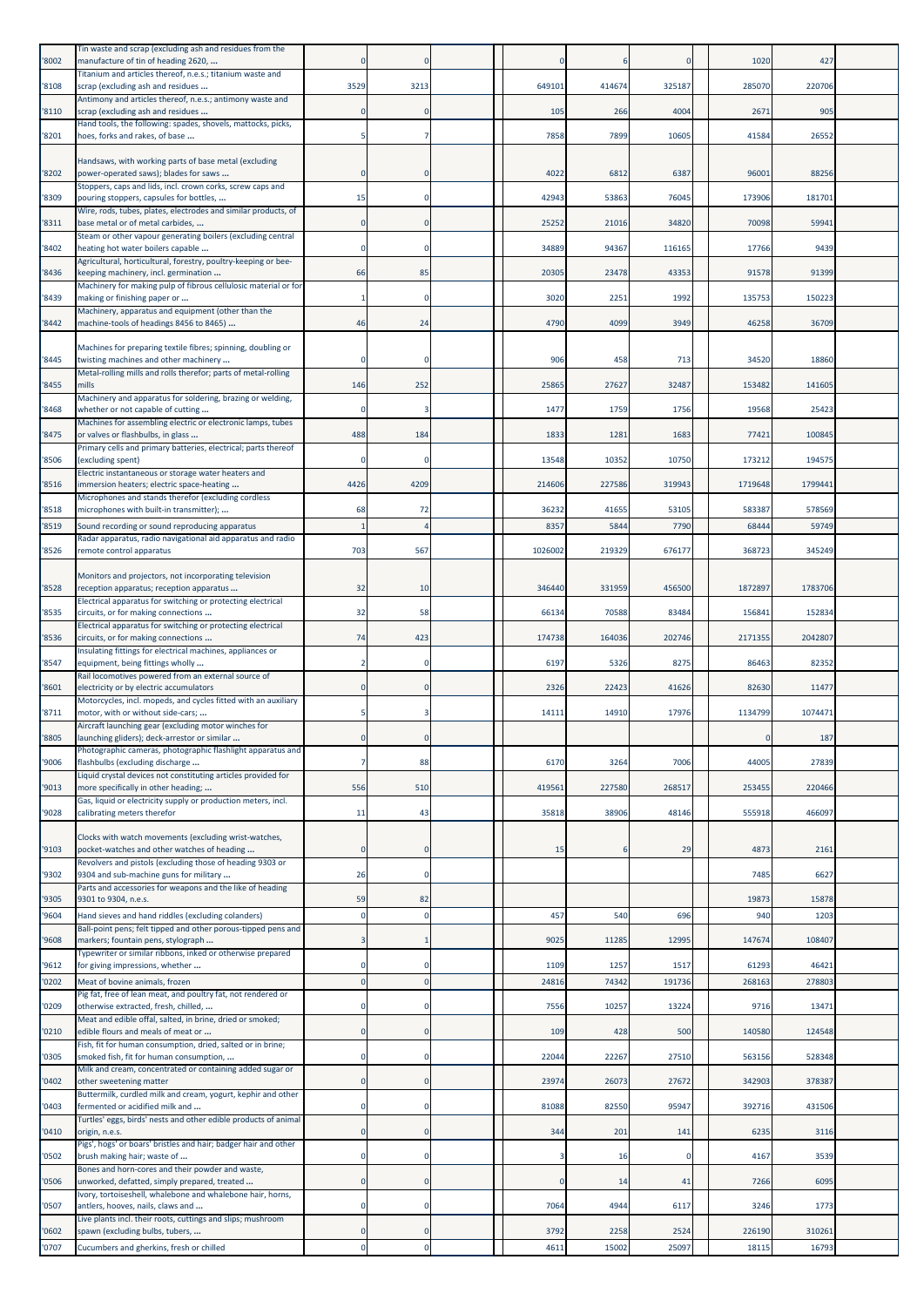| Code | Description | | | | | | | | | |
|---|---|---|---|---|---|---|---|---|---|---|
| '8002 | Tin waste and scrap (excluding ash and residues from the manufacture of tin of heading 2620, ... | 0 | 0 | | 0 | 6 | 0 | 1020 | 427 | |
| '8108 | Titanium and articles thereof, n.e.s.; titanium waste and scrap (excluding ash and residues ... | 3529 | 3213 | | 649101 | 414674 | 325187 | 285070 | 220706 | |
| '8110 | Antimony and articles thereof, n.e.s.; antimony waste and scrap (excluding ash and residues ... | 0 | 0 | | 105 | 266 | 4004 | 2671 | 905 | |
| '8201 | Hand tools, the following: spades, shovels, mattocks, picks, hoes, forks and rakes, of base ... | 5 | 7 | | 7858 | 7899 | 10605 | 41584 | 26552 | |
| '8202 | Handsaws, with working parts of base metal (excluding power-operated saws); blades for saws ... | 0 | 0 | | 4022 | 6812 | 6387 | 96001 | 88256 | |
| '8309 | Stoppers, caps and lids, incl. crown corks, screw caps and pouring stoppers, capsules for bottles, ... | 15 | 0 | | 42943 | 53863 | 76045 | 173906 | 181701 | |
| '8311 | Wire, rods, tubes, plates, electrodes and similar products, of base metal or of metal carbides, ... | 0 | 0 | | 25252 | 21016 | 34820 | 70098 | 59941 | |
| '8402 | Steam or other vapour generating boilers (excluding central heating hot water boilers capable ... | 0 | 0 | | 34889 | 94367 | 116165 | 17766 | 9439 | |
| '8436 | Agricultural, horticultural, forestry, poultry-keeping or bee-keeping machinery, incl. germination ... | 66 | 85 | | 20305 | 23478 | 43353 | 91578 | 91399 | |
| '8439 | Machinery for making pulp of fibrous cellulosic material or for making or finishing paper or ... | 1 | 0 | | 3020 | 2251 | 1992 | 135753 | 150223 | |
| '8442 | Machinery, apparatus and equipment (other than the machine-tools of headings 8456 to 8465) ... | 46 | 24 | | 4790 | 4099 | 3949 | 46258 | 36709 | |
| '8445 | Machines for preparing textile fibres; spinning, doubling or twisting machines and other machinery ... | 0 | 0 | | 906 | 458 | 713 | 34520 | 18860 | |
| '8455 | Metal-rolling mills and rolls therefor; parts of metal-rolling mills | 146 | 252 | | 25865 | 27627 | 32487 | 153482 | 141605 | |
| '8468 | Machinery and apparatus for soldering, brazing or welding, whether or not capable of cutting ... | 0 | 3 | | 1477 | 1759 | 1756 | 19568 | 25423 | |
| '8475 | Machines for assembling electric or electronic lamps, tubes or valves or flashbulbs, in glass ... | 488 | 184 | | 1833 | 1281 | 1683 | 77421 | 100845 | |
| '8506 | Primary cells and primary batteries, electrical; parts thereof (excluding spent) | 0 | 0 | | 13548 | 10352 | 10750 | 173212 | 194575 | |
| '8516 | Electric instantaneous or storage water heaters and immersion heaters; electric space-heating ... | 4426 | 4209 | | 214606 | 227586 | 319943 | 1719648 | 1799441 | |
| '8518 | Microphones and stands therefor (excluding cordless microphones with built-in transmitter); ... | 68 | 72 | | 36232 | 41655 | 53105 | 583387 | 578569 | |
| '8519 | Sound recording or sound reproducing apparatus | 1 | 4 | | 8357 | 5844 | 7790 | 68444 | 59749 | |
| '8526 | Radar apparatus, radio navigational aid apparatus and radio remote control apparatus | 703 | 567 | | 1026002 | 219329 | 676177 | 368723 | 345249 | |
| '8528 | Monitors and projectors, not incorporating television reception apparatus; reception apparatus ... | 32 | 10 | | 346440 | 331959 | 456500 | 1872897 | 1783706 | |
| '8535 | Electrical apparatus for switching or protecting electrical circuits, or for making connections ... | 32 | 58 | | 66134 | 70588 | 83484 | 156841 | 152834 | |
| '8536 | Electrical apparatus for switching or protecting electrical circuits, or for making connections ... | 74 | 423 | | 174738 | 164036 | 202746 | 2171355 | 2042807 | |
| '8547 | Insulating fittings for electrical machines, appliances or equipment, being fittings wholly ... | 2 | 0 | | 6197 | 5326 | 8275 | 86463 | 82352 | |
| '8601 | Rail locomotives powered from an external source of electricity or by electric accumulators | 0 | 0 | | 2326 | 22423 | 41626 | 82630 | 11477 | |
| '8711 | Motorcycles, incl. mopeds, and cycles fitted with an auxiliary motor, with or without side-cars; ... | 5 | 3 | | 14111 | 14910 | 17976 | 1134799 | 1074471 | |
| '8805 | Aircraft launching gear (excluding motor winches for launching gliders); deck-arrestor or similar ... | 0 | 0 | | | | | 0 | 187 | |
| '9006 | Photographic cameras, photographic flashlight apparatus and flashbulbs (excluding discharge ... | 7 | 88 | | 6170 | 3264 | 7006 | 44005 | 27839 | |
| '9013 | Liquid crystal devices not constituting articles provided for more specifically in other heading; ... | 556 | 510 | | 419561 | 227580 | 268517 | 253455 | 220466 | |
| '9028 | Gas, liquid or electricity supply or production meters, incl. calibrating meters therefor | 11 | 43 | | 35818 | 38906 | 48146 | 555918 | 466097 | |
| '9103 | Clocks with watch movements (excluding wrist-watches, pocket-watches and other watches of heading ... | 0 | 0 | | 15 | 6 | 29 | 4873 | 2161 | |
| '9302 | Revolvers and pistols (excluding those of heading 9303 or 9304 and sub-machine guns for military ... | 26 | 0 | | | | | 7485 | 6627 | |
| '9305 | Parts and accessories for weapons and the like of heading 9301 to 9304, n.e.s. | 59 | 82 | | | | | 19873 | 15878 | |
| '9604 | Hand sieves and hand riddles (excluding colanders) | 0 | 0 | | 457 | 540 | 696 | 940 | 1203 | |
| '9608 | Ball-point pens; felt tipped and other porous-tipped pens and markers; fountain pens, stylograph ... | 3 | 1 | | 9025 | 11285 | 12995 | 147674 | 108407 | |
| '9612 | Typewriter or similar ribbons, inked or otherwise prepared for giving impressions, whether ... | 0 | 0 | | 1109 | 1257 | 1517 | 61293 | 46421 | |
| '0202 | Meat of bovine animals, frozen | 0 | 0 | | 24816 | 74342 | 191736 | 268163 | 278803 | |
| '0209 | Pig fat, free of lean meat, and poultry fat, not rendered or otherwise extracted, fresh, chilled, ... | 0 | 0 | | 7556 | 10257 | 13224 | 9716 | 13471 | |
| '0210 | Meat and edible offal, salted, in brine, dried or smoked; edible flours and meals of meat or ... | 0 | 0 | | 109 | 428 | 500 | 140580 | 124548 | |
| '0305 | Fish, fit for human consumption, dried, salted or in brine; smoked fish, fit for human consumption, ... | 0 | 0 | | 22044 | 22267 | 27510 | 563156 | 528348 | |
| '0402 | Milk and cream, concentrated or containing added sugar or other sweetening matter | 0 | 0 | | 23974 | 26073 | 27672 | 342903 | 378387 | |
| '0403 | Buttermilk, curdled milk and cream, yogurt, kephir and other fermented or acidified milk and ... | 0 | 0 | | 81088 | 82550 | 95947 | 392716 | 431506 | |
| '0410 | Turtles' eggs, birds' nests and other edible products of animal origin, n.e.s. | 0 | 0 | | 344 | 201 | 141 | 6235 | 3116 | |
| '0502 | Pigs', hogs' or boars' bristles and hair; badger hair and other brush making hair; waste of ... | 0 | 0 | | 3 | 16 | 0 | 4167 | 3539 | |
| '0506 | Bones and horn-cores and their powder and waste, unworked, defatted, simply prepared, treated ... | 0 | 0 | | 0 | 14 | 41 | 7266 | 6095 | |
| '0507 | Ivory, tortoiseshell, whalebone and whalebone hair, horns, antlers, hooves, nails, claws and ... | 0 | 0 | | 7064 | 4944 | 6117 | 3246 | 1773 | |
| '0602 | Live plants incl. their roots, cuttings and slips; mushroom spawn (excluding bulbs, tubers, ... | 0 | 0 | | 3792 | 2258 | 2524 | 226190 | 310261 | |
| '0707 | Cucumbers and gherkins, fresh or chilled | 0 | 0 | | 4611 | 15002 | 25097 | 18115 | 16793 | |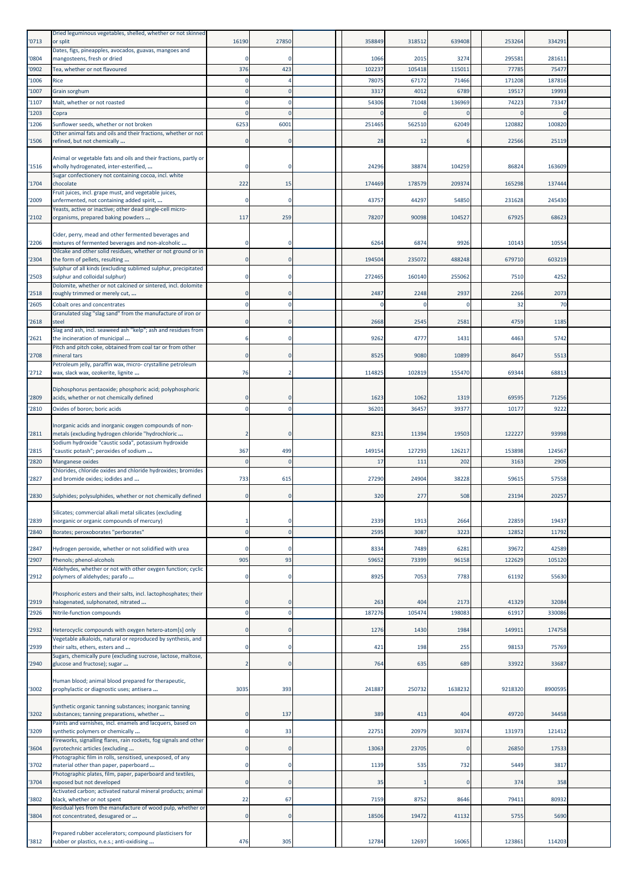| '0713 | Dried leguminous vegetables, shelled, whether or not skinned or split | 16190 | 27850 | | | 358849 | 318512 | 639408 | | 253264 | 334291 | |
|---|---|---|---|---|---|---|---|---|---|---|---|---|
| '0804 | Dates, figs, pineapples, avocados, guavas, mangoes and mangosteens, fresh or dried | 0 | 0 | | | 1066 | 2015 | 3274 | | 295581 | 281611 | |
| '0902 | Tea, whether or not flavoured | 376 | 423 | | | 102237 | 105418 | 115011 | | 77785 | 75477 | |
| '1006 | Rice | 0 | 4 | | | 78075 | 67172 | 71466 | | 171208 | 187816 | |
| '1007 | Grain sorghum | 0 | 0 | | | 3317 | 4012 | 6789 | | 19517 | 19993 | |
| '1107 | Malt, whether or not roasted | 0 | 0 | | | 54306 | 71048 | 136969 | | 74223 | 73347 | |
| '1203 | Copra | 0 | 0 | | | 0 | 0 | 0 | | 0 | 0 | |
| '1206 | Sunflower seeds, whether or not broken | 6253 | 6001 | | | 251465 | 562510 | 62049 | | 120882 | 100820 | |
| '1506 | Other animal fats and oils and their fractions, whether or not refined, but not chemically ... | 0 | 0 | | | 28 | 12 | 6 | | 22566 | 25119 | |
| '1516 | Animal or vegetable fats and oils and their fractions, partly or wholly hydrogenated, inter-esterified, ... | 0 | 0 | | | 24296 | 38874 | 104259 | | 86824 | 163609 | |
| '1704 | Sugar confectionery not containing cocoa, incl. white chocolate | 222 | 15 | | | 174469 | 178579 | 209374 | | 165298 | 137444 | |
| '2009 | Fruit juices, incl. grape must, and vegetable juices, unfermented, not containing added spirit, ... | 0 | 0 | | | 43757 | 44297 | 54850 | | 231628 | 245430 | |
| '2102 | Yeasts, active or inactive; other dead single-cell micro-organisms, prepared baking powders ... | 117 | 259 | | | 78207 | 90098 | 104527 | | 67925 | 68623 | |
| '2206 | Cider, perry, mead and other fermented beverages and mixtures of fermented beverages and non-alcoholic ... | 0 | 0 | | | 6264 | 6874 | 9926 | | 10143 | 10554 | |
| '2304 | Oilcake and other solid residues, whether or not ground or in the form of pellets, resulting ... | 0 | 0 | | | 194504 | 235072 | 488248 | | 679710 | 603219 | |
| '2503 | Sulphur of all kinds (excluding sublimed sulphur, precipitated sulphur and colloidal sulphur) | 0 | 0 | | | 272465 | 160140 | 255062 | | 7510 | 4252 | |
| '2518 | Dolomite, whether or not calcined or sintered, incl. dolomite roughly trimmed or merely cut, ... | 0 | 0 | | | 2487 | 2248 | 2937 | | 2266 | 2073 | |
| '2605 | Cobalt ores and concentrates | 0 | 0 | | | 0 | 0 | 0 | | 32 | 70 | |
| '2618 | Granulated slag "slag sand" from the manufacture of iron or steel | 0 | 0 | | | 2668 | 2545 | 2581 | | 4759 | 1185 | |
| '2621 | Slag and ash, incl. seaweed ash "kelp"; ash and residues from the incineration of municipal ... | 6 | 0 | | | 9262 | 4777 | 1431 | | 4463 | 5742 | |
| '2708 | Pitch and pitch coke, obtained from coal tar or from other mineral tars | 0 | 0 | | | 8525 | 9080 | 10899 | | 8647 | 5513 | |
| '2712 | Petroleum jelly, paraffin wax, micro- crystalline petroleum wax, slack wax, ozokerite, lignite ... | 76 | 2 | | | 114825 | 102819 | 155470 | | 69344 | 68813 | |
| '2809 | Diphosphorus pentaoxide; phosphoric acid; polyphosphoric acids, whether or not chemically defined | 0 | 0 | | | 1623 | 1062 | 1319 | | 69595 | 71256 | |
| '2810 | Oxides of boron; boric acids | 0 | 0 | | | 36201 | 36457 | 39377 | | 10177 | 9222 | |
| '2811 | Inorganic acids and inorganic oxygen compounds of non-metals (excluding hydrogen chloride "hydrochloric ... | 2 | 0 | | | 8231 | 11394 | 19503 | | 122227 | 93998 | |
| '2815 | Sodium hydroxide "caustic soda", potassium hydroxide "caustic potash"; peroxides of sodium ... | 367 | 499 | | | 149154 | 127293 | 126217 | | 153898 | 124567 | |
| '2820 | Manganese oxides | 0 | 0 | | | 17 | 111 | 202 | | 3163 | 2905 | |
| '2827 | Chlorides, chloride oxides and chloride hydroxides; bromides and bromide oxides; iodides and ... | 733 | 615 | | | 27290 | 24904 | 38228 | | 59615 | 57558 | |
| '2830 | Sulphides; polysulphides, whether or not chemically defined | 0 | 0 | | | 320 | 277 | 508 | | 23194 | 20257 | |
| '2839 | Silicates; commercial alkali metal silicates (excluding inorganic or organic compounds of mercury) | 1 | 0 | | | 2339 | 1913 | 2664 | | 22859 | 19437 | |
| '2840 | Borates; peroxoborates "perborates" | 0 | 0 | | | 2595 | 3087 | 3223 | | 12852 | 11792 | |
| '2847 | Hydrogen peroxide, whether or not solidified with urea | 0 | 0 | | | 8334 | 7489 | 6281 | | 39672 | 42589 | |
| '2907 | Phenols; phenol-alcohols | 905 | 93 | | | 59652 | 73399 | 96158 | | 122629 | 105120 | |
| '2912 | Aldehydes, whether or not with other oxygen function; cyclic polymers of aldehydes; parafo ... | 0 | 0 | | | 8925 | 7053 | 7783 | | 61192 | 55630 | |
| '2919 | Phosphoric esters and their salts, incl. lactophosphates; their halogenated, sulphonated, nitrated ... | 0 | 0 | | | 263 | 404 | 2173 | | 41329 | 32084 | |
| '2926 | Nitrile-function compounds | 0 | 0 | | | 187276 | 105474 | 198083 | | 61917 | 330086 | |
| '2932 | Heterocyclic compounds with oxygen hetero-atom[s] only | 0 | 0 | | | 1276 | 1430 | 1984 | | 149911 | 174758 | |
| '2939 | Vegetable alkaloids, natural or reproduced by synthesis, and their salts, ethers, esters and ... | 0 | 0 | | | 421 | 198 | 255 | | 98153 | 75769 | |
| '2940 | Sugars, chemically pure (excluding sucrose, lactose, maltose, glucose and fructose); sugar ... | 2 | 0 | | | 764 | 635 | 689 | | 33922 | 33687 | |
| '3002 | Human blood; animal blood prepared for therapeutic, prophylactic or diagnostic uses; antisera ... | 3035 | 393 | | | 241887 | 250732 | 1638232 | | 9218320 | 8900595 | |
| '3202 | Synthetic organic tanning substances; inorganic tanning substances; tanning preparations, whether ... | 0 | 137 | | | 389 | 413 | 404 | | 49720 | 34458 | |
| '3209 | Paints and varnishes, incl. enamels and lacquers, based on synthetic polymers or chemically ... | 0 | 33 | | | 22751 | 20979 | 30374 | | 131973 | 121412 | |
| '3604 | Fireworks, signalling flares, rain rockets, fog signals and other pyrotechnic articles (excluding ... | 0 | 0 | | | 13063 | 23705 | 0 | | 26850 | 17533 | |
| '3702 | Photographic film in rolls, sensitised, unexposed, of any material other than paper, paperboard ... | 0 | 0 | | | 1139 | 535 | 732 | | 5449 | 3817 | |
| '3704 | Photographic plates, film, paper, paperboard and textiles, exposed but not developed | 0 | 0 | | | 35 | 1 | 0 | | 374 | 358 | |
| '3802 | Activated carbon; activated natural mineral products; animal black, whether or not spent | 22 | 67 | | | 7159 | 8752 | 8646 | | 79411 | 80932 | |
| '3804 | Residual lyes from the manufacture of wood pulp, whether or not concentrated, desugared or ... | 0 | 0 | | | 18506 | 19472 | 41132 | | 5755 | 5690 | |
| '3812 | Prepared rubber accelerators; compound plasticisers for rubber or plastics, n.e.s.; anti-oxidising ... | 476 | 305 | | | 12784 | 12697 | 16065 | | 123861 | 114203 | |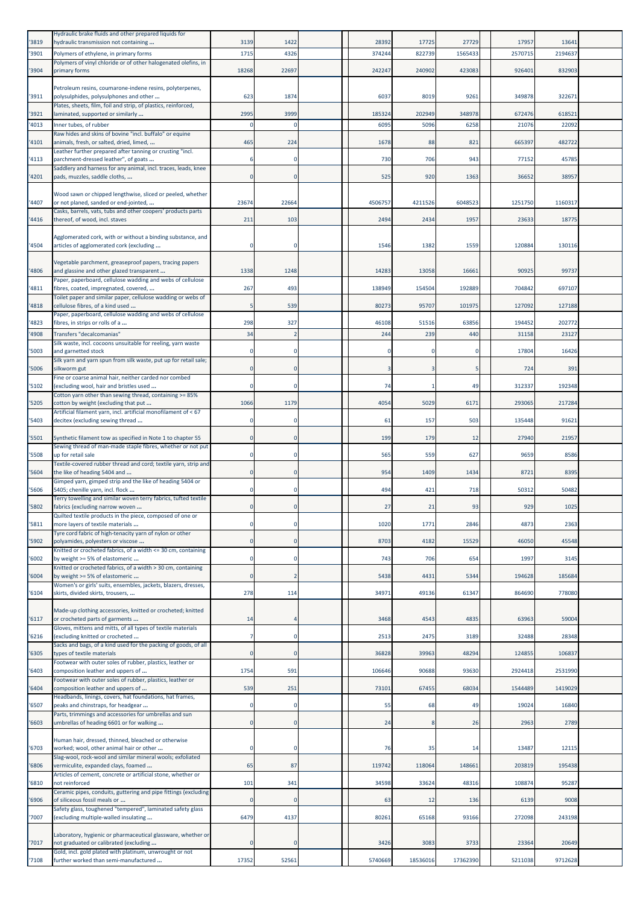| '3819 | Hydraulic brake fluids and other prepared liquids for hydraulic transmission not containing ... | 3139 | 1422 | | | 28392 | 17725 | 27729 | | 17957 | 13641 | |
|---|---|---|---|---|---|---|---|---|---|---|---|---|
| '3901 | Polymers of ethylene, in primary forms | 1715 | 4326 | | | 374244 | 822739 | 1565433 | | 2570715 | 2194637 | |
| '3904 | Polymers of vinyl chloride or of other halogenated olefins, in primary forms | 18268 | 22697 | | | 242247 | 240902 | 423083 | | 926401 | 832903 | |
| '3911 | Petroleum resins, coumarone-indene resins, polyterpenes, polysulphides, polysulphones and other ... | 623 | 1874 | | | 6037 | 8019 | 9261 | | 349878 | 322671 | |
| '3921 | Plates, sheets, film, foil and strip, of plastics, reinforced, laminated, supported or similarly ... | 2995 | 3999 | | | 185324 | 202949 | 348978 | | 672476 | 618521 | |
| '4013 | Inner tubes, of rubber | 0 | 0 | | | 6095 | 5096 | 6258 | | 21076 | 22092 | |
| '4101 | Raw hides and skins of bovine "incl. buffalo" or equine animals, fresh, or salted, dried, limed, ... | 465 | 224 | | | 1678 | 88 | 821 | | 665397 | 482722 | |
| '4113 | Leather further prepared after tanning or crusting "incl. parchment-dressed leather", of goats ... | 6 | 0 | | | 730 | 706 | 943 | | 77152 | 45785 | |
| '4201 | Saddlery and harness for any animal, incl. traces, leads, knee pads, muzzles, saddle cloths, ... | 0 | 0 | | | 525 | 920 | 1363 | | 36652 | 38957 | |
| '4407 | Wood sawn or chipped lengthwise, sliced or peeled, whether or not planed, sanded or end-jointed, ... | 23674 | 22664 | | | 4506757 | 4211526 | 6048523 | | 1251750 | 1160317 | |
| '4416 | Casks, barrels, vats, tubs and other coopers' products parts thereof, of wood, incl. staves | 211 | 103 | | | 2494 | 2434 | 1957 | | 23633 | 18775 | |
| '4504 | Agglomerated cork, with or without a binding substance, and articles of agglomerated cork (excluding ... | 0 | 0 | | | 1546 | 1382 | 1559 | | 120884 | 130116 | |
| '4806 | Vegetable parchment, greaseproof papers, tracing papers and glassine and other glazed transparent ... | 1338 | 1248 | | | 14283 | 13058 | 16661 | | 90925 | 99737 | |
| '4811 | Paper, paperboard, cellulose wadding and webs of cellulose fibres, coated, impregnated, covered, ... | 267 | 493 | | | 138949 | 154504 | 192889 | | 704842 | 697107 | |
| '4818 | Toilet paper and similar paper, cellulose wadding or webs of cellulose fibres, of a kind used ... | 5 | 539 | | | 80273 | 95707 | 101975 | | 127092 | 127188 | |
| '4823 | Paper, paperboard, cellulose wadding and webs of cellulose fibres, in strips or rolls of a ... | 298 | 327 | | | 46108 | 51516 | 63856 | | 194452 | 202772 | |
| '4908 | Transfers "decalcomanias" | 34 | 2 | | | 244 | 239 | 440 | | 31158 | 23127 | |
| '5003 | Silk waste, incl. cocoons unsuitable for reeling, yarn waste and garnetted stock | 0 | 0 | | | 0 | 0 | 0 | | 17804 | 16426 | |
| '5006 | Silk yarn and yarn spun from silk waste, put up for retail sale; silkworm gut | 0 | 0 | | | 3 | 3 | 5 | | 724 | 391 | |
| '5102 | Fine or coarse animal hair, neither carded nor combed (excluding wool, hair and bristles used ... | 0 | 0 | | | 74 | 1 | 49 | | 312337 | 192348 | |
| '5205 | Cotton yarn other than sewing thread, containing >= 85% cotton by weight (excluding that put ... | 1066 | 1179 | | | 4054 | 5029 | 6171 | | 293065 | 217284 | |
| '5403 | Artificial filament yarn, incl. artificial monofilament of < 67 decitex (excluding sewing thread ... | 0 | 0 | | | 61 | 157 | 503 | | 135448 | 91621 | |
| '5501 | Synthetic filament tow as specified in Note 1 to chapter 55 | 0 | 0 | | | 199 | 179 | 12 | | 27940 | 21957 | |
| '5508 | Sewing thread of man-made staple fibres, whether or not put up for retail sale | 0 | 0 | | | 565 | 559 | 627 | | 9659 | 8586 | |
| '5604 | Textile-covered rubber thread and cord; textile yarn, strip and the like of heading 5404 and ... | 0 | 0 | | | 954 | 1409 | 1434 | | 8721 | 8395 | |
| '5606 | Gimped yarn, gimped strip and the like of heading 5404 or 5405; chenille yarn, incl. flock ... | 0 | 0 | | | 494 | 421 | 718 | | 50312 | 50482 | |
| '5802 | Terry towelling and similar woven terry fabrics, tufted textile fabrics (excluding narrow woven ... | 0 | 0 | | | 27 | 21 | 93 | | 929 | 1025 | |
| '5811 | Quilted textile products in the piece, composed of one or more layers of textile materials ... | 0 | 0 | | | 1020 | 1771 | 2846 | | 4873 | 2363 | |
| '5902 | Tyre cord fabric of high-tenacity yarn of nylon or other polyamides, polyesters or viscose ... | 0 | 0 | | | 8703 | 4182 | 15529 | | 46050 | 45548 | |
| '6002 | Knitted or crocheted fabrics, of a width <= 30 cm, containing by weight >= 5% of elastomeric ... | 0 | 0 | | | 743 | 706 | 654 | | 1997 | 3145 | |
| '6004 | Knitted or crocheted fabrics, of a width > 30 cm, containing by weight >= 5% of elastomeric ... | 0 | 2 | | | 5438 | 4431 | 5344 | | 194628 | 185684 | |
| '6104 | Women's or girls' suits, ensembles, jackets, blazers, dresses, skirts, divided skirts, trousers, ... | 278 | 114 | | | 34971 | 49136 | 61347 | | 864690 | 778080 | |
| '6117 | Made-up clothing accessories, knitted or crocheted; knitted or crocheted parts of garments ... | 14 | 4 | | | 3468 | 4543 | 4835 | | 63963 | 59004 | |
| '6216 | Gloves, mittens and mitts, of all types of textile materials (excluding knitted or crocheted ... | 7 | 0 | | | 2513 | 2475 | 3189 | | 32488 | 28348 | |
| '6305 | Sacks and bags, of a kind used for the packing of goods, of all types of textile materials | 0 | 0 | | | 36828 | 39963 | 48294 | | 124855 | 106837 | |
| '6403 | Footwear with outer soles of rubber, plastics, leather or composition leather and uppers of ... | 1754 | 591 | | | 106646 | 90688 | 93630 | | 2924418 | 2531990 | |
| '6404 | Footwear with outer soles of rubber, plastics, leather or composition leather and uppers of ... | 539 | 251 | | | 73101 | 67455 | 68034 | | 1544489 | 1419029 | |
| '6507 | Headbands, linings, covers, hat foundations, hat frames, peaks and chinstraps, for headgear ... | 0 | 0 | | | 55 | 68 | 49 | | 19024 | 16840 | |
| '6603 | Parts, trimmings and accessories for umbrellas and sun umbrellas of heading 6601 or for walking ... | 0 | 0 | | | 24 | 8 | 26 | | 2963 | 2789 | |
| '6703 | Human hair, dressed, thinned, bleached or otherwise worked; wool, other animal hair or other ... | 0 | 0 | | | 76 | 35 | 14 | | 13487 | 12115 | |
| '6806 | Slag-wool, rock-wool and similar mineral wools; exfoliated vermiculite, expanded clays, foamed ... | 65 | 87 | | | 119742 | 118064 | 148661 | | 203819 | 195438 | |
| '6810 | Articles of cement, concrete or artificial stone, whether or not reinforced | 101 | 341 | | | 34598 | 33624 | 48316 | | 108874 | 95287 | |
| '6906 | Ceramic pipes, conduits, guttering and pipe fittings (excluding of siliceous fossil meals or ... | 0 | 0 | | | 63 | 12 | 136 | | 6139 | 9008 | |
| '7007 | Safety glass, toughened "tempered", laminated safety glass (excluding multiple-walled insulating ... | 6479 | 4137 | | | 80261 | 65168 | 93166 | | 272098 | 243198 | |
| '7017 | Laboratory, hygienic or pharmaceutical glassware, whether or not graduated or calibrated (excluding ... | 0 | 0 | | | 3426 | 3083 | 3733 | | 23364 | 20649 | |
| '7108 | Gold, incl. gold plated with platinum, unwrought or not further worked than semi-manufactured ... | 17352 | 52561 | | | 5740669 | 18536016 | 17362390 | | 5211038 | 9712628 | |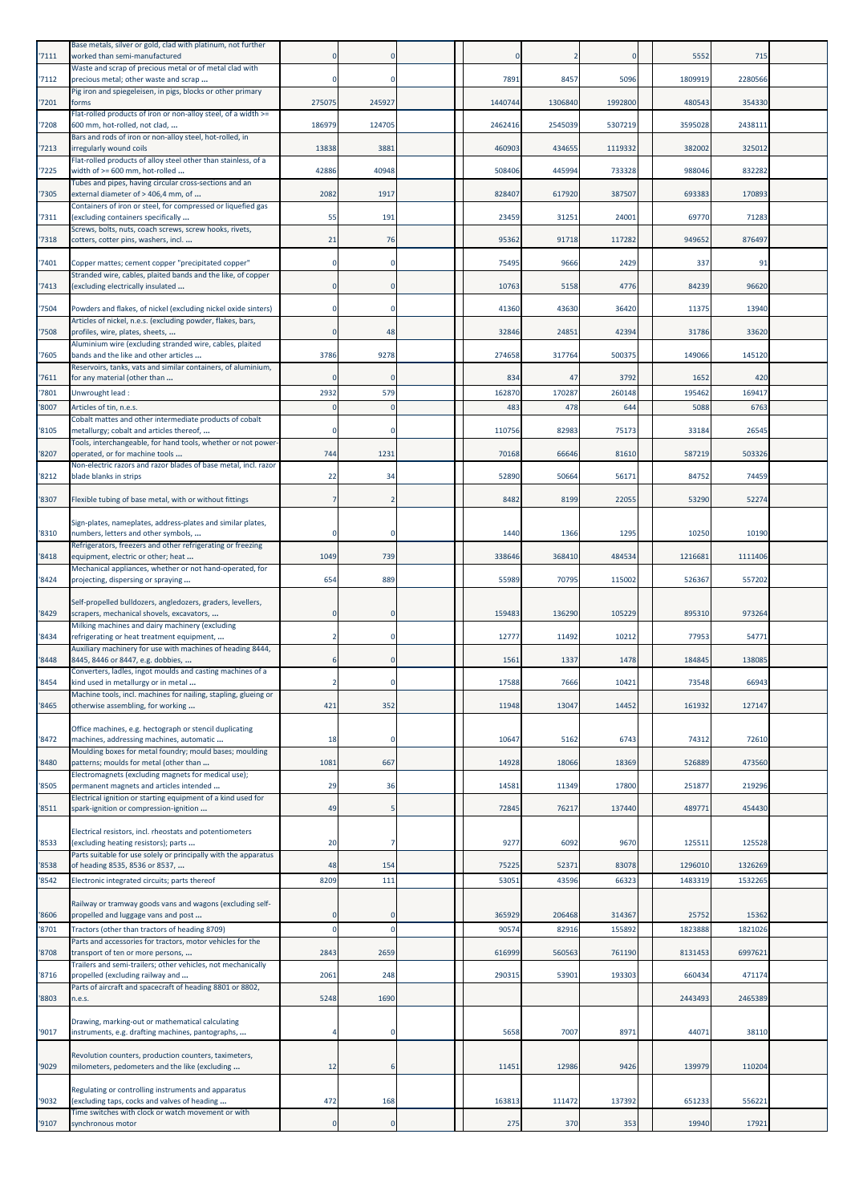| '7111 | Base metals, silver or gold, clad with platinum, not further worked than semi-manufactured | 0 | 0 | | | 0 | 2 | 0 | | 5552 | 715 | |
|---|---|---|---|---|---|---|---|---|---|---|---|---|
| '7112 | Waste and scrap of precious metal or of metal clad with precious metal; other waste and scrap ... | 0 | 0 | | | 7891 | 8457 | 5096 | | 1809919 | 2280566 | |
| '7201 | Pig iron and spiegeleisen, in pigs, blocks or other primary forms | 275075 | 245927 | | | 1440744 | 1306840 | 1992800 | | 480543 | 354330 | |
| '7208 | Flat-rolled products of iron or non-alloy steel, of a width >= 600 mm, hot-rolled, not clad, ... | 186979 | 124705 | | | 2462416 | 2545039 | 5307219 | | 3595028 | 2438111 | |
| '7213 | Bars and rods of iron or non-alloy steel, hot-rolled, in irregularly wound coils | 13838 | 3881 | | | 460903 | 434655 | 1119332 | | 382002 | 325012 | |
| '7225 | Flat-rolled products of alloy steel other than stainless, of a width of >= 600 mm, hot-rolled ... | 42886 | 40948 | | | 508406 | 445994 | 733328 | | 988046 | 832282 | |
| '7305 | Tubes and pipes, having circular cross-sections and an external diameter of > 406,4 mm, of ... | 2082 | 1917 | | | 828407 | 617920 | 387507 | | 693383 | 170893 | |
| '7311 | Containers of iron or steel, for compressed or liquefied gas (excluding containers specifically ... | 55 | 191 | | | 23459 | 31251 | 24001 | | 69770 | 71283 | |
| '7318 | Screws, bolts, nuts, coach screws, screw hooks, rivets, cotters, cotter pins, washers, incl. ... | 21 | 76 | | | 95362 | 91718 | 117282 | | 949652 | 876497 | |
| '7401 | Copper mattes; cement copper "precipitated copper" | 0 | 0 | | | 75495 | 9666 | 2429 | | 337 | 91 | |
| '7413 | Stranded wire, cables, plaited bands and the like, of copper (excluding electrically insulated ... | 0 | 0 | | | 10763 | 5158 | 4776 | | 84239 | 96620 | |
| '7504 | Powders and flakes, of nickel (excluding nickel oxide sinters) | 0 | 0 | | | 41360 | 43630 | 36420 | | 11375 | 13940 | |
| '7508 | Articles of nickel, n.e.s. (excluding powder, flakes, bars, profiles, wire, plates, sheets, ... | 0 | 48 | | | 32846 | 24851 | 42394 | | 31786 | 33620 | |
| '7605 | Aluminium wire (excluding stranded wire, cables, plaited bands and the like and other articles ... | 3786 | 9278 | | | 274658 | 317764 | 500375 | | 149066 | 145120 | |
| '7611 | Reservoirs, tanks, vats and similar containers, of aluminium, for any material (other than ... | 0 | 0 | | | 834 | 47 | 3792 | | 1652 | 420 | |
| '7801 | Unwrought lead : | 2932 | 579 | | | 162870 | 170287 | 260148 | | 195462 | 169417 | |
| '8007 | Articles of tin, n.e.s. | 0 | 0 | | | 483 | 478 | 644 | | 5088 | 6763 | |
| '8105 | Cobalt mattes and other intermediate products of cobalt metallurgy; cobalt and articles thereof, ... | 0 | 0 | | | 110756 | 82983 | 75173 | | 33184 | 26545 | |
| '8207 | Tools, interchangeable, for hand tools, whether or not power-operated, or for machine tools ... | 744 | 1231 | | | 70168 | 66646 | 81610 | | 587219 | 503326 | |
| '8212 | Non-electric razors and razor blades of base metal, incl. razor blade blanks in strips | 22 | 34 | | | 52890 | 50664 | 56171 | | 84752 | 74459 | |
| '8307 | Flexible tubing of base metal, with or without fittings | 7 | 2 | | | 8482 | 8199 | 22055 | | 53290 | 52274 | |
| '8310 | Sign-plates, nameplates, address-plates and similar plates, numbers, letters and other symbols, ... | 0 | 0 | | | 1440 | 1366 | 1295 | | 10250 | 10190 | |
| '8418 | Refrigerators, freezers and other refrigerating or freezing equipment, electric or other; heat ... | 1049 | 739 | | | 338646 | 368410 | 484534 | | 1216681 | 1111406 | |
| '8424 | Mechanical appliances, whether or not hand-operated, for projecting, dispersing or spraying ... | 654 | 889 | | | 55989 | 70795 | 115002 | | 526367 | 557202 | |
| '8429 | Self-propelled bulldozers, angledozers, graders, levellers, scrapers, mechanical shovels, excavators, ... | 0 | 0 | | | 159483 | 136290 | 105229 | | 895310 | 973264 | |
| '8434 | Milking machines and dairy machinery (excluding refrigerating or heat treatment equipment, ... | 2 | 0 | | | 12777 | 11492 | 10212 | | 77953 | 54771 | |
| '8448 | Auxiliary machinery for use with machines of heading 8444, 8445, 8446 or 8447, e.g. dobbies, ... | 6 | 0 | | | 1561 | 1337 | 1478 | | 184845 | 138085 | |
| '8454 | Converters, ladles, ingot moulds and casting machines of a kind used in metallurgy or in metal ... | 2 | 0 | | | 17588 | 7666 | 10421 | | 73548 | 66943 | |
| '8465 | Machine tools, incl. machines for nailing, stapling, glueing or otherwise assembling, for working ... | 421 | 352 | | | 11948 | 13047 | 14452 | | 161932 | 127147 | |
| '8472 | Office machines, e.g. hectograph or stencil duplicating machines, addressing machines, automatic ... | 18 | 0 | | | 10647 | 5162 | 6743 | | 74312 | 72610 | |
| '8480 | Moulding boxes for metal foundry; mould bases; moulding patterns; moulds for metal (other than ... | 1081 | 667 | | | 14928 | 18066 | 18369 | | 526889 | 473560 | |
| '8505 | Electromagnets (excluding magnets for medical use); permanent magnets and articles intended ... | 29 | 36 | | | 14581 | 11349 | 17800 | | 251877 | 219296 | |
| '8511 | Electrical ignition or starting equipment of a kind used for spark-ignition or compression-ignition ... | 49 | 5 | | | 72845 | 76217 | 137440 | | 489771 | 454430 | |
| '8533 | Electrical resistors, incl. rheostats and potentiometers (excluding heating resistors); parts ... | 20 | 7 | | | 9277 | 6092 | 9670 | | 125511 | 125528 | |
| '8538 | Parts suitable for use solely or principally with the apparatus of heading 8535, 8536 or 8537, ... | 48 | 154 | | | 75225 | 52371 | 83078 | | 1296010 | 1326269 | |
| '8542 | Electronic integrated circuits; parts thereof | 8209 | 111 | | | 53051 | 43596 | 66323 | | 1483319 | 1532265 | |
| '8606 | Railway or tramway goods vans and wagons (excluding self-propelled and luggage vans and post ... | 0 | 0 | | | 365929 | 206468 | 314367 | | 25752 | 15362 | |
| '8701 | Tractors (other than tractors of heading 8709) | 0 | 0 | | | 90574 | 82916 | 155892 | | 1823888 | 1821026 | |
| '8708 | Parts and accessories for tractors, motor vehicles for the transport of ten or more persons, ... | 2843 | 2659 | | | 616999 | 560563 | 761190 | | 8131453 | 6997621 | |
| '8716 | Trailers and semi-trailers; other vehicles, not mechanically propelled (excluding railway and ... | 2061 | 248 | | | 290315 | 53901 | 193303 | | 660434 | 471174 | |
| '8803 | Parts of aircraft and spacecraft of heading 8801 or 8802, n.e.s. | 5248 | 1690 | | | | | | | 2443493 | 2465389 | |
| '9017 | Drawing, marking-out or mathematical calculating instruments, e.g. drafting machines, pantographs, ... | 4 | 0 | | | 5658 | 7007 | 8971 | | 44071 | 38110 | |
| '9029 | Revolution counters, production counters, taximeters, milometers, pedometers and the like (excluding ... | 12 | 6 | | | 11451 | 12986 | 9426 | | 139979 | 110204 | |
| '9032 | Regulating or controlling instruments and apparatus (excluding taps, cocks and valves of heading ... | 472 | 168 | | | 163813 | 111472 | 137392 | | 651233 | 556221 | |
| '9107 | Time switches with clock or watch movement or with synchronous motor | 0 | 0 | | | 275 | 370 | 353 | | 19940 | 17921 | |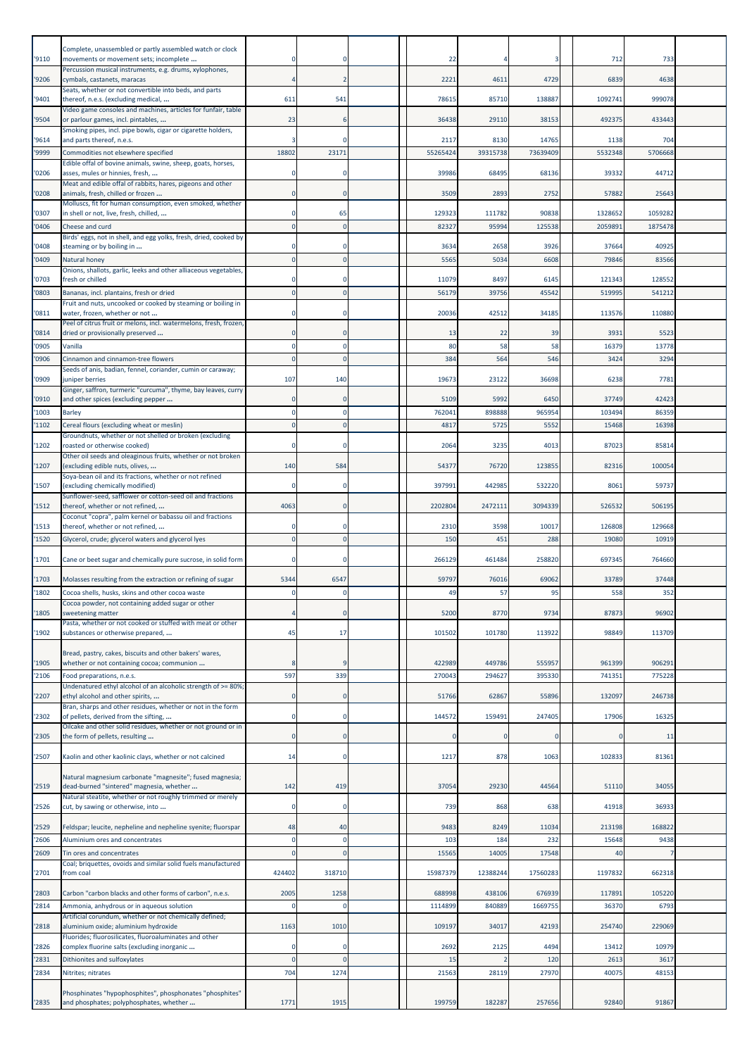| | | | | | | | | | | | | |
|---|---|---|---|---|---|---|---|---|---|---|---|---|
| '9110 | Complete, unassembled or partly assembled watch or clock movements or movement sets; incomplete ... | 0 | 0 | | | 22 | 4 | 3 | | 712 | 733 | |
| '9206 | Percussion musical instruments, e.g. drums, xylophones, cymbals, castanets, maracas | 4 | 2 | | | 2221 | 4611 | 4729 | | 6839 | 4638 | |
| '9401 | Seats, whether or not convertible into beds, and parts thereof, n.e.s. (excluding medical, ... | 611 | 541 | | | 78615 | 85710 | 138887 | | 1092741 | 999078 | |
| '9504 | Video game consoles and machines, articles for funfair, table or parlour games, incl. pintables, ... | 23 | 6 | | | 36438 | 29110 | 38153 | | 492375 | 433443 | |
| '9614 | Smoking pipes, incl. pipe bowls, cigar or cigarette holders, and parts thereof, n.e.s. | 3 | 0 | | | 2117 | 8130 | 14765 | | 1138 | 704 | |
| '9999 | Commodities not elsewhere specified | 18802 | 23171 | | | 55265424 | 39315738 | 73639409 | | 5532348 | 5706668 | |
| '0206 | Edible offal of bovine animals, swine, sheep, goats, horses, asses, mules or hinnies, fresh, ... | 0 | 0 | | | 39986 | 68495 | 68136 | | 39332 | 44712 | |
| '0208 | Meat and edible offal of rabbits, hares, pigeons and other animals, fresh, chilled or frozen ... | 0 | 0 | | | 3509 | 2893 | 2752 | | 57882 | 25643 | |
| '0307 | Molluscs, fit for human consumption, even smoked, whether in shell or not, live, fresh, chilled, ... | 0 | 65 | | | 129323 | 111782 | 90838 | | 1328652 | 1059282 | |
| '0406 | Cheese and curd | 0 | 0 | | | 82327 | 95994 | 125538 | | 2059891 | 1875478 | |
| '0408 | Birds' eggs, not in shell, and egg yolks, fresh, dried, cooked by steaming or by boiling in ... | 0 | 0 | | | 3634 | 2658 | 3926 | | 37664 | 40925 | |
| '0409 | Natural honey | 0 | 0 | | | 5565 | 5034 | 6608 | | 79846 | 83566 | |
| '0703 | Onions, shallots, garlic, leeks and other alliaceous vegetables, fresh or chilled | 0 | 0 | | | 11079 | 8497 | 6145 | | 121343 | 128552 | |
| '0803 | Bananas, incl. plantains, fresh or dried | 0 | 0 | | | 56179 | 39756 | 45542 | | 519995 | 541212 | |
| '0811 | Fruit and nuts, uncooked or cooked by steaming or boiling in water, frozen, whether or not ... | 0 | 0 | | | 20036 | 42512 | 34185 | | 113576 | 110880 | |
| '0814 | Peel of citrus fruit or melons, incl. watermelons, fresh, frozen, dried or provisionally preserved ... | 0 | 0 | | | 13 | 22 | 39 | | 3931 | 5523 | |
| '0905 | Vanilla | 0 | 0 | | | 80 | 58 | 58 | | 16379 | 13778 | |
| '0906 | Cinnamon and cinnamon-tree flowers | 0 | 0 | | | 384 | 564 | 546 | | 3424 | 3294 | |
| '0909 | Seeds of anis, badian, fennel, coriander, cumin or caraway; juniper berries | 107 | 140 | | | 19673 | 23122 | 36698 | | 6238 | 7781 | |
| '0910 | Ginger, saffron, turmeric "curcuma", thyme, bay leaves, curry and other spices (excluding pepper ... | 0 | 0 | | | 5109 | 5992 | 6450 | | 37749 | 42423 | |
| '1003 | Barley | 0 | 0 | | | 762041 | 898888 | 965954 | | 103494 | 86359 | |
| '1102 | Cereal flours (excluding wheat or meslin) | 0 | 0 | | | 4817 | 5725 | 5552 | | 15468 | 16398 | |
| '1202 | Groundnuts, whether or not shelled or broken (excluding roasted or otherwise cooked) | 0 | 0 | | | 2064 | 3235 | 4013 | | 87023 | 85814 | |
| '1207 | Other oil seeds and oleaginous fruits, whether or not broken (excluding edible nuts, olives, ... | 140 | 584 | | | 54377 | 76720 | 123855 | | 82316 | 100054 | |
| '1507 | Soya-bean oil and its fractions, whether or not refined (excluding chemically modified) | 0 | 0 | | | 397991 | 442985 | 532220 | | 8061 | 59737 | |
| '1512 | Sunflower-seed, safflower or cotton-seed oil and fractions thereof, whether or not refined, ... | 4063 | 0 | | | 2202804 | 2472111 | 3094339 | | 526532 | 506195 | |
| '1513 | Coconut "copra", palm kernel or babassu oil and fractions thereof, whether or not refined, ... | 0 | 0 | | | 2310 | 3598 | 10017 | | 126808 | 129668 | |
| '1520 | Glycerol, crude; glycerol waters and glycerol lyes | 0 | 0 | | | 150 | 451 | 288 | | 19080 | 10919 | |
| '1701 | Cane or beet sugar and chemically pure sucrose, in solid form | 0 | 0 | | | 266129 | 461484 | 258820 | | 697345 | 764660 | |
| '1703 | Molasses resulting from the extraction or refining of sugar | 5344 | 6547 | | | 59797 | 76016 | 69062 | | 33789 | 37448 | |
| '1802 | Cocoa shells, husks, skins and other cocoa waste | 0 | 0 | | | 49 | 57 | 95 | | 558 | 352 | |
| '1805 | Cocoa powder, not containing added sugar or other sweetening matter | 4 | 0 | | | 5200 | 8770 | 9734 | | 87873 | 96902 | |
| '1902 | Pasta, whether or not cooked or stuffed with meat or other substances or otherwise prepared, ... | 45 | 17 | | | 101502 | 101780 | 113922 | | 98849 | 113709 | |
| '1905 | Bread, pastry, cakes, biscuits and other bakers' wares, whether or not containing cocoa; communion ... | 8 | 9 | | | 422989 | 449786 | 555957 | | 961399 | 906291 | |
| '2106 | Food preparations, n.e.s. | 597 | 339 | | | 270043 | 294627 | 395330 | | 741351 | 775228 | |
| '2207 | Undenatured ethyl alcohol of an alcoholic strength of >= 80%; ethyl alcohol and other spirits, ... | 0 | 0 | | | 51766 | 62867 | 55896 | | 132097 | 246738 | |
| '2302 | Bran, sharps and other residues, whether or not in the form of pellets, derived from the sifting, ... | 0 | 0 | | | 144572 | 159491 | 247405 | | 17906 | 16325 | |
| '2305 | Oilcake and other solid residues, whether or not ground or in the form of pellets, resulting ... | 0 | 0 | | | 0 | 0 | 0 | | 0 | 11 | |
| '2507 | Kaolin and other kaolinic clays, whether or not calcined | 14 | 0 | | | 1217 | 878 | 1063 | | 102833 | 81361 | |
| '2519 | Natural magnesium carbonate "magnesite"; fused magnesia; dead-burned "sintered" magnesia, whether ... | 142 | 419 | | | 37054 | 29230 | 44564 | | 51110 | 34055 | |
| '2526 | Natural steatite, whether or not roughly trimmed or merely cut, by sawing or otherwise, into ... | 0 | 0 | | | 739 | 868 | 638 | | 41918 | 36933 | |
| '2529 | Feldspar; leucite, nepheline and nepheline syenite; fluorspar | 48 | 40 | | | 9483 | 8249 | 11034 | | 213198 | 168822 | |
| '2606 | Aluminium ores and concentrates | 0 | 0 | | | 103 | 184 | 232 | | 15648 | 9438 | |
| '2609 | Tin ores and concentrates | 0 | 0 | | | 15565 | 14005 | 17548 | | 40 | 7 | |
| '2701 | Coal; briquettes, ovoids and similar solid fuels manufactured from coal | 424402 | 318710 | | | 15987379 | 12388244 | 17560283 | | 1197832 | 662318 | |
| '2803 | Carbon "carbon blacks and other forms of carbon", n.e.s. | 2005 | 1258 | | | 688998 | 438106 | 676939 | | 117891 | 105220 | |
| '2814 | Ammonia, anhydrous or in aqueous solution | 0 | 0 | | | 1114899 | 840889 | 1669755 | | 36370 | 6793 | |
| '2818 | Artificial corundum, whether or not chemically defined; aluminium oxide; aluminium hydroxide | 1163 | 1010 | | | 109197 | 34017 | 42193 | | 254740 | 229069 | |
| '2826 | Fluorides; fluorosilicates, fluoroaluminates and other complex fluorine salts (excluding inorganic ... | 0 | 0 | | | 2692 | 2125 | 4494 | | 13412 | 10979 | |
| '2831 | Dithionites and sulfoxylates | 0 | 0 | | | 15 | 2 | 120 | | 2613 | 3617 | |
| '2834 | Nitrites; nitrates | 704 | 1274 | | | 21563 | 28119 | 27970 | | 40075 | 48153 | |
| '2835 | Phosphinates "hypophosphites", phosphonates "phosphites" and phosphates; polyphosphates, whether ... | 1771 | 1915 | | | 199759 | 182287 | 257656 | | 92840 | 91867 | |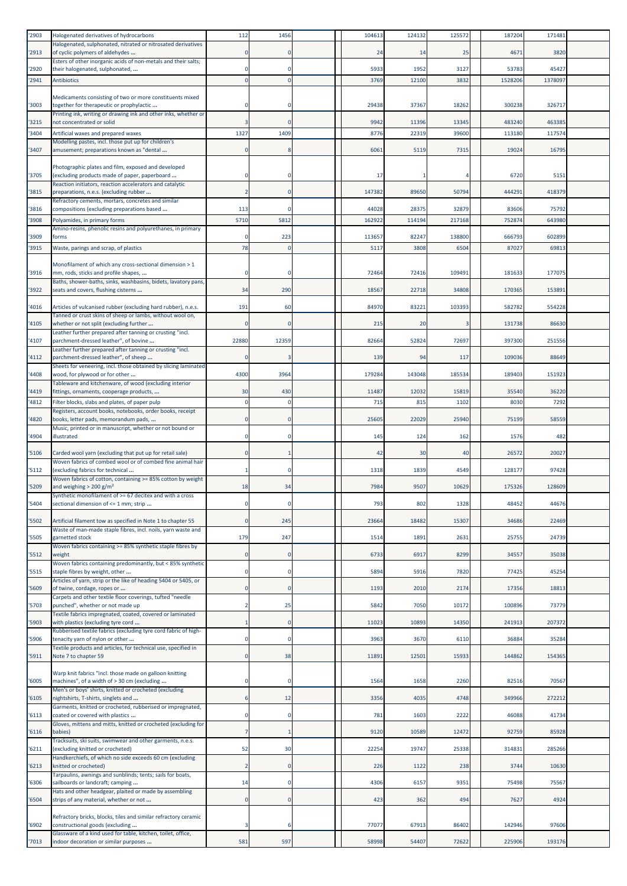| '2903 | Halogenated derivatives of hydrocarbons | 112 | 1456 | | | 104613 | 124132 | 125572 | | 187204 | 171481 | |
|---|---|---|---|---|---|---|---|---|---|---|---|---|
| '2913 | Halogenated, sulphonated, nitrated or nitrosated derivatives of cyclic polymers of aldehydes ... | 0 | 0 | | | 24 | 14 | 25 | | 4671 | 3820 | |
| '2920 | Esters of other inorganic acids of non-metals and their salts; their halogenated, sulphonated, ... | 0 | 0 | | | 5933 | 1952 | 3127 | | 53783 | 45427 | |
| '2941 | Antibiotics | 0 | 0 | | | 3769 | 12100 | 3832 | | 1528206 | 1378097 | |
| '3003 | Medicaments consisting of two or more constituents mixed together for therapeutic or prophylactic ... | 0 | 0 | | | 29438 | 37367 | 18262 | | 300238 | 326717 | |
| '3215 | Printing ink, writing or drawing ink and other inks, whether or not concentrated or solid | 3 | 0 | | | 9942 | 11396 | 13345 | | 483240 | 463385 | |
| '3404 | Artificial waxes and prepared waxes | 1327 | 1409 | | | 8776 | 22319 | 39600 | | 113180 | 117574 | |
| '3407 | Modelling pastes, incl. those put up for children's amusement; preparations known as "dental ... | 0 | 8 | | | 6061 | 5119 | 7315 | | 19024 | 16795 | |
| '3705 | Photographic plates and film, exposed and developed (excluding products made of paper, paperboard ... | 0 | 0 | | | 17 | 1 | 4 | | 6720 | 5151 | |
| '3815 | Reaction initiators, reaction accelerators and catalytic preparations, n.e.s. (excluding rubber ... | 2 | 0 | | | 147382 | 89650 | 50794 | | 444291 | 418379 | |
| '3816 | Refractory cements, mortars, concretes and similar compositions (excluding preparations based ... | 113 | 0 | | | 44028 | 28375 | 32879 | | 83606 | 75792 | |
| '3908 | Polyamides, in primary forms | 5710 | 5812 | | | 162922 | 114194 | 217168 | | 752874 | 643980 | |
| '3909 | Amino-resins, phenolic resins and polyurethanes, in primary forms | 0 | 223 | | | 113657 | 82247 | 138800 | | 666793 | 602899 | |
| '3915 | Waste, parings and scrap, of plastics | 78 | 0 | | | 5117 | 3808 | 6504 | | 87027 | 69813 | |
| '3916 | Monofilament of which any cross-sectional dimension > 1 mm, rods, sticks and profile shapes, ... | 0 | 0 | | | 72464 | 72416 | 109491 | | 181633 | 177075 | |
| '3922 | Baths, shower-baths, sinks, washbasins, bidets, lavatory pans, seats and covers, flushing cisterns ... | 34 | 290 | | | 18567 | 22718 | 34808 | | 170365 | 153891 | |
| '4016 | Articles of vulcanised rubber (excluding hard rubber), n.e.s. | 191 | 60 | | | 84970 | 83221 | 103393 | | 582782 | 554228 | |
| '4105 | Tanned or crust skins of sheep or lambs, without wool on, whether or not split (excluding further ... | 0 | 0 | | | 215 | 20 | 3 | | 131738 | 86630 | |
| '4107 | Leather further prepared after tanning or crusting "incl. parchment-dressed leather", of bovine ... | 22880 | 12359 | | | 82664 | 52824 | 72697 | | 397300 | 251556 | |
| '4112 | Leather further prepared after tanning or crusting "incl. parchment-dressed leather", of sheep ... | 0 | 3 | | | 139 | 94 | 117 | | 109036 | 88649 | |
| '4408 | Sheets for veneering, incl. those obtained by slicing laminated wood, for plywood or for other ... | 4300 | 3964 | | | 179284 | 143048 | 185534 | | 189403 | 151923 | |
| '4419 | Tableware and kitchenware, of wood (excluding interior fittings, ornaments, cooperage products, ... | 30 | 430 | | | 11487 | 12032 | 15819 | | 35540 | 36220 | |
| '4812 | Filter blocks, slabs and plates, of paper pulp | 0 | 0 | | | 715 | 815 | 1102 | | 8030 | 7292 | |
| '4820 | Registers, account books, notebooks, order books, receipt books, letter pads, memorandum pads, ... | 0 | 0 | | | 25605 | 22029 | 25940 | | 75199 | 58559 | |
| '4904 | Music, printed or in manuscript, whether or not bound or illustrated | 0 | 0 | | | 145 | 124 | 162 | | 1576 | 482 | |
| '5106 | Carded wool yarn (excluding that put up for retail sale) | 0 | 1 | | | 42 | 30 | 40 | | 26572 | 20027 | |
| '5112 | Woven fabrics of combed wool or of combed fine animal hair (excluding fabrics for technical ... | 1 | 0 | | | 1318 | 1839 | 4549 | | 128177 | 97428 | |
| '5209 | Woven fabrics of cotton, containing >= 85% cotton by weight and weighing > 200 g/m² | 18 | 34 | | | 7984 | 9507 | 10629 | | 175326 | 128609 | |
| '5404 | Synthetic monofilament of >= 67 decitex and with a cross sectional dimension of <= 1 mm; strip ... | 0 | 0 | | | 793 | 802 | 1328 | | 48452 | 44676 | |
| '5502 | Artificial filament tow as specified in Note 1 to chapter 55 | 0 | 245 | | | 23664 | 18482 | 15307 | | 34686 | 22469 | |
| '5505 | Waste of man-made staple fibres, incl. noils, yarn waste and garnetted stock | 179 | 247 | | | 1514 | 1891 | 2631 | | 25755 | 24739 | |
| '5512 | Woven fabrics containing >= 85% synthetic staple fibres by weight | 0 | 0 | | | 6733 | 6917 | 8299 | | 34557 | 35038 | |
| '5515 | Woven fabrics containing predominantly, but < 85% synthetic staple fibres by weight, other ... | 0 | 0 | | | 5894 | 5916 | 7820 | | 77425 | 45254 | |
| '5609 | Articles of yarn, strip or the like of heading 5404 or 5405, or of twine, cordage, ropes or ... | 0 | 0 | | | 1193 | 2010 | 2174 | | 17356 | 18813 | |
| '5703 | Carpets and other textile floor coverings, tufted "needle punched", whether or not made up | 2 | 25 | | | 5842 | 7050 | 10172 | | 100896 | 73779 | |
| '5903 | Textile fabrics impregnated, coated, covered or laminated with plastics (excluding tyre cord ... | 1 | 0 | | | 11023 | 10893 | 14350 | | 241913 | 207372 | |
| '5906 | Rubberised textile fabrics (excluding tyre cord fabric of high-tenacity yarn of nylon or other ... | 0 | 0 | | | 3963 | 3670 | 6110 | | 36884 | 35284 | |
| '5911 | Textile products and articles, for technical use, specified in Note 7 to chapter 59 | 0 | 38 | | | 11891 | 12501 | 15933 | | 144862 | 154365 | |
| '6005 | Warp knit fabrics "incl. those made on galloon knitting machines", of a width of > 30 cm (excluding ... | 0 | 0 | | | 1564 | 1658 | 2260 | | 82516 | 70567 | |
| '6105 | Men's or boys' shirts, knitted or crocheted (excluding nightshirts, T-shirts, singlets and ... | 6 | 12 | | | 3356 | 4035 | 4748 | | 349966 | 272212 | |
| '6113 | Garments, knitted or crocheted, rubberised or impregnated, coated or covered with plastics ... | 0 | 0 | | | 781 | 1603 | 2222 | | 46088 | 41734 | |
| '6116 | Gloves, mittens and mitts, knitted or crocheted (excluding for babies) | 7 | 1 | | | 9120 | 10589 | 12472 | | 92759 | 85928 | |
| '6211 | Tracksuits, ski suits, swimwear and other garments, n.e.s. (excluding knitted or crocheted) | 52 | 30 | | | 22254 | 19747 | 25338 | | 314831 | 285266 | |
| '6213 | Handkerchiefs, of which no side exceeds 60 cm (excluding knitted or crocheted) | 2 | 0 | | | 226 | 1122 | 238 | | 3744 | 10630 | |
| '6306 | Tarpaulins, awnings and sunblinds; tents; sails for boats, sailboards or landcraft; camping ... | 14 | 0 | | | 4306 | 6157 | 9351 | | 75498 | 75567 | |
| '6504 | Hats and other headgear, plaited or made by assembling strips of any material, whether or not ... | 0 | 0 | | | 423 | 362 | 494 | | 7627 | 4924 | |
| '6902 | Refractory bricks, blocks, tiles and similar refractory ceramic constructional goods (excluding ... | 3 | 6 | | | 77077 | 67913 | 86402 | | 142946 | 97606 | |
| '7013 | Glassware of a kind used for table, kitchen, toilet, office, indoor decoration or similar purposes ... | 581 | 597 | | | 58998 | 54407 | 72622 | | 225906 | 193176 | |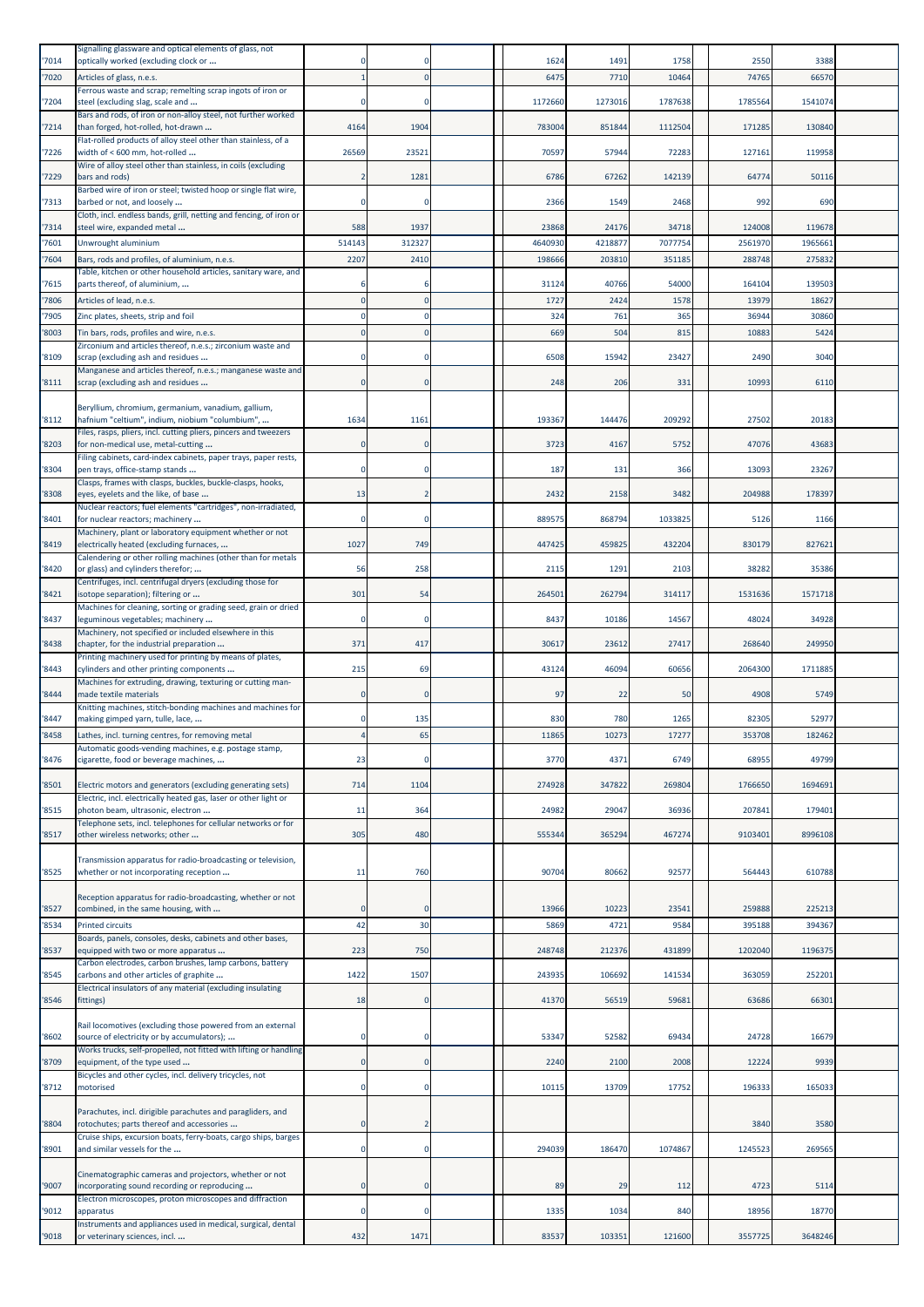| '7014 | Signalling glassware and optical elements of glass, not optically worked (excluding clock or ... | 0 | 0 | | | 1624 | 1491 | 1758 | | 2550 | 3388 | |
|---|---|---|---|---|---|---|---|---|---|---|---|---|
| '7020 | Articles of glass, n.e.s. | 1 | 0 | | | 6475 | 7710 | 10464 | | 74765 | 66570 | |
| '7204 | Ferrous waste and scrap; remelting scrap ingots of iron or steel (excluding slag, scale and ... | 0 | 0 | | | 1172660 | 1273016 | 1787638 | | 1785564 | 1541074 | |
| '7214 | Bars and rods, of iron or non-alloy steel, not further worked than forged, hot-rolled, hot-drawn ... | 4164 | 1904 | | | 783004 | 851844 | 1112504 | | 171285 | 130840 | |
| '7226 | Flat-rolled products of alloy steel other than stainless, of a width of < 600 mm, hot-rolled ... | 26569 | 23521 | | | 70597 | 57944 | 72283 | | 127161 | 119958 | |
| '7229 | Wire of alloy steel other than stainless, in coils (excluding bars and rods) | 2 | 1281 | | | 6786 | 67262 | 142139 | | 64774 | 50116 | |
| '7313 | Barbed wire of iron or steel; twisted hoop or single flat wire, barbed or not, and loosely ... | 0 | 0 | | | 2366 | 1549 | 2468 | | 992 | 690 | |
| '7314 | Cloth, incl. endless bands, grill, netting and fencing, of iron or steel wire, expanded metal ... | 588 | 1937 | | | 23868 | 24176 | 34718 | | 124008 | 119678 | |
| '7601 | Unwrought aluminium | 514143 | 312327 | | | 4640930 | 4218877 | 7077754 | | 2561970 | 1965661 | |
| '7604 | Bars, rods and profiles, of aluminium, n.e.s. | 2207 | 2410 | | | 198666 | 203810 | 351185 | | 288748 | 275832 | |
| '7615 | Table, kitchen or other household articles, sanitary ware, and parts thereof, of aluminium, ... | 6 | 6 | | | 31124 | 40766 | 54000 | | 164104 | 139503 | |
| '7806 | Articles of lead, n.e.s. | 0 | 0 | | | 1727 | 2424 | 1578 | | 13979 | 18627 | |
| '7905 | Zinc plates, sheets, strip and foil | 0 | 0 | | | 324 | 761 | 365 | | 36944 | 30860 | |
| '8003 | Tin bars, rods, profiles and wire, n.e.s. | 0 | 0 | | | 669 | 504 | 815 | | 10883 | 5424 | |
| '8109 | Zirconium and articles thereof, n.e.s.; zirconium waste and scrap (excluding ash and residues ... | 0 | 0 | | | 6508 | 15942 | 23427 | | 2490 | 3040 | |
| '8111 | Manganese and articles thereof, n.e.s.; manganese waste and scrap (excluding ash and residues ... | 0 | 0 | | | 248 | 206 | 331 | | 10993 | 6110 | |
| '8112 | Beryllium, chromium, germanium, vanadium, gallium, hafnium "celtium", indium, niobium "columbium", ... | 1634 | 1161 | | | 193367 | 144476 | 209292 | | 27502 | 20183 | |
| '8203 | Files, rasps, pliers, incl. cutting pliers, pincers and tweezers for non-medical use, metal-cutting ... | 0 | 0 | | | 3723 | 4167 | 5752 | | 47076 | 43683 | |
| '8304 | Filing cabinets, card-index cabinets, paper trays, paper rests, pen trays, office-stamp stands ... | 0 | 0 | | | 187 | 131 | 366 | | 13093 | 23267 | |
| '8308 | Clasps, frames with clasps, buckles, buckle-clasps, hooks, eyes, eyelets and the like, of base ... | 13 | 2 | | | 2432 | 2158 | 3482 | | 204988 | 178397 | |
| '8401 | Nuclear reactors; fuel elements "cartridges", non-irradiated, for nuclear reactors; machinery ... | 0 | 0 | | | 889575 | 868794 | 1033825 | | 5126 | 1166 | |
| '8419 | Machinery, plant or laboratory equipment whether or not electrically heated (excluding furnaces, ... | 1027 | 749 | | | 447425 | 459825 | 432204 | | 830179 | 827621 | |
| '8420 | Calendering or other rolling machines (other than for metals or glass) and cylinders therefor; ... | 56 | 258 | | | 2115 | 1291 | 2103 | | 38282 | 35386 | |
| '8421 | Centrifuges, incl. centrifugal dryers (excluding those for isotope separation); filtering or ... | 301 | 54 | | | 264501 | 262794 | 314117 | | 1531636 | 1571718 | |
| '8437 | Machines for cleaning, sorting or grading seed, grain or dried leguminous vegetables; machinery ... | 0 | 0 | | | 8437 | 10186 | 14567 | | 48024 | 34928 | |
| '8438 | Machinery, not specified or included elsewhere in this chapter, for the industrial preparation ... | 371 | 417 | | | 30617 | 23612 | 27417 | | 268640 | 249950 | |
| '8443 | Printing machinery used for printing by means of plates, cylinders and other printing components ... | 215 | 69 | | | 43124 | 46094 | 60656 | | 2064300 | 1711885 | |
| '8444 | Machines for extruding, drawing, texturing or cutting man-made textile materials | 0 | 0 | | | 97 | 22 | 50 | | 4908 | 5749 | |
| '8447 | Knitting machines, stitch-bonding machines and machines for making gimped yarn, tulle, lace, ... | 0 | 135 | | | 830 | 780 | 1265 | | 82305 | 52977 | |
| '8458 | Lathes, incl. turning centres, for removing metal | 4 | 65 | | | 11865 | 10273 | 17277 | | 353708 | 182462 | |
| '8476 | Automatic goods-vending machines, e.g. postage stamp, cigarette, food or beverage machines, ... | 23 | 0 | | | 3770 | 4371 | 6749 | | 68955 | 49799 | |
| '8501 | Electric motors and generators (excluding generating sets) | 714 | 1104 | | | 274928 | 347822 | 269804 | | 1766650 | 1694691 | |
| '8515 | Electric, incl. electrically heated gas, laser or other light or photon beam, ultrasonic, electron ... | 11 | 364 | | | 24982 | 29047 | 36936 | | 207841 | 179401 | |
| '8517 | Telephone sets, incl. telephones for cellular networks or for other wireless networks; other ... | 305 | 480 | | | 555344 | 365294 | 467274 | | 9103401 | 8996108 | |
| '8525 | Transmission apparatus for radio-broadcasting or television, whether or not incorporating reception ... | 11 | 760 | | | 90704 | 80662 | 92577 | | 564443 | 610788 | |
| '8527 | Reception apparatus for radio-broadcasting, whether or not combined, in the same housing, with ... | 0 | 0 | | | 13966 | 10223 | 23541 | | 259888 | 225213 | |
| '8534 | Printed circuits | 42 | 30 | | | 5869 | 4721 | 9584 | | 395188 | 394367 | |
| '8537 | Boards, panels, consoles, desks, cabinets and other bases, equipped with two or more apparatus ... | 223 | 750 | | | 248748 | 212376 | 431899 | | 1202040 | 1196375 | |
| '8545 | Carbon electrodes, carbon brushes, lamp carbons, battery carbons and other articles of graphite ... | 1422 | 1507 | | | 243935 | 106692 | 141534 | | 363059 | 252201 | |
| '8546 | Electrical insulators of any material (excluding insulating fittings) | 18 | 0 | | | 41370 | 56519 | 59681 | | 63686 | 66301 | |
| '8602 | Rail locomotives (excluding those powered from an external source of electricity or by accumulators); ... | 0 | 0 | | | 53347 | 52582 | 69434 | | 24728 | 16679 | |
| '8709 | Works trucks, self-propelled, not fitted with lifting or handling equipment, of the type used ... | 0 | 0 | | | 2240 | 2100 | 2008 | | 12224 | 9939 | |
| '8712 | Bicycles and other cycles, incl. delivery tricycles, not motorised | 0 | 0 | | | 10115 | 13709 | 17752 | | 196333 | 165033 | |
| '8804 | Parachutes, incl. dirigible parachutes and paragliders, and rotochutes; parts thereof and accessories ... | 0 | 2 | | | | | | | 3840 | 3580 | |
| '8901 | Cruise ships, excursion boats, ferry-boats, cargo ships, barges and similar vessels for the ... | 0 | 0 | | | 294039 | 186470 | 1074867 | | 1245523 | 269565 | |
| '9007 | Cinematographic cameras and projectors, whether or not incorporating sound recording or reproducing ... | 0 | 0 | | | 89 | 29 | 112 | | 4723 | 5114 | |
| '9012 | Electron microscopes, proton microscopes and diffraction apparatus | 0 | 0 | | | 1335 | 1034 | 840 | | 18956 | 18770 | |
| '9018 | Instruments and appliances used in medical, surgical, dental or veterinary sciences, incl. ... | 432 | 1471 | | | 83537 | 103351 | 121600 | | 3557725 | 3648246 | |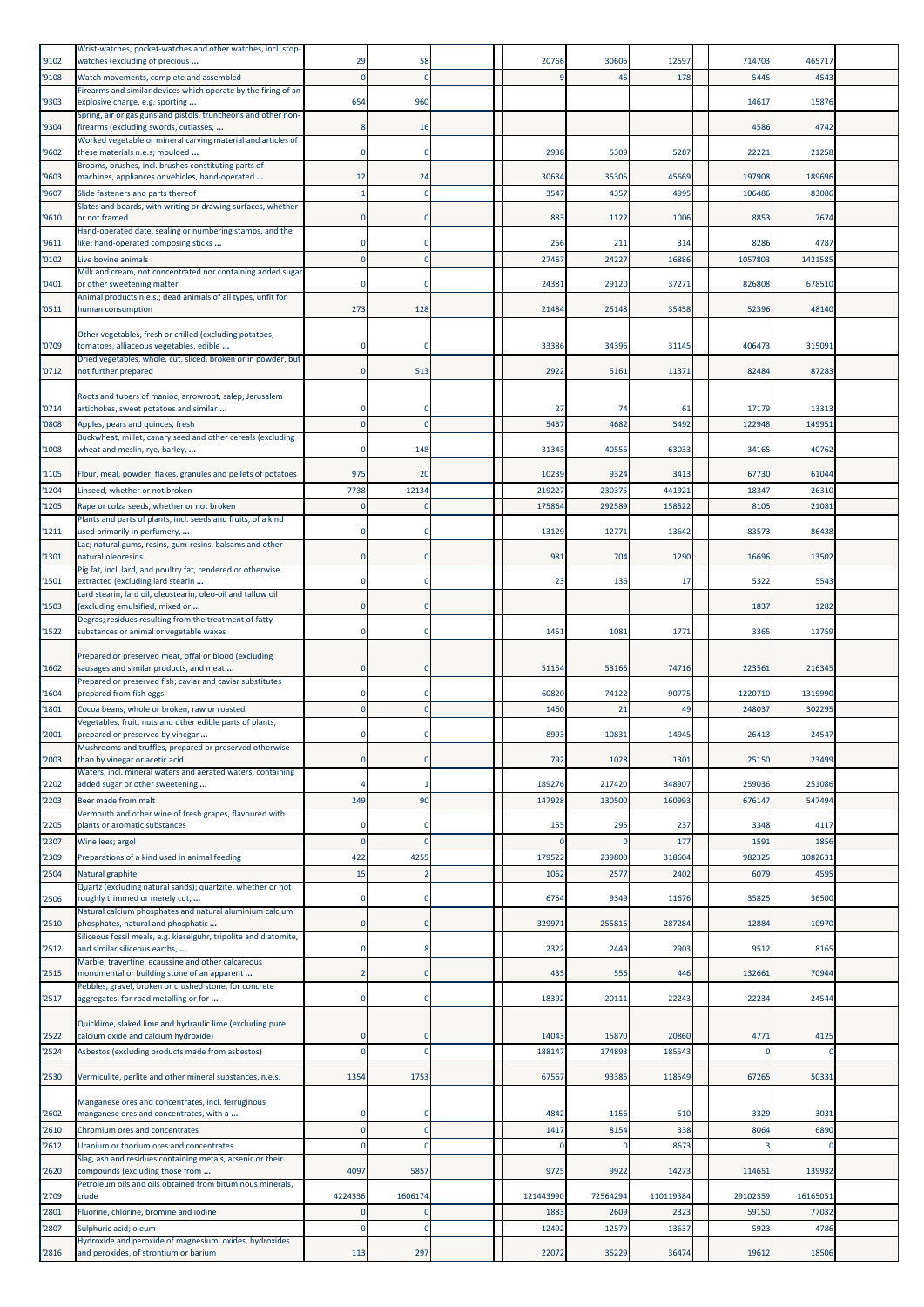| '9102 | Wrist-watches, pocket-watches and other watches, incl. stop-watches (excluding of precious ... | 29 | 58 | | | 20766 | 30606 | 12597 | | 714703 | 465717 | |
|---|---|---|---|---|---|---|---|---|---|---|---|---|
| '9108 | Watch movements, complete and assembled | 0 | 0 | | | 9 | 45 | 178 | | 5445 | 4543 | |
| '9303 | Firearms and similar devices which operate by the firing of an explosive charge, e.g. sporting ... | 654 | 960 | | | | | | | 14617 | 15876 | |
| '9304 | Spring, air or gas guns and pistols, truncheons and other non-firearms (excluding swords, cutlasses, ... | 8 | 16 | | | | | | | 4586 | 4742 | |
| '9602 | Worked vegetable or mineral carving material and articles of these materials n.e.s; moulded ... | 0 | 0 | | | 2938 | 5309 | 5287 | | 22221 | 21258 | |
| '9603 | Brooms, brushes, incl. brushes constituting parts of machines, appliances or vehicles, hand-operated ... | 12 | 24 | | | 30634 | 35305 | 45669 | | 197908 | 189696 | |
| '9607 | Slide fasteners and parts thereof | 1 | 0 | | | 3547 | 4357 | 4995 | | 106486 | 83086 | |
| '9610 | Slates and boards, with writing or drawing surfaces, whether or not framed | 0 | 0 | | | 883 | 1122 | 1006 | | 8853 | 7674 | |
| '9611 | Hand-operated date, sealing or numbering stamps, and the like; hand-operated composing sticks ... | 0 | 0 | | | 266 | 211 | 314 | | 8286 | 4787 | |
| '0102 | Live bovine animals | 0 | 0 | | | 27467 | 24227 | 16886 | | 1057803 | 1421585 | |
| '0401 | Milk and cream, not concentrated nor containing added sugar or other sweetening matter | 0 | 0 | | | 24381 | 29120 | 37271 | | 826808 | 678510 | |
| '0511 | Animal products n.e.s.; dead animals of all types, unfit for human consumption | 273 | 128 | | | 21484 | 25148 | 35458 | | 52396 | 48140 | |
| '0709 | Other vegetables, fresh or chilled (excluding potatoes, tomatoes, alliaceous vegetables, edible ... | 0 | 0 | | | 33386 | 34396 | 31145 | | 406473 | 315091 | |
| '0712 | Dried vegetables, whole, cut, sliced, broken or in powder, but not further prepared | 0 | 513 | | | 2922 | 5161 | 11371 | | 82484 | 87283 | |
| '0714 | Roots and tubers of manioc, arrowroot, salep, Jerusalem artichokes, sweet potatoes and similar ... | 0 | 0 | | | 27 | 74 | 61 | | 17179 | 13313 | |
| '0808 | Apples, pears and quinces, fresh | 0 | 0 | | | 5437 | 4682 | 5492 | | 122948 | 149951 | |
| '1008 | Buckwheat, millet, canary seed and other cereals (excluding wheat and meslin, rye, barley, ... | 0 | 148 | | | 31343 | 40555 | 63033 | | 34165 | 40762 | |
| '1105 | Flour, meal, powder, flakes, granules and pellets of potatoes | 975 | 20 | | | 10239 | 9324 | 3413 | | 67730 | 61044 | |
| '1204 | Linseed, whether or not broken | 7738 | 12134 | | | 219227 | 230375 | 441921 | | 18347 | 26310 | |
| '1205 | Rape or colza seeds, whether or not broken | 0 | 0 | | | 175864 | 292589 | 158522 | | 8105 | 21081 | |
| '1211 | Plants and parts of plants, incl. seeds and fruits, of a kind used primarily in perfumery, ... | 0 | 0 | | | 13129 | 12771 | 13642 | | 83573 | 86438 | |
| '1301 | Lac; natural gums, resins, gum-resins, balsams and other natural oleoresins | 0 | 0 | | | 981 | 704 | 1290 | | 16696 | 13502 | |
| '1501 | Pig fat, incl. lard, and poultry fat, rendered or otherwise extracted (excluding lard stearin ... | 0 | 0 | | | 23 | 136 | 17 | | 5322 | 5543 | |
| '1503 | Lard stearin, lard oil, oleostearin, oleo-oil and tallow oil (excluding emulsified, mixed or ... | 0 | 0 | | | | | | | 1837 | 1282 | |
| '1522 | Degras; residues resulting from the treatment of fatty substances or animal or vegetable waxes | 0 | 0 | | | 1451 | 1081 | 1771 | | 3365 | 11759 | |
| '1602 | Prepared or preserved meat, offal or blood (excluding sausages and similar products, and meat ... | 0 | 0 | | | 51154 | 53166 | 74716 | | 223561 | 216345 | |
| '1604 | Prepared or preserved fish; caviar and caviar substitutes prepared from fish eggs | 0 | 0 | | | 60820 | 74122 | 90775 | | 1220710 | 1319990 | |
| '1801 | Cocoa beans, whole or broken, raw or roasted | 0 | 0 | | | 1460 | 21 | 49 | | 248037 | 302295 | |
| '2001 | Vegetables, fruit, nuts and other edible parts of plants, prepared or preserved by vinegar ... | 0 | 0 | | | 8993 | 10831 | 14945 | | 26413 | 24547 | |
| '2003 | Mushrooms and truffles, prepared or preserved otherwise than by vinegar or acetic acid | 0 | 0 | | | 792 | 1028 | 1301 | | 25150 | 23499 | |
| '2202 | Waters, incl. mineral waters and aerated waters, containing added sugar or other sweetening ... | 4 | 1 | | | 189276 | 217420 | 348907 | | 259036 | 251086 | |
| '2203 | Beer made from malt | 249 | 90 | | | 147928 | 130500 | 160993 | | 676147 | 547494 | |
| '2205 | Vermouth and other wine of fresh grapes, flavoured with plants or aromatic substances | 0 | 0 | | | 155 | 295 | 237 | | 3348 | 4117 | |
| '2307 | Wine lees; argol | 0 | 0 | | | 0 | 0 | 177 | | 1591 | 1856 | |
| '2309 | Preparations of a kind used in animal feeding | 422 | 4255 | | | 179522 | 239800 | 318604 | | 982325 | 1082631 | |
| '2504 | Natural graphite | 15 | 2 | | | 1062 | 2577 | 2402 | | 6079 | 4595 | |
| '2506 | Quartz (excluding natural sands); quartzite, whether or not roughly trimmed or merely cut, ... | 0 | 0 | | | 6754 | 9349 | 11676 | | 35825 | 36500 | |
| '2510 | Natural calcium phosphates and natural aluminium calcium phosphates, natural and phosphatic ... | 0 | 0 | | | 329971 | 255816 | 287284 | | 12884 | 10970 | |
| '2512 | Siliceous fossil meals, e.g. kieselguhr, tripolite and diatomite, and similar siliceous earths, ... | 0 | 8 | | | 2322 | 2449 | 2903 | | 9512 | 8165 | |
| '2515 | Marble, travertine, ecaussine and other calcareous monumental or building stone of an apparent ... | 2 | 0 | | | 435 | 556 | 446 | | 132661 | 70944 | |
| '2517 | Pebbles, gravel, broken or crushed stone, for concrete aggregates, for road metalling or for ... | 0 | 0 | | | 18392 | 20111 | 22243 | | 22234 | 24544 | |
| '2522 | Quicklime, slaked lime and hydraulic lime (excluding pure calcium oxide and calcium hydroxide) | 0 | 0 | | | 14043 | 15870 | 20860 | | 4771 | 4125 | |
| '2524 | Asbestos (excluding products made from asbestos) | 0 | 0 | | | 188147 | 174893 | 185543 | | 0 | 0 | |
| '2530 | Vermiculite, perlite and other mineral substances, n.e.s. | 1354 | 1753 | | | 67567 | 93385 | 118549 | | 67265 | 50331 | |
| '2602 | Manganese ores and concentrates, incl. ferruginous manganese ores and concentrates, with a ... | 0 | 0 | | | 4842 | 1156 | 510 | | 3329 | 3031 | |
| '2610 | Chromium ores and concentrates | 0 | 0 | | | 1417 | 8154 | 338 | | 8064 | 6890 | |
| '2612 | Uranium or thorium ores and concentrates | 0 | 0 | | | 0 | 0 | 8673 | | 3 | 0 | |
| '2620 | Slag, ash and residues containing metals, arsenic or their compounds (excluding those from ... | 4097 | 5857 | | | 9725 | 9922 | 14273 | | 114651 | 139932 | |
| '2709 | Petroleum oils and oils obtained from bituminous minerals, crude | 4224336 | 1606174 | | | 121443990 | 72564294 | 110119384 | | 29102359 | 16165051 | |
| '2801 | Fluorine, chlorine, bromine and iodine | 0 | 0 | | | 1883 | 2609 | 2323 | | 59150 | 77032 | |
| '2807 | Sulphuric acid; oleum | 0 | 0 | | | 12492 | 12579 | 13637 | | 5923 | 4786 | |
| '2816 | Hydroxide and peroxide of magnesium; oxides, hydroxides and peroxides, of strontium or barium | 113 | 297 | | | 22072 | 35229 | 36474 | | 19612 | 18506 | |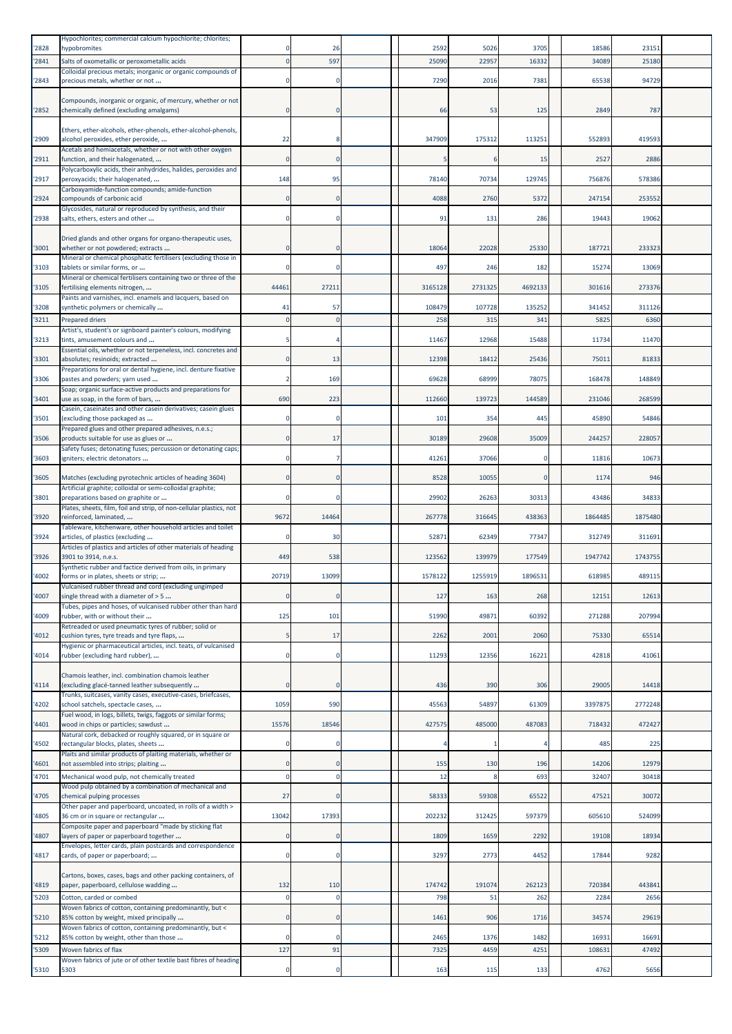| '2828 | Hypochlorites; commercial calcium hypochlorite; chlorites; hypobromites | 0 | 26 | | | 2592 | 5026 | 3705 | | 18586 | 23151 | |
|---|---|---|---|---|---|---|---|---|---|---|---|---|
| '2841 | Salts of oxometallic or peroxometallic acids | 0 | 597 | | | 25090 | 22957 | 16332 | | 34089 | 25180 | |
| '2843 | Colloidal precious metals; inorganic or organic compounds of precious metals, whether or not ... | 0 | 0 | | | 7290 | 2016 | 7381 | | 65538 | 94729 | |
| '2852 | Compounds, inorganic or organic, of mercury, whether or not chemically defined (excluding amalgams) | 0 | 0 | | | 66 | 53 | 125 | | 2849 | 787 | |
| '2909 | Ethers, ether-alcohols, ether-phenols, ether-alcohol-phenols, alcohol peroxides, ether peroxide, ... | 22 | 8 | | | 347909 | 175312 | 113251 | | 552893 | 419593 | |
| '2911 | Acetals and hemiacetals, whether or not with other oxygen function, and their halogenated, ... | 0 | 0 | | | 5 | 6 | 15 | | 2527 | 2886 | |
| '2917 | Polycarboxylic acids, their anhydrides, halides, peroxides and peroxyacids; their halogenated, ... | 148 | 95 | | | 78140 | 70734 | 129745 | | 756876 | 578386 | |
| '2924 | Carboxyamide-function compounds; amide-function compounds of carbonic acid | 0 | 0 | | | 4088 | 2760 | 5372 | | 247154 | 253552 | |
| '2938 | Glycosides, natural or reproduced by synthesis, and their salts, ethers, esters and other ... | 0 | 0 | | | 91 | 131 | 286 | | 19443 | 19062 | |
| '3001 | Dried glands and other organs for organo-therapeutic uses, whether or not powdered; extracts ... | 0 | 0 | | | 18064 | 22028 | 25330 | | 187721 | 233323 | |
| '3103 | Mineral or chemical phosphatic fertilisers (excluding those in tablets or similar forms, or ... | 0 | 0 | | | 497 | 246 | 182 | | 15274 | 13069 | |
| '3105 | Mineral or chemical fertilisers containing two or three of the fertilising elements nitrogen, ... | 44461 | 27211 | | | 3165128 | 2731325 | 4692133 | | 301616 | 273376 | |
| '3208 | Paints and varnishes, incl. enamels and lacquers, based on synthetic polymers or chemically ... | 41 | 57 | | | 108479 | 107728 | 135252 | | 341452 | 311126 | |
| '3211 | Prepared driers | 0 | 0 | | | 258 | 315 | 341 | | 5825 | 6360 | |
| '3213 | Artist's, student's or signboard painter's colours, modifying tints, amusement colours and ... | 5 | 4 | | | 11467 | 12968 | 15488 | | 11734 | 11470 | |
| '3301 | Essential oils, whether or not terpeneless, incl. concretes and absolutes; resinoids; extracted ... | 0 | 13 | | | 12398 | 18412 | 25436 | | 75011 | 81833 | |
| '3306 | Preparations for oral or dental hygiene, incl. denture fixative pastes and powders; yarn used ... | 2 | 169 | | | 69628 | 68999 | 78075 | | 168478 | 148849 | |
| '3401 | Soap; organic surface-active products and preparations for use as soap, in the form of bars, ... | 690 | 223 | | | 112660 | 139723 | 144589 | | 231046 | 268599 | |
| '3501 | Casein, caseinates and other casein derivatives; casein glues (excluding those packaged as ... | 0 | 0 | | | 101 | 354 | 445 | | 45890 | 54846 | |
| '3506 | Prepared glues and other prepared adhesives, n.e.s.; products suitable for use as glues or ... | 0 | 17 | | | 30189 | 29608 | 35009 | | 244257 | 228057 | |
| '3603 | Safety fuses; detonating fuses; percussion or detonating caps; igniters; electric detonators ... | 0 | 7 | | | 41261 | 37066 | 0 | | 11816 | 10673 | |
| '3605 | Matches (excluding pyrotechnic articles of heading 3604) | 0 | 0 | | | 8528 | 10055 | 0 | | 1174 | 946 | |
| '3801 | Artificial graphite; colloidal or semi-colloidal graphite; preparations based on graphite or ... | 0 | 0 | | | 29902 | 26263 | 30313 | | 43486 | 34833 | |
| '3920 | Plates, sheets, film, foil and strip, of non-cellular plastics, not reinforced, laminated, ... | 9672 | 14464 | | | 267778 | 316645 | 438363 | | 1864485 | 1875480 | |
| '3924 | Tableware, kitchenware, other household articles and toilet articles, of plastics (excluding ... | 0 | 30 | | | 52871 | 62349 | 77347 | | 312749 | 311691 | |
| '3926 | Articles of plastics and articles of other materials of heading 3901 to 3914, n.e.s. | 449 | 538 | | | 123562 | 139979 | 177549 | | 1947742 | 1743755 | |
| '4002 | Synthetic rubber and factice derived from oils, in primary forms or in plates, sheets or strip; ... | 20719 | 13099 | | | 1578122 | 1255919 | 1896531 | | 618985 | 489115 | |
| '4007 | Vulcanised rubber thread and cord (excluding ungimped single thread with a diameter of > 5 ... | 0 | 0 | | | 127 | 163 | 268 | | 12151 | 12613 | |
| '4009 | Tubes, pipes and hoses, of vulcanised rubber other than hard rubber, with or without their ... | 125 | 101 | | | 51990 | 49871 | 60392 | | 271288 | 207994 | |
| '4012 | Retreaded or used pneumatic tyres of rubber; solid or cushion tyres, tyre treads and tyre flaps, ... | 5 | 17 | | | 2262 | 2001 | 2060 | | 75330 | 65514 | |
| '4014 | Hygienic or pharmaceutical articles, incl. teats, of vulcanised rubber (excluding hard rubber), ... | 0 | 0 | | | 11293 | 12356 | 16221 | | 42818 | 41061 | |
| '4114 | Chamois leather, incl. combination chamois leather (excluding glacé-tanned leather subsequently ... | 0 | 0 | | | 436 | 390 | 306 | | 29005 | 14418 | |
| '4202 | Trunks, suitcases, vanity cases, executive-cases, briefcases, school satchels, spectacle cases, ... | 1059 | 590 | | | 45563 | 54897 | 61309 | | 3397875 | 2772248 | |
| '4401 | Fuel wood, in logs, billets, twigs, faggots or similar forms; wood in chips or particles; sawdust ... | 15576 | 18546 | | | 427575 | 485000 | 487083 | | 718432 | 472427 | |
| '4502 | Natural cork, debacked or roughly squared, or in square or rectangular blocks, plates, sheets ... | 0 | 0 | | | 4 | 1 | 4 | | 485 | 225 | |
| '4601 | Plaits and similar products of plaiting materials, whether or not assembled into strips; plaiting ... | 0 | 0 | | | 155 | 130 | 196 | | 14206 | 12979 | |
| '4701 | Mechanical wood pulp, not chemically treated | 0 | 0 | | | 12 | 8 | 693 | | 32407 | 30418 | |
| '4705 | Wood pulp obtained by a combination of mechanical and chemical pulping processes | 27 | 0 | | | 58333 | 59308 | 65522 | | 47521 | 30072 | |
| '4805 | Other paper and paperboard, uncoated, in rolls of a width > 36 cm or in square or rectangular ... | 13042 | 17393 | | | 202232 | 312425 | 597379 | | 605610 | 524099 | |
| '4807 | Composite paper and paperboard "made by sticking flat layers of paper or paperboard together ... | 0 | 0 | | | 1809 | 1659 | 2292 | | 19108 | 18934 | |
| '4817 | Envelopes, letter cards, plain postcards and correspondence cards, of paper or paperboard; ... | 0 | 0 | | | 3297 | 2773 | 4452 | | 17844 | 9282 | |
| '4819 | Cartons, boxes, cases, bags and other packing containers, of paper, paperboard, cellulose wadding ... | 132 | 110 | | | 174742 | 191074 | 262123 | | 720384 | 443841 | |
| '5203 | Cotton, carded or combed | 0 | 0 | | | 798 | 51 | 262 | | 2284 | 2656 | |
| '5210 | Woven fabrics of cotton, containing predominantly, but < 85% cotton by weight, mixed principally ... | 0 | 0 | | | 1461 | 906 | 1716 | | 34574 | 29619 | |
| '5212 | Woven fabrics of cotton, containing predominantly, but < 85% cotton by weight, other than those ... | 0 | 0 | | | 2465 | 1376 | 1482 | | 16931 | 16691 | |
| '5309 | Woven fabrics of flax | 127 | 91 | | | 7325 | 4459 | 4251 | | 108631 | 47492 | |
| '5310 | Woven fabrics of jute or of other textile bast fibres of heading 5303 | 0 | 0 | | | 163 | 115 | 133 | | 4762 | 5656 | |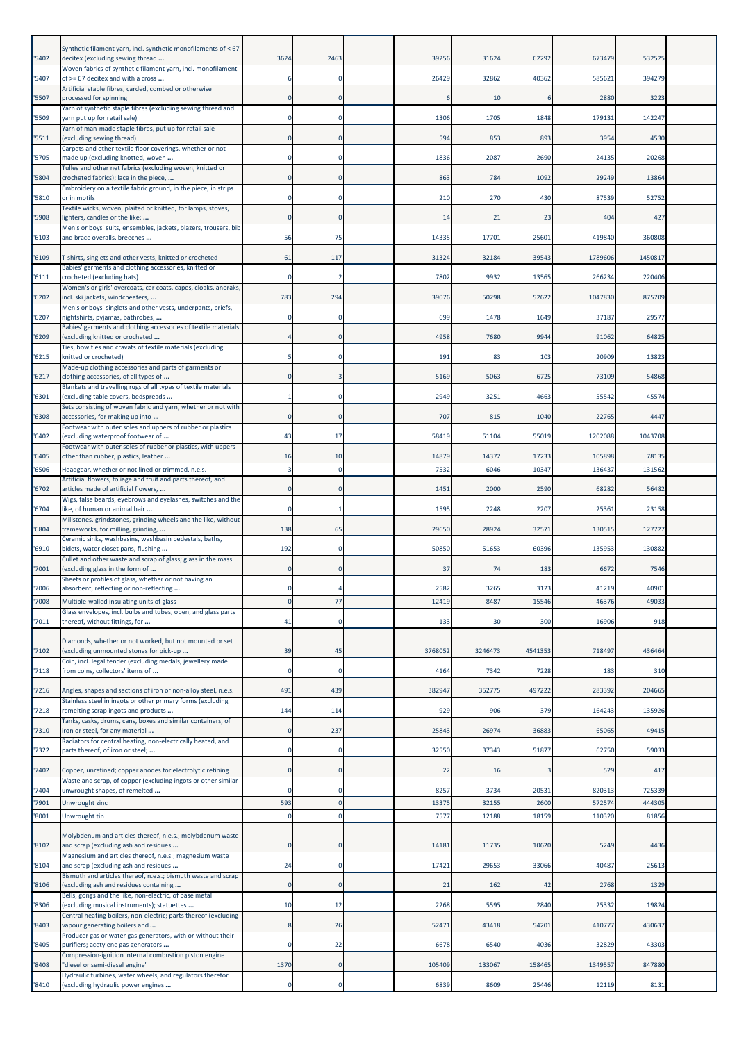| | | | | | | | | | | | | |
|---|---|---|---|---|---|---|---|---|---|---|---|---|
| '5402 | Synthetic filament yarn, incl. synthetic monofilaments of < 67 decitex (excluding sewing thread ... | 3624 | 2463 | | | 39256 | 31624 | 62292 | | 673479 | 532525 | |
| '5407 | Woven fabrics of synthetic filament yarn, incl. monofilament of >= 67 decitex and with a cross ... | 6 | 0 | | | 26429 | 32862 | 40362 | | 585621 | 394279 | |
| '5507 | Artificial staple fibres, carded, combed or otherwise processed for spinning | 0 | 0 | | | 6 | 10 | 6 | | 2880 | 3223 | |
| '5509 | Yarn of synthetic staple fibres (excluding sewing thread and yarn put up for retail sale) | 0 | 0 | | | 1306 | 1705 | 1848 | | 179131 | 142247 | |
| '5511 | Yarn of man-made staple fibres, put up for retail sale (excluding sewing thread) | 0 | 0 | | | 594 | 853 | 893 | | 3954 | 4530 | |
| '5705 | Carpets and other textile floor coverings, whether or not made up (excluding knotted, woven ... | 0 | 0 | | | 1836 | 2087 | 2690 | | 24135 | 20268 | |
| '5804 | Tulles and other net fabrics (excluding woven, knitted or crocheted fabrics); lace in the piece, ... | 0 | 0 | | | 863 | 784 | 1092 | | 29249 | 13864 | |
| '5810 | Embroidery on a textile fabric ground, in the piece, in strips or in motifs | 0 | 0 | | | 210 | 270 | 430 | | 87539 | 52752 | |
| '5908 | Textile wicks, woven, plaited or knitted, for lamps, stoves, lighters, candles or the like; ... | 0 | 0 | | | 14 | 21 | 23 | | 404 | 427 | |
| '6103 | Men's or boys' suits, ensembles, jackets, blazers, trousers, bib and brace overalls, breeches ... | 56 | 75 | | | 14335 | 17701 | 25601 | | 419840 | 360808 | |
| '6109 | T-shirts, singlets and other vests, knitted or crocheted | 61 | 117 | | | 31324 | 32184 | 39543 | | 1789606 | 1450817 | |
| '6111 | Babies' garments and clothing accessories, knitted or crocheted (excluding hats) | 0 | 2 | | | 7802 | 9932 | 13565 | | 266234 | 220406 | |
| '6202 | Women's or girls' overcoats, car coats, capes, cloaks, anoraks, incl. ski jackets, windcheaters, ... | 783 | 294 | | | 39076 | 50298 | 52622 | | 1047830 | 875709 | |
| '6207 | Men's or boys' singlets and other vests, underpants, briefs, nightshirts, pyjamas, bathrobes, ... | 0 | 0 | | | 699 | 1478 | 1649 | | 37187 | 29577 | |
| '6209 | Babies' garments and clothing accessories of textile materials (excluding knitted or crocheted ... | 4 | 0 | | | 4958 | 7680 | 9944 | | 91062 | 64825 | |
| '6215 | Ties, bow ties and cravats of textile materials (excluding knitted or crocheted) | 5 | 0 | | | 191 | 83 | 103 | | 20909 | 13823 | |
| '6217 | Made-up clothing accessories and parts of garments or clothing accessories, of all types of ... | 0 | 3 | | | 5169 | 5063 | 6725 | | 73109 | 54868 | |
| '6301 | Blankets and travelling rugs of all types of textile materials (excluding table covers, bedspreads ... | 1 | 0 | | | 2949 | 3251 | 4663 | | 55542 | 45574 | |
| '6308 | Sets consisting of woven fabric and yarn, whether or not with accessories, for making up into ... | 0 | 0 | | | 707 | 815 | 1040 | | 22765 | 4447 | |
| '6402 | Footwear with outer soles and uppers of rubber or plastics (excluding waterproof footwear of ... | 43 | 17 | | | 58419 | 51104 | 55019 | | 1202088 | 1043708 | |
| '6405 | Footwear with outer soles of rubber or plastics, with uppers other than rubber, plastics, leather ... | 16 | 10 | | | 14879 | 14372 | 17233 | | 105898 | 78135 | |
| '6506 | Headgear, whether or not lined or trimmed, n.e.s. | 3 | 0 | | | 7532 | 6046 | 10347 | | 136437 | 131562 | |
| '6702 | Artificial flowers, foliage and fruit and parts thereof, and articles made of artificial flowers, ... | 0 | 0 | | | 1451 | 2000 | 2590 | | 68282 | 56482 | |
| '6704 | Wigs, false beards, eyebrows and eyelashes, switches and the like, of human or animal hair ... | 0 | 1 | | | 1595 | 2248 | 2207 | | 25361 | 23158 | |
| '6804 | Millstones, grindstones, grinding wheels and the like, without frameworks, for milling, grinding, ... | 138 | 65 | | | 29650 | 28924 | 32571 | | 130515 | 127727 | |
| '6910 | Ceramic sinks, washbasins, washbasin pedestals, baths, bidets, water closet pans, flushing ... | 192 | 0 | | | 50850 | 51653 | 60396 | | 135953 | 130882 | |
| '7001 | Cullet and other waste and scrap of glass; glass in the mass (excluding glass in the form of ... | 0 | 0 | | | 37 | 74 | 183 | | 6672 | 7546 | |
| '7006 | Sheets or profiles of glass, whether or not having an absorbent, reflecting or non-reflecting ... | 0 | 4 | | | 2582 | 3265 | 3123 | | 41219 | 40901 | |
| '7008 | Multiple-walled insulating units of glass | 0 | 77 | | | 12419 | 8487 | 15546 | | 46376 | 49033 | |
| '7011 | Glass envelopes, incl. bulbs and tubes, open, and glass parts thereof, without fittings, for ... | 41 | 0 | | | 133 | 30 | 300 | | 16906 | 918 | |
| '7102 | Diamonds, whether or not worked, but not mounted or set (excluding unmounted stones for pick-up ... | 39 | 45 | | | 3768052 | 3246473 | 4541353 | | 718497 | 436464 | |
| '7118 | Coin, incl. legal tender (excluding medals, jewellery made from coins, collectors' items of ... | 0 | 0 | | | 4164 | 7342 | 7228 | | 183 | 310 | |
| '7216 | Angles, shapes and sections of iron or non-alloy steel, n.e.s. | 491 | 439 | | | 382947 | 352775 | 497222 | | 283392 | 204665 | |
| '7218 | Stainless steel in ingots or other primary forms (excluding remelting scrap ingots and products ... | 144 | 114 | | | 929 | 906 | 379 | | 164243 | 135926 | |
| '7310 | Tanks, casks, drums, cans, boxes and similar containers, of iron or steel, for any material ... | 0 | 237 | | | 25843 | 26974 | 36883 | | 65065 | 49415 | |
| '7322 | Radiators for central heating, non-electrically heated, and parts thereof, of iron or steel; ... | 0 | 0 | | | 32550 | 37343 | 51877 | | 62750 | 59033 | |
| '7402 | Copper, unrefined; copper anodes for electrolytic refining | 0 | 0 | | | 22 | 16 | 3 | | 529 | 417 | |
| '7404 | Waste and scrap, of copper (excluding ingots or other similar unwrought shapes, of remelted ... | 0 | 0 | | | 8257 | 3734 | 20531 | | 820313 | 725339 | |
| '7901 | Unwrought zinc : | 593 | 0 | | | 13375 | 32155 | 2600 | | 572574 | 444305 | |
| '8001 | Unwrought tin | 0 | 0 | | | 7577 | 12188 | 18159 | | 110320 | 81856 | |
| '8102 | Molybdenum and articles thereof, n.e.s.; molybdenum waste and scrap (excluding ash and residues ... | 0 | 0 | | | 14181 | 11735 | 10620 | | 5249 | 4436 | |
| '8104 | Magnesium and articles thereof, n.e.s.; magnesium waste and scrap (excluding ash and residues ... | 24 | 0 | | | 17421 | 29653 | 33066 | | 40487 | 25613 | |
| '8106 | Bismuth and articles thereof, n.e.s.; bismuth waste and scrap (excluding ash and residues containing ... | 0 | 0 | | | 21 | 162 | 42 | | 2768 | 1329 | |
| '8306 | Bells, gongs and the like, non-electric, of base metal (excluding musical instruments); statuettes ... | 10 | 12 | | | 2268 | 5595 | 2840 | | 25332 | 19824 | |
| '8403 | Central heating boilers, non-electric; parts thereof (excluding vapour generating boilers and ... | 8 | 26 | | | 52471 | 43418 | 54201 | | 410777 | 430637 | |
| '8405 | Producer gas or water gas generators, with or without their purifiers; acetylene gas generators ... | 0 | 22 | | | 6678 | 6540 | 4036 | | 32829 | 43303 | |
| '8408 | Compression-ignition internal combustion piston engine "diesel or semi-diesel engine" | 1370 | 0 | | | 105409 | 133067 | 158465 | | 1349557 | 847880 | |
| '8410 | Hydraulic turbines, water wheels, and regulators therefor (excluding hydraulic power engines ... | 0 | 0 | | | 6839 | 8609 | 25446 | | 12119 | 8131 | |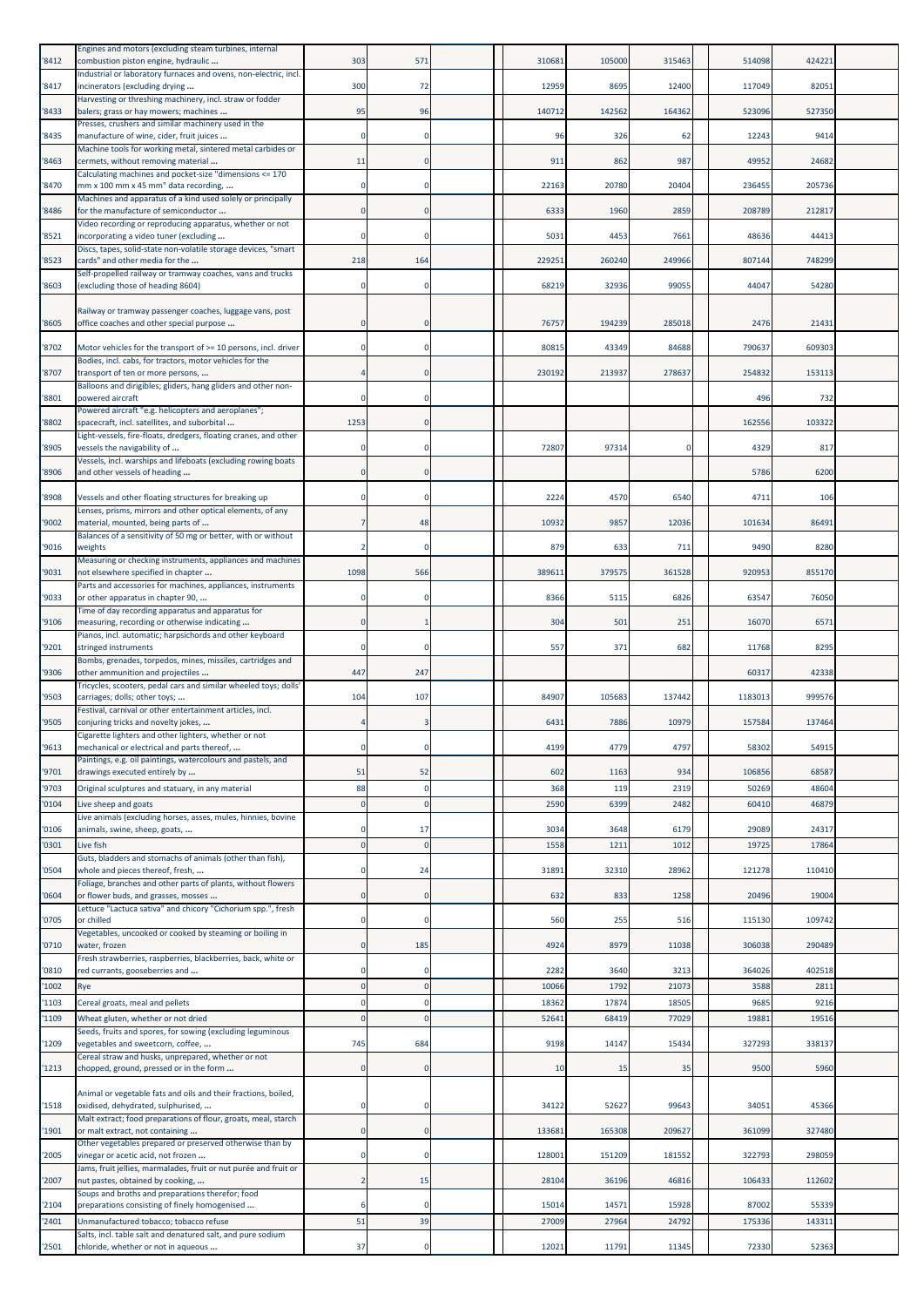| | | | | | | | | | | | | |
|---|---|---|---|---|---|---|---|---|---|---|---|---|
| '8412 | Engines and motors (excluding steam turbines, internal combustion piston engine, hydraulic ... | 303 | 571 | | | 310681 | 105000 | 315463 | | 514098 | 424221 | |
| '8417 | Industrial or laboratory furnaces and ovens, non-electric, incl. incinerators (excluding drying ... | 300 | 72 | | | 12959 | 8695 | 12400 | | 117049 | 82051 | |
| '8433 | Harvesting or threshing machinery, incl. straw or fodder balers; grass or hay mowers; machines ... | 95 | 96 | | | 140712 | 142562 | 164362 | | 523096 | 527350 | |
| '8435 | Presses, crushers and similar machinery used in the manufacture of wine, cider, fruit juices ... | 0 | 0 | | | 96 | 326 | 62 | | 12243 | 9414 | |
| '8463 | Machine tools for working metal, sintered metal carbides or cermets, without removing material ... | 11 | 0 | | | 911 | 862 | 987 | | 49952 | 24682 | |
| '8470 | Calculating machines and pocket-size "dimensions <= 170 mm x 100 mm x 45 mm" data recording, ... | 0 | 0 | | | 22163 | 20780 | 20404 | | 236455 | 205736 | |
| '8486 | Machines and apparatus of a kind used solely or principally for the manufacture of semiconductor ... | 0 | 0 | | | 6333 | 1960 | 2859 | | 208789 | 212817 | |
| '8521 | Video recording or reproducing apparatus, whether or not incorporating a video tuner (excluding ... | 0 | 0 | | | 5031 | 4453 | 7661 | | 48636 | 44413 | |
| '8523 | Discs, tapes, solid-state non-volatile storage devices, "smart cards" and other media for the ... | 218 | 164 | | | 229251 | 260240 | 249966 | | 807144 | 748299 | |
| '8603 | Self-propelled railway or tramway coaches, vans and trucks (excluding those of heading 8604) | 0 | 0 | | | 68219 | 32936 | 99055 | | 44047 | 54280 | |
| '8605 | Railway or tramway passenger coaches, luggage vans, post office coaches and other special purpose ... | 0 | 0 | | | 76757 | 194239 | 285018 | | 2476 | 21431 | |
| '8702 | Motor vehicles for the transport of >= 10 persons, incl. driver | 0 | 0 | | | 80815 | 43349 | 84688 | | 790637 | 609303 | |
| '8707 | Bodies, incl. cabs, for tractors, motor vehicles for the transport of ten or more persons, ... | 4 | 0 | | | 230192 | 213937 | 278637 | | 254832 | 153113 | |
| '8801 | Balloons and dirigibles; gliders, hang gliders and other non-powered aircraft | 0 | 0 | | | | | | | 496 | 732 | |
| '8802 | Powered aircraft "e.g. helicopters and aeroplanes"; spacecraft, incl. satellites, and suborbital ... | 1253 | 0 | | | | | | | 162556 | 103322 | |
| '8905 | Light-vessels, fire-floats, dredgers, floating cranes, and other vessels the navigability of ... | 0 | 0 | | | 72807 | 97314 | 0 | | 4329 | 817 | |
| '8906 | Vessels, incl. warships and lifeboats (excluding rowing boats and other vessels of heading ... | 0 | 0 | | | | | | | 5786 | 6200 | |
| '8908 | Vessels and other floating structures for breaking up | 0 | 0 | | | 2224 | 4570 | 6540 | | 4711 | 106 | |
| '9002 | Lenses, prisms, mirrors and other optical elements, of any material, mounted, being parts of ... | 7 | 48 | | | 10932 | 9857 | 12036 | | 101634 | 86491 | |
| '9016 | Balances of a sensitivity of 50 mg or better, with or without weights | 2 | 0 | | | 879 | 633 | 711 | | 9490 | 8280 | |
| '9031 | Measuring or checking instruments, appliances and machines not elsewhere specified in chapter ... | 1098 | 566 | | | 389611 | 379575 | 361528 | | 920953 | 855170 | |
| '9033 | Parts and accessories for machines, appliances, instruments or other apparatus in chapter 90, ... | 0 | 0 | | | 8366 | 5115 | 6826 | | 63547 | 76050 | |
| '9106 | Time of day recording apparatus and apparatus for measuring, recording or otherwise indicating ... | 0 | 1 | | | 304 | 501 | 251 | | 16070 | 6571 | |
| '9201 | Pianos, incl. automatic; harpsichords and other keyboard stringed instruments | 0 | 0 | | | 557 | 371 | 682 | | 11768 | 8295 | |
| '9306 | Bombs, grenades, torpedos, mines, missiles, cartridges and other ammunition and projectiles ... | 447 | 247 | | | | | | | 60317 | 42338 | |
| '9503 | Tricycles, scooters, pedal cars and similar wheeled toys; dolls' carriages; dolls; other toys; ... | 104 | 107 | | | 84907 | 105683 | 137442 | | 1183013 | 999576 | |
| '9505 | Festival, carnival or other entertainment articles, incl. conjuring tricks and novelty jokes, ... | 4 | 3 | | | 6431 | 7886 | 10979 | | 157584 | 137464 | |
| '9613 | Cigarette lighters and other lighters, whether or not mechanical or electrical and parts thereof, ... | 0 | 0 | | | 4199 | 4779 | 4797 | | 58302 | 54915 | |
| '9701 | Paintings, e.g. oil paintings, watercolours and pastels, and drawings executed entirely by ... | 51 | 52 | | | 602 | 1163 | 934 | | 106856 | 68587 | |
| '9703 | Original sculptures and statuary, in any material | 88 | 0 | | | 368 | 119 | 2319 | | 50269 | 48604 | |
| '0104 | Live sheep and goats | 0 | 0 | | | 2590 | 6399 | 2482 | | 60410 | 46879 | |
| '0106 | Live animals (excluding horses, asses, mules, hinnies, bovine animals, swine, sheep, goats, ... | 0 | 17 | | | 3034 | 3648 | 6179 | | 29089 | 24317 | |
| '0301 | Live fish | 0 | 0 | | | 1558 | 1211 | 1012 | | 19725 | 17864 | |
| '0504 | Guts, bladders and stomachs of animals (other than fish), whole and pieces thereof, fresh, ... | 0 | 24 | | | 31891 | 32310 | 28962 | | 121278 | 110410 | |
| '0604 | Foliage, branches and other parts of plants, without flowers or flower buds, and grasses, mosses ... | 0 | 0 | | | 632 | 833 | 1258 | | 20496 | 19004 | |
| '0705 | Lettuce "Lactuca sativa" and chicory "Cichorium spp.", fresh or chilled | 0 | 0 | | | 560 | 255 | 516 | | 115130 | 109742 | |
| '0710 | Vegetables, uncooked or cooked by steaming or boiling in water, frozen | 0 | 185 | | | 4924 | 8979 | 11038 | | 306038 | 290489 | |
| '0810 | Fresh strawberries, raspberries, blackberries, back, white or red currants, gooseberries and ... | 0 | 0 | | | 2282 | 3640 | 3213 | | 364026 | 402518 | |
| '1002 | Rye | 0 | 0 | | | 10066 | 1792 | 21073 | | 3588 | 2811 | |
| '1103 | Cereal groats, meal and pellets | 0 | 0 | | | 18362 | 17874 | 18505 | | 9685 | 9216 | |
| '1109 | Wheat gluten, whether or not dried | 0 | 0 | | | 52641 | 68419 | 77029 | | 19881 | 19516 | |
| '1209 | Seeds, fruits and spores, for sowing (excluding leguminous vegetables and sweetcorn, coffee, ... | 745 | 684 | | | 9198 | 14147 | 15434 | | 327293 | 338137 | |
| '1213 | Cereal straw and husks, unprepared, whether or not chopped, ground, pressed or in the form ... | 0 | 0 | | | 10 | 15 | 35 | | 9500 | 5960 | |
| '1518 | Animal or vegetable fats and oils and their fractions, boiled, oxidised, dehydrated, sulphurised, ... | 0 | 0 | | | 34122 | 52627 | 99643 | | 34051 | 45366 | |
| '1901 | Malt extract; food preparations of flour, groats, meal, starch or malt extract, not containing ... | 0 | 0 | | | 133681 | 165308 | 209627 | | 361099 | 327480 | |
| '2005 | Other vegetables prepared or preserved otherwise than by vinegar or acetic acid, not frozen ... | 0 | 0 | | | 128001 | 151209 | 181552 | | 322793 | 298059 | |
| '2007 | Jams, fruit jellies, marmalades, fruit or nut purée and fruit or nut pastes, obtained by cooking, ... | 2 | 15 | | | 28104 | 36196 | 46816 | | 106433 | 112602 | |
| '2104 | Soups and broths and preparations therefor; food preparations consisting of finely homogenised ... | 6 | 0 | | | 15014 | 14571 | 15928 | | 87002 | 55339 | |
| '2401 | Unmanufactured tobacco; tobacco refuse | 51 | 39 | | | 27009 | 27964 | 24792 | | 175336 | 143311 | |
| '2501 | Salts, incl. table salt and denatured salt, and pure sodium chloride, whether or not in aqueous ... | 37 | 0 | | | 12021 | 11791 | 11345 | | 72330 | 52363 | |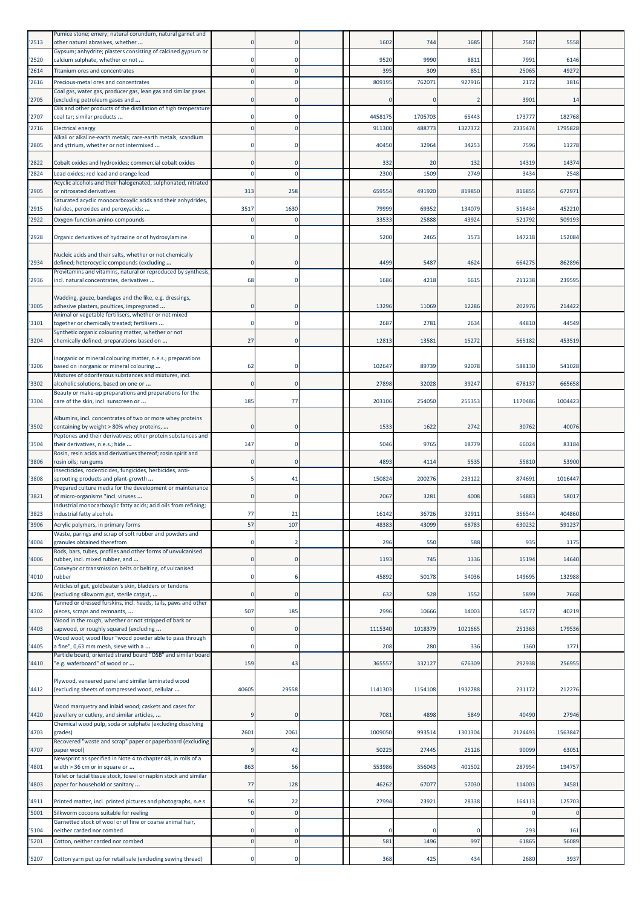| '2513 | Pumice stone; emery; natural corundum, natural garnet and other natural abrasives, whether ... | 0 | 0 | | | 1602 | 744 | 1685 | | 7587 | 5558 | |
|---|---|---|---|---|---|---|---|---|---|---|---|---|
| '2520 | Gypsum; anhydrite; plasters consisting of calcined gypsum or calcium sulphate, whether or not ... | 0 | 0 | | | 9520 | 9990 | 8811 | | 7991 | 6146 | |
| '2614 | Titanium ores and concentrates | 0 | 0 | | | 395 | 309 | 851 | | 25065 | 49272 | |
| '2616 | Precious-metal ores and concentrates | 0 | 0 | | | 809195 | 762071 | 927916 | | 2172 | 1816 | |
| '2705 | Coal gas, water gas, producer gas, lean gas and similar gases (excluding petroleum gases and ... | 0 | 0 | | | 0 | 0 | 2 | | 3901 | 14 | |
| '2707 | Oils and other products of the distillation of high temperature coal tar; similar products ... | 0 | 0 | | | 4458175 | 1705703 | 65443 | | 173777 | 182768 | |
| '2716 | Electrical energy | 0 | 0 | | | 911300 | 488773 | 1327372 | | 2335474 | 1795828 | |
| '2805 | Alkali or alkaline-earth metals; rare-earth metals, scandium and yttrium, whether or not intermixed ... | 0 | 0 | | | 40450 | 32964 | 34253 | | 7596 | 11278 | |
| '2822 | Cobalt oxides and hydroxides; commercial cobalt oxides | 0 | 0 | | | 332 | 20 | 132 | | 14319 | 14374 | |
| '2824 | Lead oxides; red lead and orange lead | 0 | 0 | | | 2300 | 1509 | 2749 | | 3434 | 2548 | |
| '2905 | Acyclic alcohols and their halogenated, sulphonated, nitrated or nitrosated derivatives | 313 | 258 | | | 659554 | 491920 | 819850 | | 816855 | 672971 | |
| '2915 | Saturated acyclic monocarboxylic acids and their anhydrides, halides, peroxides and peroxyacids; ... | 3517 | 1630 | | | 79999 | 69352 | 134079 | | 518434 | 452210 | |
| '2922 | Oxygen-function amino-compounds | 0 | 0 | | | 33533 | 25888 | 43924 | | 521792 | 509193 | |
| '2928 | Organic derivatives of hydrazine or of hydroxylamine | 0 | 0 | | | 5200 | 2465 | 1573 | | 147218 | 152084 | |
| '2934 | Nucleic acids and their salts, whether or not chemically defined; heterocyclic compounds (excluding ... | 0 | 0 | | | 4499 | 5487 | 4624 | | 664275 | 862896 | |
| '2936 | Provitamins and vitamins, natural or reproduced by synthesis, incl. natural concentrates, derivatives ... | 68 | 0 | | | 1686 | 4218 | 6615 | | 211238 | 239595 | |
| '3005 | Wadding, gauze, bandages and the like, e.g. dressings, adhesive plasters, poultices, impregnated ... | 0 | 0 | | | 13296 | 11069 | 12286 | | 202976 | 214422 | |
| '3101 | Animal or vegetable fertilisers, whether or not mixed together or chemically treated; fertilisers ... | 0 | 0 | | | 2687 | 2781 | 2634 | | 44810 | 44549 | |
| '3204 | Synthetic organic colouring matter, whether or not chemically defined; preparations based on ... | 27 | 0 | | | 12813 | 13581 | 15272 | | 565182 | 453519 | |
| '3206 | Inorganic or mineral colouring matter, n.e.s.; preparations based on inorganic or mineral colouring ... | 62 | 0 | | | 102647 | 89739 | 92078 | | 588130 | 541028 | |
| '3302 | Mixtures of odoriferous substances and mixtures, incl. alcoholic solutions, based on one or ... | 0 | 0 | | | 27898 | 32028 | 39247 | | 678137 | 665658 | |
| '3304 | Beauty or make-up preparations and preparations for the care of the skin, incl. sunscreen or ... | 185 | 77 | | | 203106 | 254050 | 255353 | | 1170486 | 1004423 | |
| '3502 | Albumins, incl. concentrates of two or more whey proteins containing by weight > 80% whey proteins, ... | 0 | 0 | | | 1533 | 1622 | 2742 | | 30762 | 40076 | |
| '3504 | Peptones and their derivatives; other protein substances and their derivatives, n.e.s.; hide ... | 147 | 0 | | | 5046 | 9765 | 18779 | | 66024 | 83184 | |
| '3806 | Rosin, resin acids and derivatives thereof; rosin spirit and rosin oils; run gums | 0 | 0 | | | 4893 | 4114 | 5535 | | 55810 | 53900 | |
| '3808 | Insecticides, rodenticides, fungicides, herbicides, anti-sprouting products and plant-growth ... | 5 | 41 | | | 150824 | 200276 | 233122 | | 874691 | 1016447 | |
| '3821 | Prepared culture media for the development or maintenance of micro-organisms "incl. viruses ... | 0 | 0 | | | 2067 | 3281 | 4008 | | 54883 | 58017 | |
| '3823 | Industrial monocarboxylic fatty acids; acid oils from refining; industrial fatty alcohols | 77 | 21 | | | 16142 | 36726 | 32911 | | 356544 | 404860 | |
| '3906 | Acrylic polymers, in primary forms | 57 | 107 | | | 48383 | 43099 | 68783 | | 630232 | 591237 | |
| '4004 | Waste, parings and scrap of soft rubber and powders and granules obtained therefrom | 0 | 2 | | | 296 | 550 | 588 | | 935 | 1175 | |
| '4006 | Rods, bars, tubes, profiles and other forms of unvulcanised rubber, incl. mixed rubber, and ... | 0 | 0 | | | 1193 | 745 | 1336 | | 15194 | 14640 | |
| '4010 | Conveyor or transmission belts or belting, of vulcanised rubber | 0 | 6 | | | 45892 | 50178 | 54036 | | 149695 | 132988 | |
| '4206 | Articles of gut, goldbeater's skin, bladders or tendons (excluding silkworm gut, sterile catgut, ... | 0 | 0 | | | 632 | 528 | 1552 | | 5899 | 7668 | |
| '4302 | Tanned or dressed furskins, incl. heads, tails, paws and other pieces, scraps and remnants, ... | 507 | 185 | | | 2996 | 10666 | 14003 | | 54577 | 40219 | |
| '4403 | Wood in the rough, whether or not stripped of bark or sapwood, or roughly squared (excluding ... | 0 | 0 | | | 1115340 | 1018379 | 1021665 | | 251363 | 179536 | |
| '4405 | Wood wool; wood flour "wood powder able to pass through a fine", 0,63 mm mesh, sieve with a ... | 0 | 0 | | | 208 | 280 | 336 | | 1360 | 1771 | |
| '4410 | Particle board, oriented strand board "OSB" and similar board "e.g. waferboard" of wood or ... | 159 | 43 | | | 365557 | 332127 | 676309 | | 292938 | 256955 | |
| '4412 | Plywood, veneered panel and similar laminated wood (excluding sheets of compressed wood, cellular ... | 40605 | 29558 | | | 1141303 | 1154108 | 1932788 | | 231172 | 212276 | |
| '4420 | Wood marquetry and inlaid wood; caskets and cases for jewellery or cutlery, and similar articles, ... | 9 | 0 | | | 7081 | 4898 | 5849 | | 40490 | 27946 | |
| '4703 | Chemical wood pulp, soda or sulphate (excluding dissolving grades) | 2601 | 2061 | | | 1009050 | 993514 | 1301304 | | 2124493 | 1563847 | |
| '4707 | Recovered "waste and scrap" paper or paperboard (excluding paper wool) | 9 | 42 | | | 50225 | 27445 | 25126 | | 90099 | 63051 | |
| '4801 | Newsprint as specified in Note 4 to chapter 48, in rolls of a width > 36 cm or in square or ... | 863 | 56 | | | 553986 | 356043 | 401502 | | 287954 | 194757 | |
| '4803 | Toilet or facial tissue stock, towel or napkin stock and similar paper for household or sanitary ... | 77 | 128 | | | 46262 | 67077 | 57030 | | 114003 | 34581 | |
| '4911 | Printed matter, incl. printed pictures and photographs, n.e.s. | 56 | 22 | | | 27994 | 23921 | 28338 | | 164113 | 125703 | |
| '5001 | Silkworm cocoons suitable for reeling | 0 | 0 | | | | | | | 0 | 0 | |
| '5104 | Garnetted stock of wool or of fine or coarse animal hair, neither carded nor combed | 0 | 0 | | | 0 | 0 | 0 | | 293 | 161 | |
| '5201 | Cotton, neither carded nor combed | 0 | 0 | | | 581 | 1496 | 997 | | 61865 | 56089 | |
| '5207 | Cotton yarn put up for retail sale (excluding sewing thread) | 0 | 0 | | | 368 | 425 | 434 | | 2680 | 3937 | |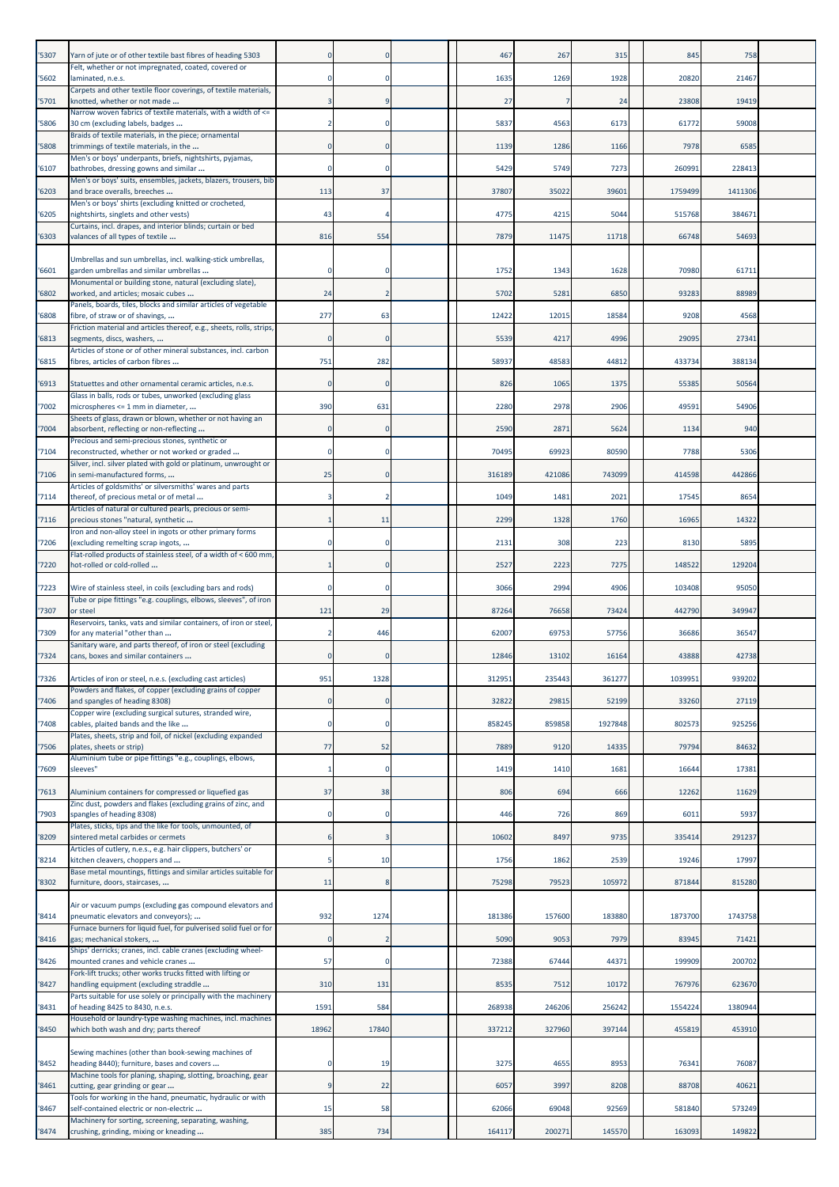| | | | | | | | | | | | |
|---|---|---|---|---|---|---|---|---|---|---|---|
| '5307 | Yarn of jute or of other textile bast fibres of heading 5303 | 0 | 0 | | | 467 | 267 | 315 | 845 | 758 | |
| '5602 | Felt, whether or not impregnated, coated, covered or laminated, n.e.s. | 0 | 0 | | | 1635 | 1269 | 1928 | 20820 | 21467 | |
| '5701 | Carpets and other textile floor coverings, of textile materials, knotted, whether or not made ... | 3 | 9 | | | 27 | 7 | 24 | 23808 | 19419 | |
| '5806 | Narrow woven fabrics of textile materials, with a width of <= 30 cm (excluding labels, badges ... | 2 | 0 | | | 5837 | 4563 | 6173 | 61772 | 59008 | |
| '5808 | Braids of textile materials, in the piece; ornamental trimmings of textile materials, in the ... | 0 | 0 | | | 1139 | 1286 | 1166 | 7978 | 6585 | |
| '6107 | Men's or boys' underpants, briefs, nightshirts, pyjamas, bathrobes, dressing gowns and similar ... | 0 | 0 | | | 5429 | 5749 | 7273 | 260991 | 228413 | |
| '6203 | Men's or boys' suits, ensembles, jackets, blazers, trousers, bib and brace overalls, breeches ... | 113 | 37 | | | 37807 | 35022 | 39601 | 1759499 | 1411306 | |
| '6205 | Men's or boys' shirts (excluding knitted or crocheted, nightshirts, singlets and other vests) | 43 | 4 | | | 4775 | 4215 | 5044 | 515768 | 384671 | |
| '6303 | Curtains, incl. drapes, and interior blinds; curtain or bed valances of all types of textile ... | 816 | 554 | | | 7879 | 11475 | 11718 | 66748 | 54693 | |
| '6601 | Umbrellas and sun umbrellas, incl. walking-stick umbrellas, garden umbrellas and similar umbrellas ... | 0 | 0 | | | 1752 | 1343 | 1628 | 70980 | 61711 | |
| '6802 | Monumental or building stone, natural (excluding slate), worked, and articles; mosaic cubes ... | 24 | 2 | | | 5702 | 5281 | 6850 | 93283 | 88989 | |
| '6808 | Panels, boards, tiles, blocks and similar articles of vegetable fibre, of straw or of shavings, ... | 277 | 63 | | | 12422 | 12015 | 18584 | 9208 | 4568 | |
| '6813 | Friction material and articles thereof, e.g., sheets, rolls, strips, segments, discs, washers, ... | 0 | 0 | | | 5539 | 4217 | 4996 | 29095 | 27341 | |
| '6815 | Articles of stone or of other mineral substances, incl. carbon fibres, articles of carbon fibres ... | 751 | 282 | | | 58937 | 48583 | 44812 | 433734 | 388134 | |
| '6913 | Statuettes and other ornamental ceramic articles, n.e.s. | 0 | 0 | | | 826 | 1065 | 1375 | 55385 | 50564 | |
| '7002 | Glass in balls, rods or tubes, unworked (excluding glass microspheres <= 1 mm in diameter, ... | 390 | 631 | | | 2280 | 2978 | 2906 | 49591 | 54906 | |
| '7004 | Sheets of glass, drawn or blown, whether or not having an absorbent, reflecting or non-reflecting ... | 0 | 0 | | | 2590 | 2871 | 5624 | 1134 | 940 | |
| '7104 | Precious and semi-precious stones, synthetic or reconstructed, whether or not worked or graded ... | 0 | 0 | | | 70495 | 69923 | 80590 | 7788 | 5306 | |
| '7106 | Silver, incl. silver plated with gold or platinum, unwrought or in semi-manufactured forms, ... | 25 | 0 | | | 316189 | 421086 | 743099 | 414598 | 442866 | |
| '7114 | Articles of goldsmiths' or silversmiths' wares and parts thereof, of precious metal or of metal ... | 3 | 2 | | | 1049 | 1481 | 2021 | 17545 | 8654 | |
| '7116 | Articles of natural or cultured pearls, precious or semi-precious stones "natural, synthetic ... | 1 | 11 | | | 2299 | 1328 | 1760 | 16965 | 14322 | |
| '7206 | Iron and non-alloy steel in ingots or other primary forms (excluding remelting scrap ingots, ... | 0 | 0 | | | 2131 | 308 | 223 | 8130 | 5895 | |
| '7220 | Flat-rolled products of stainless steel, of a width of < 600 mm, hot-rolled or cold-rolled ... | 1 | 0 | | | 2527 | 2223 | 7275 | 148522 | 129204 | |
| '7223 | Wire of stainless steel, in coils (excluding bars and rods) | 0 | 0 | | | 3066 | 2994 | 4906 | 103408 | 95050 | |
| '7307 | Tube or pipe fittings "e.g. couplings, elbows, sleeves", of iron or steel | 121 | 29 | | | 87264 | 76658 | 73424 | 442790 | 349947 | |
| '7309 | Reservoirs, tanks, vats and similar containers, of iron or steel, for any material "other than ... | 2 | 446 | | | 62007 | 69753 | 57756 | 36686 | 36547 | |
| '7324 | Sanitary ware, and parts thereof, of iron or steel (excluding cans, boxes and similar containers ... | 0 | 0 | | | 12846 | 13102 | 16164 | 43888 | 42738 | |
| '7326 | Articles of iron or steel, n.e.s. (excluding cast articles) | 951 | 1328 | | | 312951 | 235443 | 361277 | 1039951 | 939202 | |
| '7406 | Powders and flakes, of copper (excluding grains of copper and spangles of heading 8308) | 0 | 0 | | | 32822 | 29815 | 52199 | 33260 | 27119 | |
| '7408 | Copper wire (excluding surgical sutures, stranded wire, cables, plaited bands and the like ... | 0 | 0 | | | 858245 | 859858 | 1927848 | 802573 | 925256 | |
| '7506 | Plates, sheets, strip and foil, of nickel (excluding expanded plates, sheets or strip) | 77 | 52 | | | 7889 | 9120 | 14335 | 79794 | 84632 | |
| '7609 | Aluminium tube or pipe fittings "e.g., couplings, elbows, sleeves" | 1 | 0 | | | 1419 | 1410 | 1681 | 16644 | 17381 | |
| '7613 | Aluminium containers for compressed or liquefied gas | 37 | 38 | | | 806 | 694 | 666 | 12262 | 11629 | |
| '7903 | Zinc dust, powders and flakes (excluding grains of zinc, and spangles of heading 8308) | 0 | 0 | | | 446 | 726 | 869 | 6011 | 5937 | |
| '8209 | Plates, sticks, tips and the like for tools, unmounted, of sintered metal carbides or cermets | 6 | 3 | | | 10602 | 8497 | 9735 | 335414 | 291237 | |
| '8214 | Articles of cutlery, n.e.s., e.g. hair clippers, butchers' or kitchen cleavers, choppers and ... | 5 | 10 | | | 1756 | 1862 | 2539 | 19246 | 17997 | |
| '8302 | Base metal mountings, fittings and similar articles suitable for furniture, doors, staircases, ... | 11 | 8 | | | 75298 | 79523 | 105972 | 871844 | 815280 | |
| '8414 | Air or vacuum pumps (excluding gas compound elevators and pneumatic elevators and conveyors); ... | 932 | 1274 | | | 181386 | 157600 | 183880 | 1873700 | 1743758 | |
| '8416 | Furnace burners for liquid fuel, for pulverised solid fuel or for gas; mechanical stokers, ... | 0 | 2 | | | 5090 | 9053 | 7979 | 83945 | 71421 | |
| '8426 | Ships' derricks; cranes, incl. cable cranes (excluding wheel-mounted cranes and vehicle cranes ... | 57 | 0 | | | 72388 | 67444 | 44371 | 199909 | 200702 | |
| '8427 | Fork-lift trucks; other works trucks fitted with lifting or handling equipment (excluding straddle ... | 310 | 131 | | | 8535 | 7512 | 10172 | 767976 | 623670 | |
| '8431 | Parts suitable for use solely or principally with the machinery of heading 8425 to 8430, n.e.s. | 1591 | 584 | | | 268938 | 246206 | 256242 | 1554224 | 1380944 | |
| '8450 | Household or laundry-type washing machines, incl. machines which both wash and dry; parts thereof | 18962 | 17840 | | | 337212 | 327960 | 397144 | 455819 | 453910 | |
| '8452 | Sewing machines (other than book-sewing machines of heading 8440); furniture, bases and covers ... | 0 | 19 | | | 3275 | 4655 | 8953 | 76341 | 76087 | |
| '8461 | Machine tools for planing, shaping, slotting, broaching, gear cutting, gear grinding or gear ... | 9 | 22 | | | 6057 | 3997 | 8208 | 88708 | 40621 | |
| '8467 | Tools for working in the hand, pneumatic, hydraulic or with self-contained electric or non-electric ... | 15 | 58 | | | 62066 | 69048 | 92569 | 581840 | 573249 | |
| '8474 | Machinery for sorting, screening, separating, washing, crushing, grinding, mixing or kneading ... | 385 | 734 | | | 164117 | 200271 | 145570 | 163093 | 149822 | |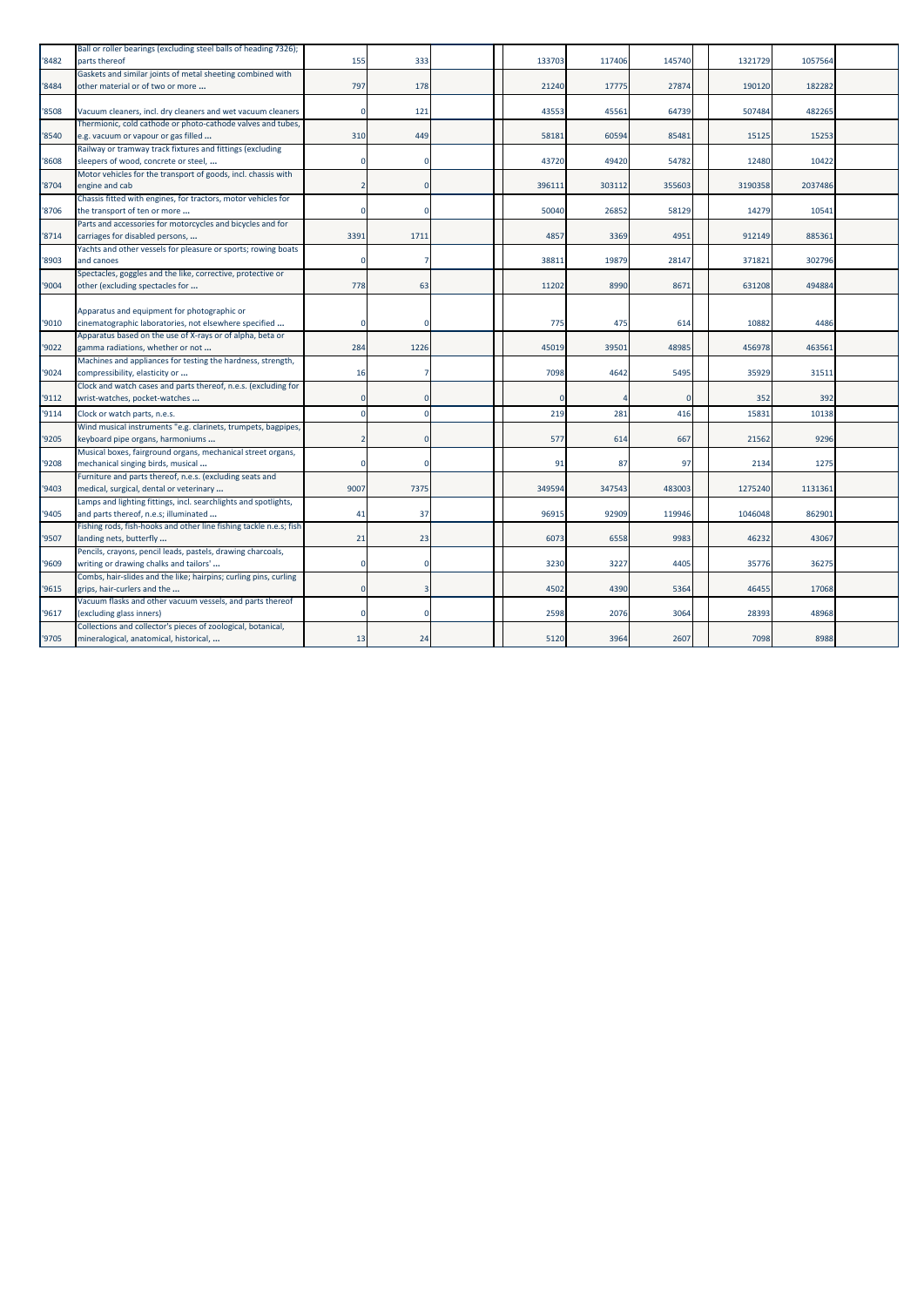| | | | | | | | | | | | | |
|---|---|---|---|---|---|---|---|---|---|---|---|---|
| '8482 | Ball or roller bearings (excluding steel balls of heading 7326); parts thereof | 155 | 333 | | | 133703 | 117406 | 145740 | | 1321729 | 1057564 | |
| '8484 | Gaskets and similar joints of metal sheeting combined with other material or of two or more ... | 797 | 178 | | | 21240 | 17775 | 27874 | | 190120 | 182282 | |
| '8508 | Vacuum cleaners, incl. dry cleaners and wet vacuum cleaners | 0 | 121 | | | 43553 | 45561 | 64739 | | 507484 | 482265 | |
| '8540 | Thermionic, cold cathode or photo-cathode valves and tubes, e.g. vacuum or vapour or gas filled ... | 310 | 449 | | | 58181 | 60594 | 85481 | | 15125 | 15253 | |
| '8608 | Railway or tramway track fixtures and fittings (excluding sleepers of wood, concrete or steel, ... | 0 | 0 | | | 43720 | 49420 | 54782 | | 12480 | 10422 | |
| '8704 | Motor vehicles for the transport of goods, incl. chassis with engine and cab | 2 | 0 | | | 396111 | 303112 | 355603 | | 3190358 | 2037486 | |
| '8706 | Chassis fitted with engines, for tractors, motor vehicles for the transport of ten or more ... | 0 | 0 | | | 50040 | 26852 | 58129 | | 14279 | 10541 | |
| '8714 | Parts and accessories for motorcycles and bicycles and for carriages for disabled persons, ... | 3391 | 1711 | | | 4857 | 3369 | 4951 | | 912149 | 885361 | |
| '8903 | Yachts and other vessels for pleasure or sports; rowing boats and canoes | 0 | 7 | | | 38811 | 19879 | 28147 | | 371821 | 302796 | |
| '9004 | Spectacles, goggles and the like, corrective, protective or other (excluding spectacles for ... | 778 | 63 | | | 11202 | 8990 | 8671 | | 631208 | 494884 | |
| '9010 | Apparatus and equipment for photographic or cinematographic laboratories, not elsewhere specified ... | 0 | 0 | | | 775 | 475 | 614 | | 10882 | 4486 | |
| '9022 | Apparatus based on the use of X-rays or of alpha, beta or gamma radiations, whether or not ... | 284 | 1226 | | | 45019 | 39501 | 48985 | | 456978 | 463561 | |
| '9024 | Machines and appliances for testing the hardness, strength, compressibility, elasticity or ... | 16 | 7 | | | 7098 | 4642 | 5495 | | 35929 | 31511 | |
| '9112 | Clock and watch cases and parts thereof, n.e.s. (excluding for wrist-watches, pocket-watches ... | 0 | 0 | | | 0 | 4 | 0 | | 352 | 392 | |
| '9114 | Clock or watch parts, n.e.s. | 0 | 0 | | | 219 | 281 | 416 | | 15831 | 10138 | |
| '9205 | Wind musical instruments "e.g. clarinets, trumpets, bagpipes, keyboard pipe organs, harmoniums ... | 2 | 0 | | | 577 | 614 | 667 | | 21562 | 9296 | |
| '9208 | Musical boxes, fairground organs, mechanical street organs, mechanical singing birds, musical ... | 0 | 0 | | | 91 | 87 | 97 | | 2134 | 1275 | |
| '9403 | Furniture and parts thereof, n.e.s. (excluding seats and medical, surgical, dental or veterinary ... | 9007 | 7375 | | | 349594 | 347543 | 483003 | | 1275240 | 1131361 | |
| '9405 | Lamps and lighting fittings, incl. searchlights and spotlights, and parts thereof, n.e.s; illuminated ... | 41 | 37 | | | 96915 | 92909 | 119946 | | 1046048 | 862901 | |
| '9507 | Fishing rods, fish-hooks and other line fishing tackle n.e.s; fish landing nets, butterfly ... | 21 | 23 | | | 6073 | 6558 | 9983 | | 46232 | 43067 | |
| '9609 | Pencils, crayons, pencil leads, pastels, drawing charcoals, writing or drawing chalks and tailors' ... | 0 | 0 | | | 3230 | 3227 | 4405 | | 35776 | 36275 | |
| '9615 | Combs, hair-slides and the like; hairpins; curling pins, curling grips, hair-curlers and the ... | 0 | 3 | | | 4502 | 4390 | 5364 | | 46455 | 17068 | |
| '9617 | Vacuum flasks and other vacuum vessels, and parts thereof (excluding glass inners) | 0 | 0 | | | 2598 | 2076 | 3064 | | 28393 | 48968 | |
| '9705 | Collections and collector's pieces of zoological, botanical, mineralogical, anatomical, historical, ... | 13 | 24 | | | 5120 | 3964 | 2607 | | 7098 | 8988 | |